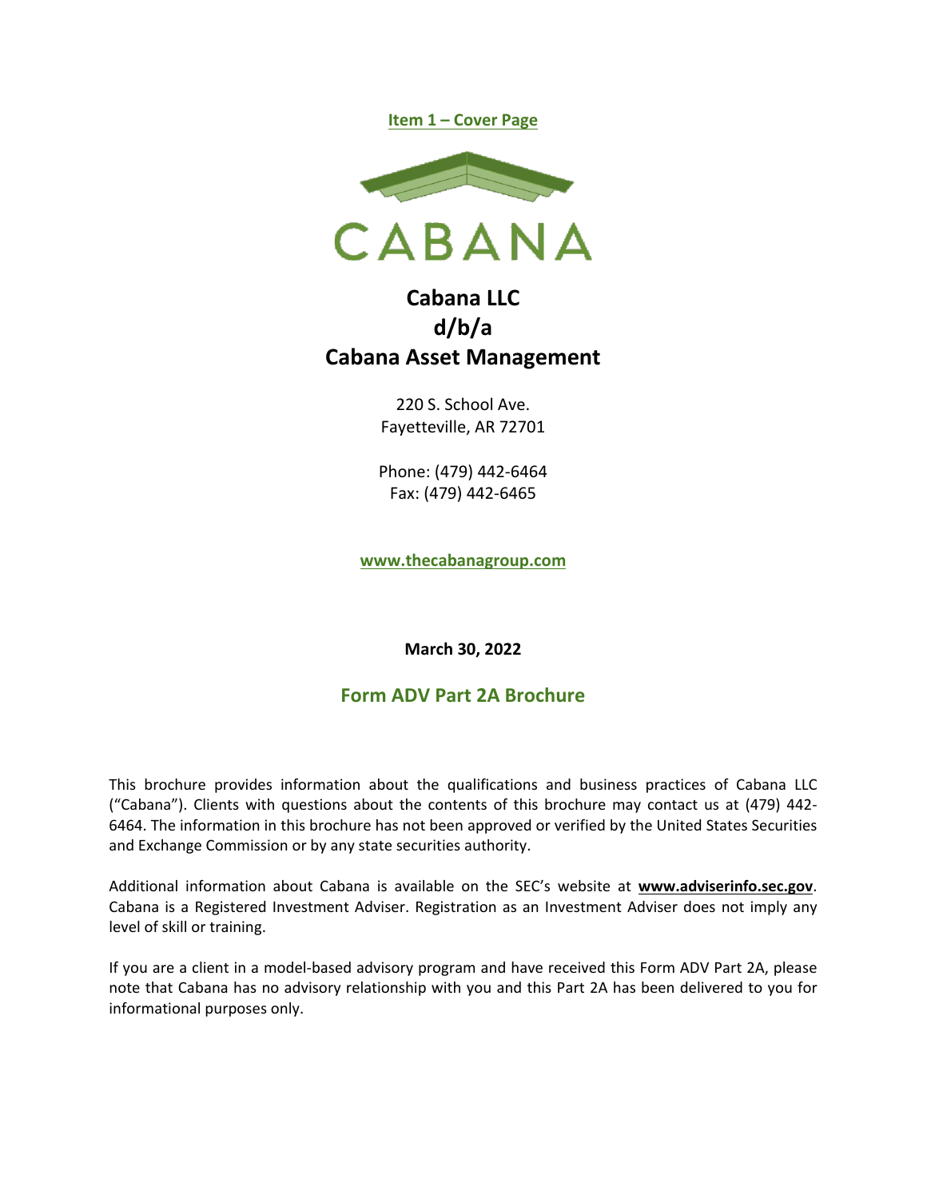**Item 1 – Cover Page**

CABANA

# Cabana LLC
# d/b/a
# Cabana Asset Management

220 S. School Ave.
Fayetteville, AR 72701

Phone: (479) 442-6464
Fax: (479) 442-6465

**www.thecabanagroup.com**

**March 30, 2022**

## Form ADV Part 2A Brochure

This brochure provides information about the qualifications and business practices of Cabana LLC ("Cabana"). Clients with questions about the contents of this brochure may contact us at (479) 442-6464. The information in this brochure has not been approved or verified by the United States Securities and Exchange Commission or by any state securities authority.

Additional information about Cabana is available on the SEC's website at **www.adviserinfo.sec.gov**. Cabana is a Registered Investment Adviser. Registration as an Investment Adviser does not imply any level of skill or training.

If you are a client in a model-based advisory program and have received this Form ADV Part 2A, please note that Cabana has no advisory relationship with you and this Part 2A has been delivered to you for informational purposes only.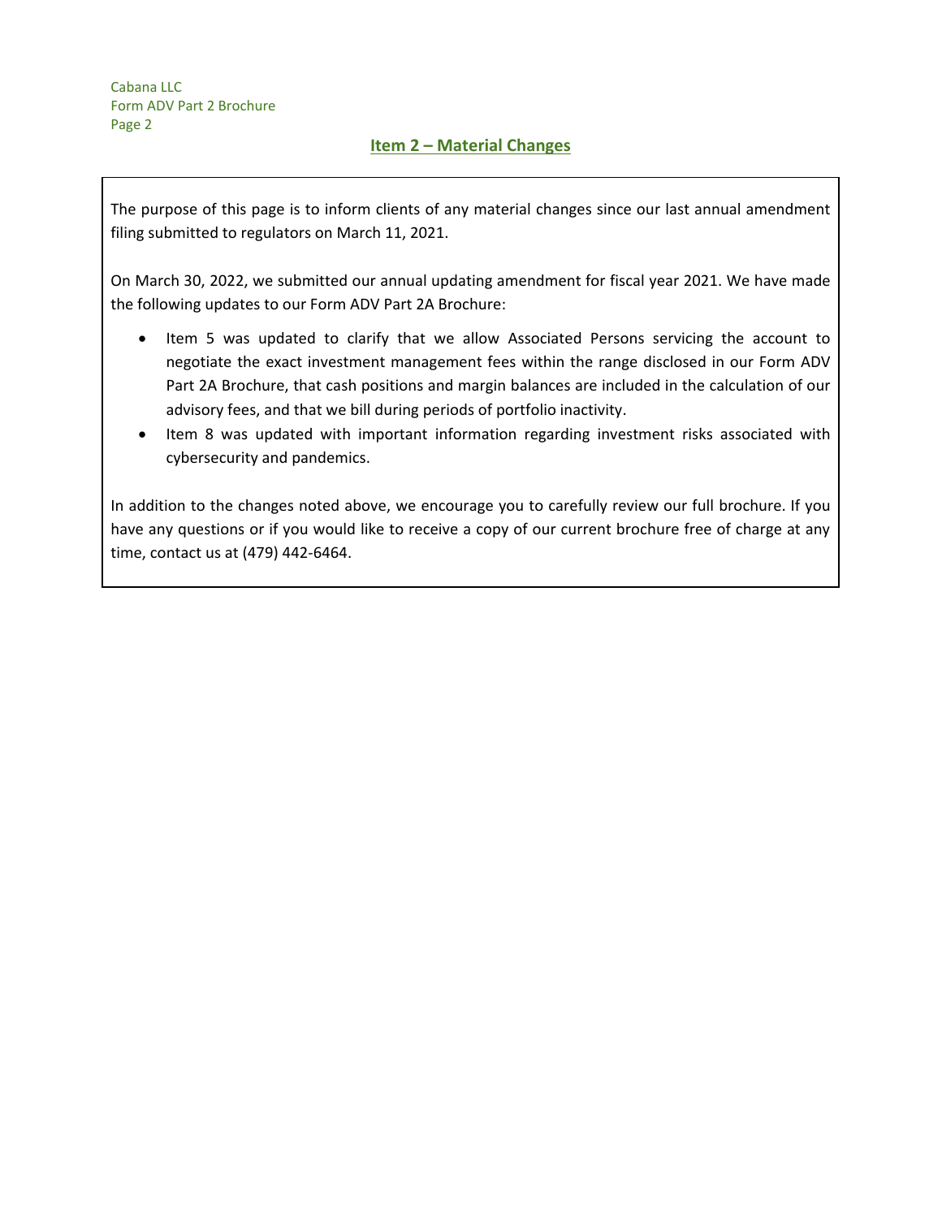## Item 2 – Material Changes

The purpose of this page is to inform clients of any material changes since our last annual amendment filing submitted to regulators on March 11, 2021.

On March 30, 2022, we submitted our annual updating amendment for fiscal year 2021. We have made the following updates to our Form ADV Part 2A Brochure:

- Item 5 was updated to clarify that we allow Associated Persons servicing the account to negotiate the exact investment management fees within the range disclosed in our Form ADV Part 2A Brochure, that cash positions and margin balances are included in the calculation of our advisory fees, and that we bill during periods of portfolio inactivity.
- Item 8 was updated with important information regarding investment risks associated with cybersecurity and pandemics.

In addition to the changes noted above, we encourage you to carefully review our full brochure. If you have any questions or if you would like to receive a copy of our current brochure free of charge at any time, contact us at (479) 442-6464.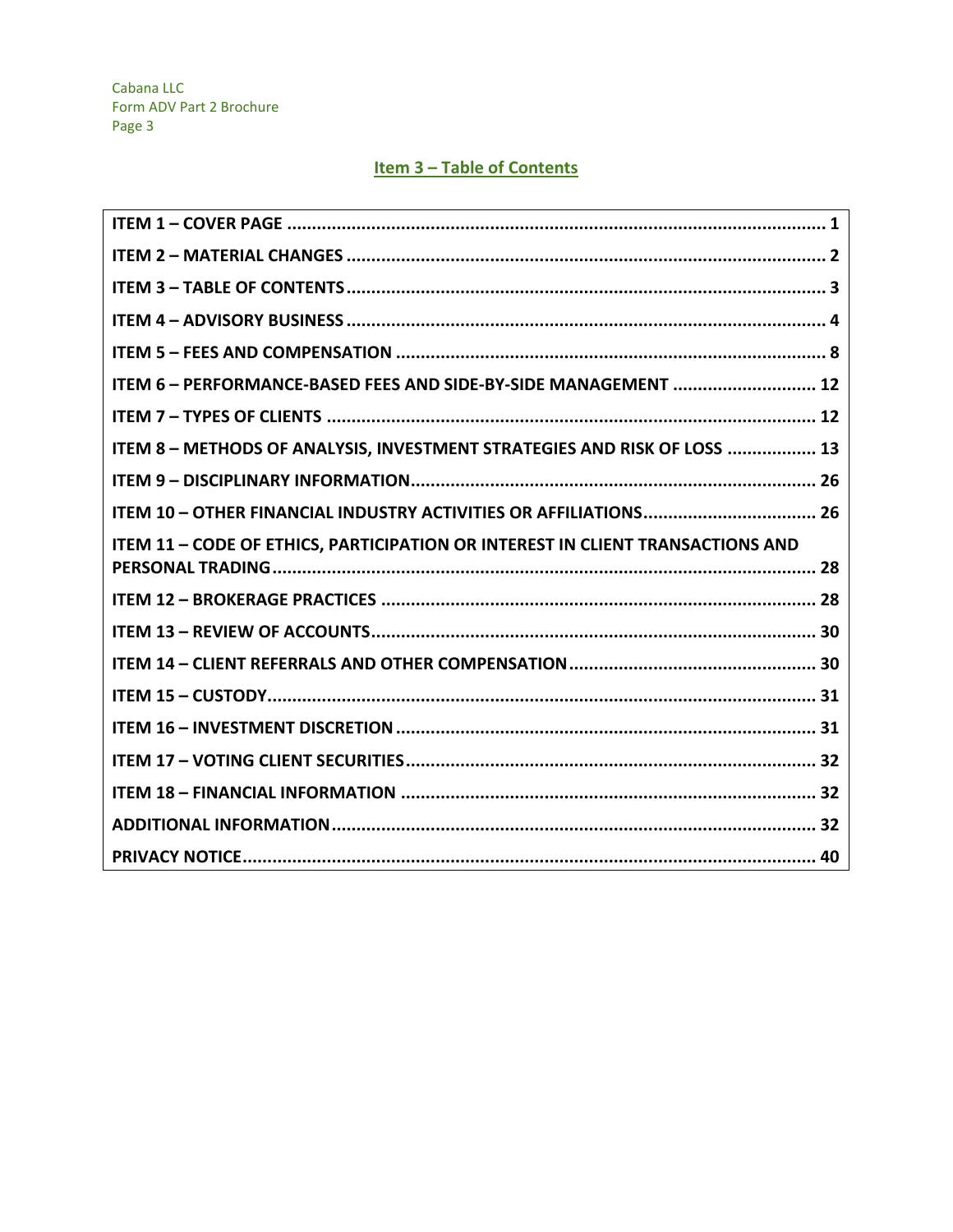## Item 3 – Table of Contents

| | |
|---|---|
| **ITEM 1 – COVER PAGE** | **1** |
| **ITEM 2 – MATERIAL CHANGES** | **2** |
| **ITEM 3 – TABLE OF CONTENTS** | **3** |
| **ITEM 4 – ADVISORY BUSINESS** | **4** |
| **ITEM 5 – FEES AND COMPENSATION** | **8** |
| **ITEM 6 – PERFORMANCE-BASED FEES AND SIDE-BY-SIDE MANAGEMENT** | **12** |
| **ITEM 7 – TYPES OF CLIENTS** | **12** |
| **ITEM 8 – METHODS OF ANALYSIS, INVESTMENT STRATEGIES AND RISK OF LOSS** | **13** |
| **ITEM 9 – DISCIPLINARY INFORMATION** | **26** |
| **ITEM 10 – OTHER FINANCIAL INDUSTRY ACTIVITIES OR AFFILIATIONS** | **26** |
| **ITEM 11 – CODE OF ETHICS, PARTICIPATION OR INTEREST IN CLIENT TRANSACTIONS AND PERSONAL TRADING** | **28** |
| **ITEM 12 – BROKERAGE PRACTICES** | **28** |
| **ITEM 13 – REVIEW OF ACCOUNTS** | **30** |
| **ITEM 14 – CLIENT REFERRALS AND OTHER COMPENSATION** | **30** |
| **ITEM 15 – CUSTODY** | **31** |
| **ITEM 16 – INVESTMENT DISCRETION** | **31** |
| **ITEM 17 – VOTING CLIENT SECURITIES** | **32** |
| **ITEM 18 – FINANCIAL INFORMATION** | **32** |
| **ADDITIONAL INFORMATION** | **32** |
| **PRIVACY NOTICE** | **40** |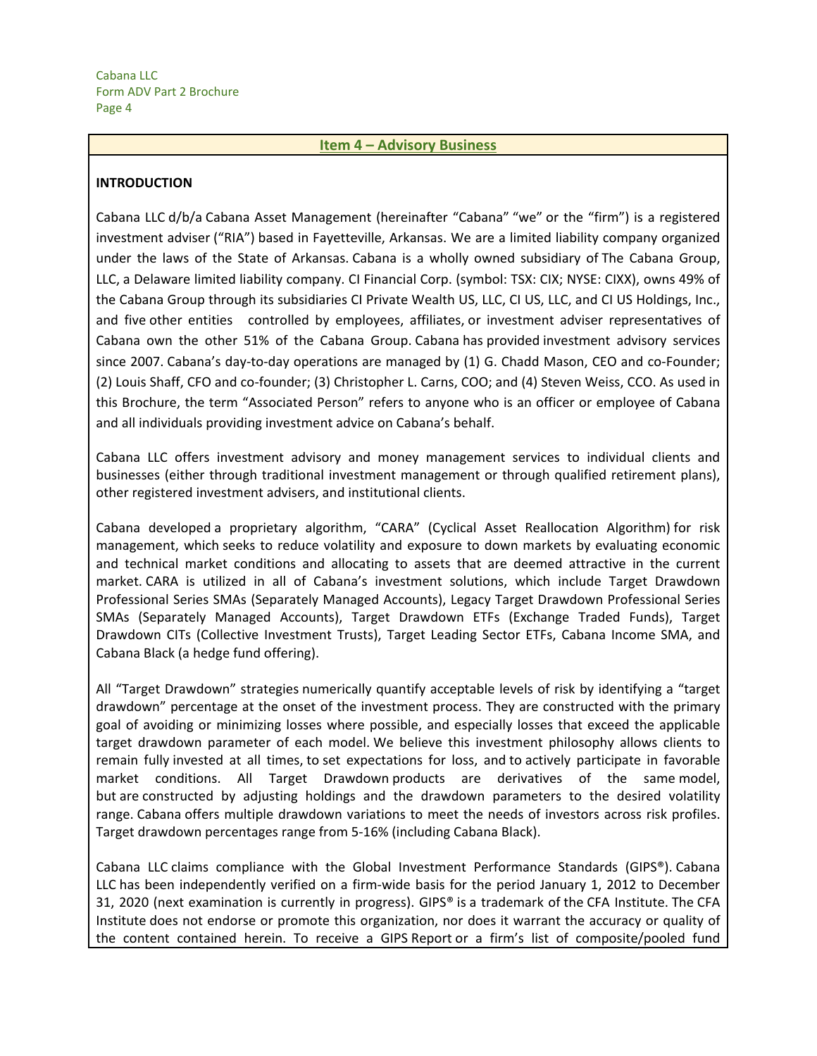## Item 4 – Advisory Business

**INTRODUCTION**

Cabana LLC d/b/a Cabana Asset Management (hereinafter "Cabana" "we" or the "firm") is a registered investment adviser ("RIA") based in Fayetteville, Arkansas. We are a limited liability company organized under the laws of the State of Arkansas. Cabana is a wholly owned subsidiary of The Cabana Group, LLC, a Delaware limited liability company. CI Financial Corp. (symbol: TSX: CIX; NYSE: CIXX), owns 49% of the Cabana Group through its subsidiaries CI Private Wealth US, LLC, CI US, LLC, and CI US Holdings, Inc., and five other entities controlled by employees, affiliates, or investment adviser representatives of Cabana own the other 51% of the Cabana Group. Cabana has provided investment advisory services since 2007. Cabana's day-to-day operations are managed by (1) G. Chadd Mason, CEO and co-Founder; (2) Louis Shaff, CFO and co-founder; (3) Christopher L. Carns, COO; and (4) Steven Weiss, CCO. As used in this Brochure, the term "Associated Person" refers to anyone who is an officer or employee of Cabana and all individuals providing investment advice on Cabana's behalf.

Cabana LLC offers investment advisory and money management services to individual clients and businesses (either through traditional investment management or through qualified retirement plans), other registered investment advisers, and institutional clients.

Cabana developed a proprietary algorithm, "CARA" (Cyclical Asset Reallocation Algorithm) for risk management, which seeks to reduce volatility and exposure to down markets by evaluating economic and technical market conditions and allocating to assets that are deemed attractive in the current market. CARA is utilized in all of Cabana's investment solutions, which include Target Drawdown Professional Series SMAs (Separately Managed Accounts), Legacy Target Drawdown Professional Series SMAs (Separately Managed Accounts), Target Drawdown ETFs (Exchange Traded Funds), Target Drawdown CITs (Collective Investment Trusts), Target Leading Sector ETFs, Cabana Income SMA, and Cabana Black (a hedge fund offering).

All "Target Drawdown" strategies numerically quantify acceptable levels of risk by identifying a "target drawdown" percentage at the onset of the investment process. They are constructed with the primary goal of avoiding or minimizing losses where possible, and especially losses that exceed the applicable target drawdown parameter of each model. We believe this investment philosophy allows clients to remain fully invested at all times, to set expectations for loss, and to actively participate in favorable market conditions. All Target Drawdown products are derivatives of the same model, but are constructed by adjusting holdings and the drawdown parameters to the desired volatility range. Cabana offers multiple drawdown variations to meet the needs of investors across risk profiles. Target drawdown percentages range from 5-16% (including Cabana Black).

Cabana LLC claims compliance with the Global Investment Performance Standards (GIPS®). Cabana LLC has been independently verified on a firm-wide basis for the period January 1, 2012 to December 31, 2020 (next examination is currently in progress). GIPS® is a trademark of the CFA Institute. The CFA Institute does not endorse or promote this organization, nor does it warrant the accuracy or quality of the content contained herein. To receive a GIPS Report or a firm's list of composite/pooled fund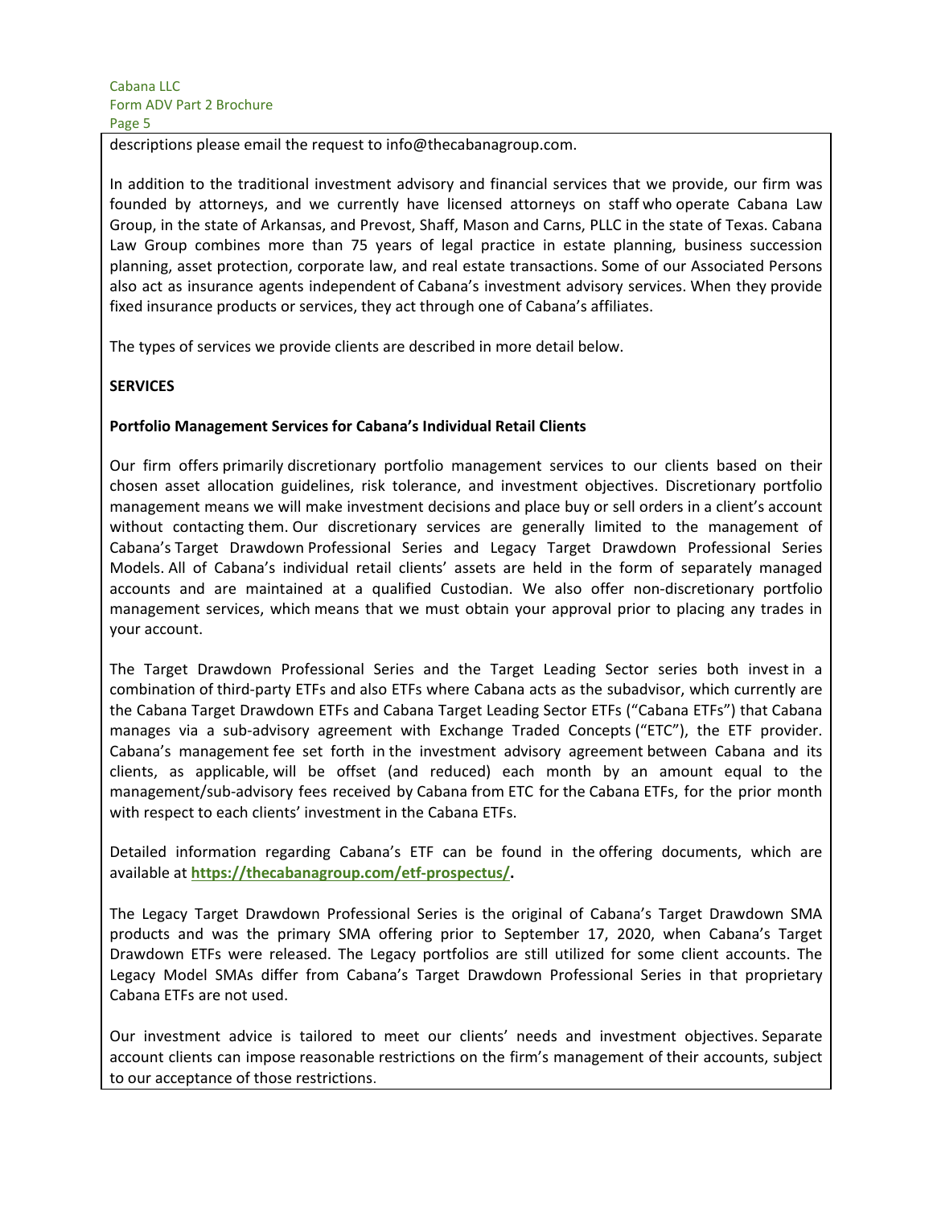descriptions please email the request to info@thecabanagroup.com.

In addition to the traditional investment advisory and financial services that we provide, our firm was founded by attorneys, and we currently have licensed attorneys on staff who operate Cabana Law Group, in the state of Arkansas, and Prevost, Shaff, Mason and Carns, PLLC in the state of Texas. Cabana Law Group combines more than 75 years of legal practice in estate planning, business succession planning, asset protection, corporate law, and real estate transactions. Some of our Associated Persons also act as insurance agents independent of Cabana's investment advisory services. When they provide fixed insurance products or services, they act through one of Cabana's affiliates.

The types of services we provide clients are described in more detail below.

**SERVICES**

**Portfolio Management Services for Cabana's Individual Retail Clients**

Our firm offers primarily discretionary portfolio management services to our clients based on their chosen asset allocation guidelines, risk tolerance, and investment objectives. Discretionary portfolio management means we will make investment decisions and place buy or sell orders in a client's account without contacting them. Our discretionary services are generally limited to the management of Cabana's Target Drawdown Professional Series and Legacy Target Drawdown Professional Series Models. All of Cabana's individual retail clients' assets are held in the form of separately managed accounts and are maintained at a qualified Custodian. We also offer non-discretionary portfolio management services, which means that we must obtain your approval prior to placing any trades in your account.

The Target Drawdown Professional Series and the Target Leading Sector series both invest in a combination of third-party ETFs and also ETFs where Cabana acts as the subadvisor, which currently are the Cabana Target Drawdown ETFs and Cabana Target Leading Sector ETFs ("Cabana ETFs") that Cabana manages via a sub-advisory agreement with Exchange Traded Concepts ("ETC"), the ETF provider. Cabana's management fee set forth in the investment advisory agreement between Cabana and its clients, as applicable, will be offset (and reduced) each month by an amount equal to the management/sub-advisory fees received by Cabana from ETC for the Cabana ETFs, for the prior month with respect to each clients' investment in the Cabana ETFs.

Detailed information regarding Cabana's ETF can be found in the offering documents, which are available at **https://thecabanagroup.com/etf-prospectus/.**

The Legacy Target Drawdown Professional Series is the original of Cabana's Target Drawdown SMA products and was the primary SMA offering prior to September 17, 2020, when Cabana's Target Drawdown ETFs were released. The Legacy portfolios are still utilized for some client accounts. The Legacy Model SMAs differ from Cabana's Target Drawdown Professional Series in that proprietary Cabana ETFs are not used.

Our investment advice is tailored to meet our clients' needs and investment objectives. Separate account clients can impose reasonable restrictions on the firm's management of their accounts, subject to our acceptance of those restrictions.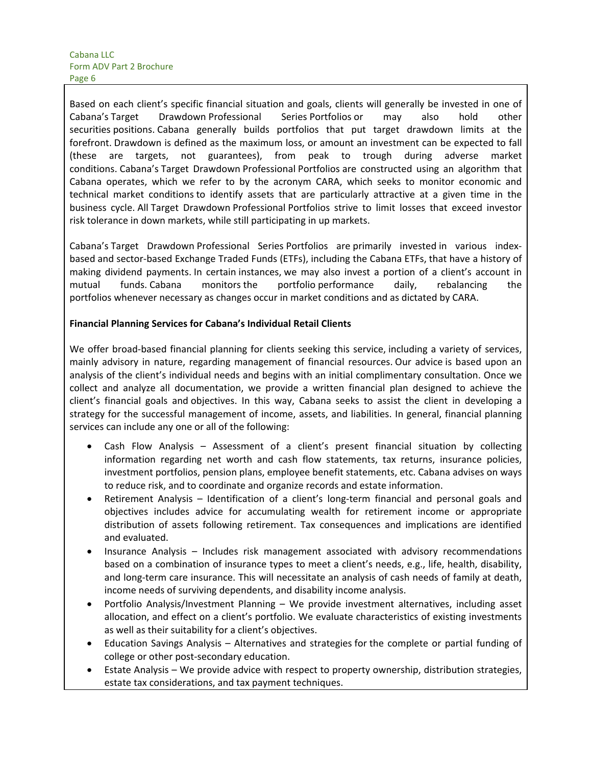Based on each client's specific financial situation and goals, clients will generally be invested in one of Cabana's Target Drawdown Professional Series Portfolios or may also hold other securities positions. Cabana generally builds portfolios that put target drawdown limits at the forefront. Drawdown is defined as the maximum loss, or amount an investment can be expected to fall (these are targets, not guarantees), from peak to trough during adverse market conditions. Cabana's Target Drawdown Professional Portfolios are constructed using an algorithm that Cabana operates, which we refer to by the acronym CARA, which seeks to monitor economic and technical market conditions to identify assets that are particularly attractive at a given time in the business cycle. All Target Drawdown Professional Portfolios strive to limit losses that exceed investor risk tolerance in down markets, while still participating in up markets.

Cabana's Target Drawdown Professional Series Portfolios are primarily invested in various index-based and sector-based Exchange Traded Funds (ETFs), including the Cabana ETFs, that have a history of making dividend payments. In certain instances, we may also invest a portion of a client's account in mutual funds. Cabana monitors the portfolio performance daily, rebalancing the portfolios whenever necessary as changes occur in market conditions and as dictated by CARA.

**Financial Planning Services for Cabana's Individual Retail Clients**

We offer broad-based financial planning for clients seeking this service, including a variety of services, mainly advisory in nature, regarding management of financial resources. Our advice is based upon an analysis of the client's individual needs and begins with an initial complimentary consultation. Once we collect and analyze all documentation, we provide a written financial plan designed to achieve the client's financial goals and objectives. In this way, Cabana seeks to assist the client in developing a strategy for the successful management of income, assets, and liabilities. In general, financial planning services can include any one or all of the following:

- Cash Flow Analysis – Assessment of a client's present financial situation by collecting information regarding net worth and cash flow statements, tax returns, insurance policies, investment portfolios, pension plans, employee benefit statements, etc. Cabana advises on ways to reduce risk, and to coordinate and organize records and estate information.
- Retirement Analysis – Identification of a client's long-term financial and personal goals and objectives includes advice for accumulating wealth for retirement income or appropriate distribution of assets following retirement. Tax consequences and implications are identified and evaluated.
- Insurance Analysis – Includes risk management associated with advisory recommendations based on a combination of insurance types to meet a client's needs, e.g., life, health, disability, and long-term care insurance. This will necessitate an analysis of cash needs of family at death, income needs of surviving dependents, and disability income analysis.
- Portfolio Analysis/Investment Planning – We provide investment alternatives, including asset allocation, and effect on a client's portfolio. We evaluate characteristics of existing investments as well as their suitability for a client's objectives.
- Education Savings Analysis – Alternatives and strategies for the complete or partial funding of college or other post-secondary education.
- Estate Analysis – We provide advice with respect to property ownership, distribution strategies, estate tax considerations, and tax payment techniques.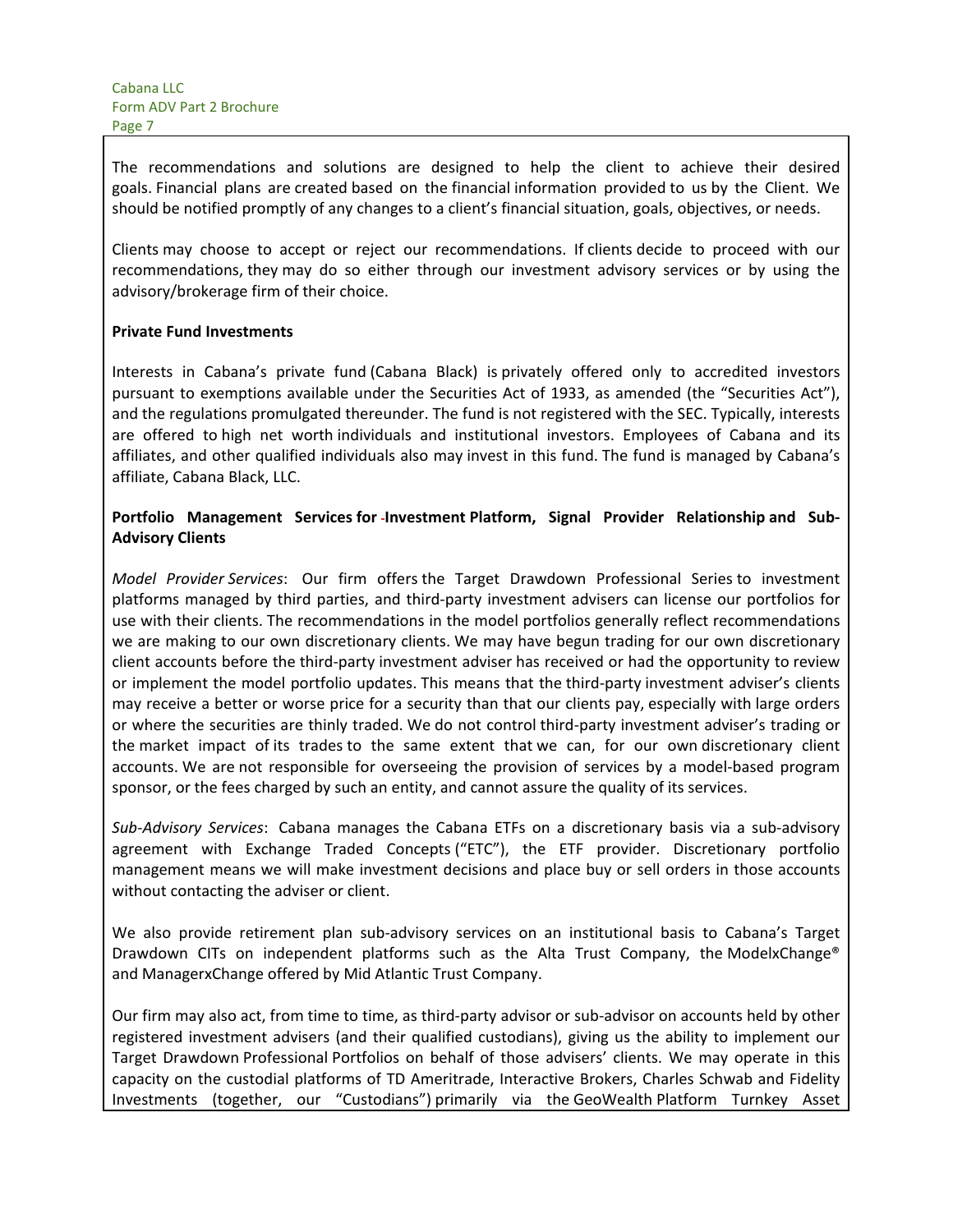The recommendations and solutions are designed to help the client to achieve their desired goals. Financial plans are created based on the financial information provided to us by the Client. We should be notified promptly of any changes to a client's financial situation, goals, objectives, or needs.

Clients may choose to accept or reject our recommendations. If clients decide to proceed with our recommendations, they may do so either through our investment advisory services or by using the advisory/brokerage firm of their choice.

**Private Fund Investments**

Interests in Cabana's private fund (Cabana Black) is privately offered only to accredited investors pursuant to exemptions available under the Securities Act of 1933, as amended (the "Securities Act"), and the regulations promulgated thereunder. The fund is not registered with the SEC. Typically, interests are offered to high net worth individuals and institutional investors. Employees of Cabana and its affiliates, and other qualified individuals also may invest in this fund. The fund is managed by Cabana's affiliate, Cabana Black, LLC.

**Portfolio Management Services for Investment Platform, Signal Provider Relationship and Sub-Advisory Clients**

*Model Provider Services*: Our firm offers the Target Drawdown Professional Series to investment platforms managed by third parties, and third-party investment advisers can license our portfolios for use with their clients. The recommendations in the model portfolios generally reflect recommendations we are making to our own discretionary clients. We may have begun trading for our own discretionary client accounts before the third-party investment adviser has received or had the opportunity to review or implement the model portfolio updates. This means that the third-party investment adviser's clients may receive a better or worse price for a security than that our clients pay, especially with large orders or where the securities are thinly traded. We do not control third-party investment adviser's trading or the market impact of its trades to the same extent that we can, for our own discretionary client accounts. We are not responsible for overseeing the provision of services by a model-based program sponsor, or the fees charged by such an entity, and cannot assure the quality of its services.

*Sub-Advisory Services*: Cabana manages the Cabana ETFs on a discretionary basis via a sub-advisory agreement with Exchange Traded Concepts ("ETC"), the ETF provider. Discretionary portfolio management means we will make investment decisions and place buy or sell orders in those accounts without contacting the adviser or client.

We also provide retirement plan sub-advisory services on an institutional basis to Cabana's Target Drawdown CITs on independent platforms such as the Alta Trust Company, the ModelxChange® and ManagerxChange offered by Mid Atlantic Trust Company.

Our firm may also act, from time to time, as third-party advisor or sub-advisor on accounts held by other registered investment advisers (and their qualified custodians), giving us the ability to implement our Target Drawdown Professional Portfolios on behalf of those advisers' clients. We may operate in this capacity on the custodial platforms of TD Ameritrade, Interactive Brokers, Charles Schwab and Fidelity Investments (together, our "Custodians") primarily via the GeoWealth Platform Turnkey Asset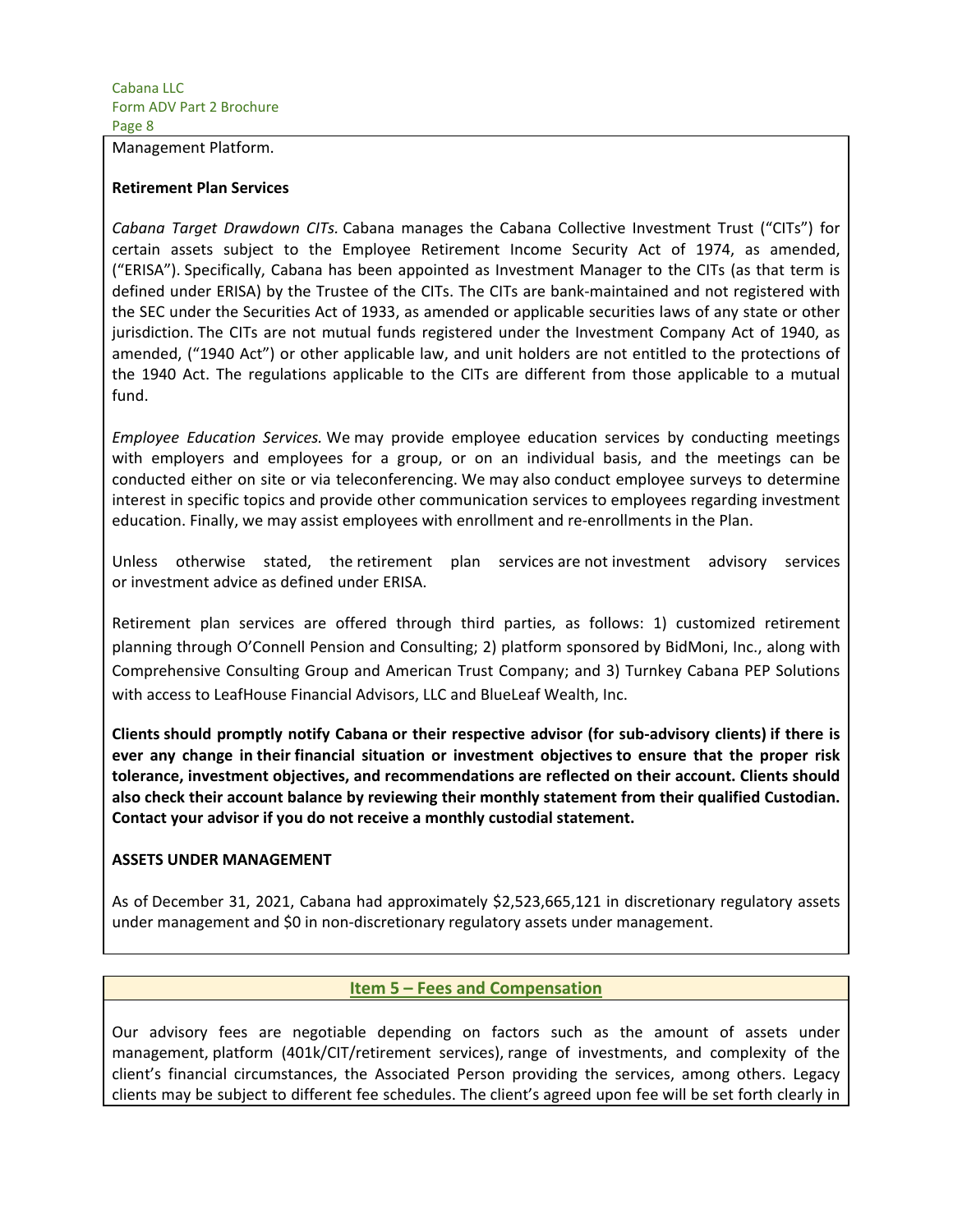Management Platform.

**Retirement Plan Services**

*Cabana Target Drawdown CITs.* Cabana manages the Cabana Collective Investment Trust ("CITs") for certain assets subject to the Employee Retirement Income Security Act of 1974, as amended, ("ERISA"). Specifically, Cabana has been appointed as Investment Manager to the CITs (as that term is defined under ERISA) by the Trustee of the CITs. The CITs are bank-maintained and not registered with the SEC under the Securities Act of 1933, as amended or applicable securities laws of any state or other jurisdiction. The CITs are not mutual funds registered under the Investment Company Act of 1940, as amended, ("1940 Act") or other applicable law, and unit holders are not entitled to the protections of the 1940 Act. The regulations applicable to the CITs are different from those applicable to a mutual fund.

*Employee Education Services.* We may provide employee education services by conducting meetings with employers and employees for a group, or on an individual basis, and the meetings can be conducted either on site or via teleconferencing. We may also conduct employee surveys to determine interest in specific topics and provide other communication services to employees regarding investment education. Finally, we may assist employees with enrollment and re-enrollments in the Plan.

Unless otherwise stated, the retirement plan services are not investment advisory services or investment advice as defined under ERISA.

Retirement plan services are offered through third parties, as follows: 1) customized retirement planning through O'Connell Pension and Consulting; 2) platform sponsored by BidMoni, Inc., along with Comprehensive Consulting Group and American Trust Company; and 3) Turnkey Cabana PEP Solutions with access to LeafHouse Financial Advisors, LLC and BlueLeaf Wealth, Inc.

**Clients should promptly notify Cabana or their respective advisor (for sub-advisory clients) if there is ever any change in their financial situation or investment objectives to ensure that the proper risk tolerance, investment objectives, and recommendations are reflected on their account. Clients should also check their account balance by reviewing their monthly statement from their qualified Custodian. Contact your advisor if you do not receive a monthly custodial statement.**

**ASSETS UNDER MANAGEMENT**

As of December 31, 2021, Cabana had approximately $2,523,665,121 in discretionary regulatory assets under management and $0 in non-discretionary regulatory assets under management.

## Item 5 – Fees and Compensation

Our advisory fees are negotiable depending on factors such as the amount of assets under management, platform (401k/CIT/retirement services), range of investments, and complexity of the client's financial circumstances, the Associated Person providing the services, among others. Legacy clients may be subject to different fee schedules. The client's agreed upon fee will be set forth clearly in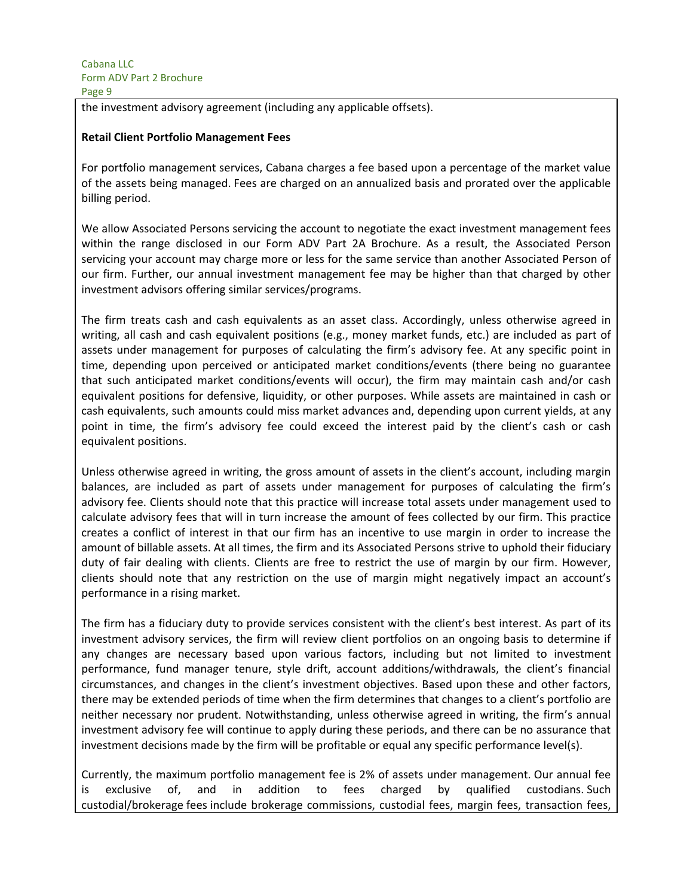the investment advisory agreement (including any applicable offsets).

**Retail Client Portfolio Management Fees**

For portfolio management services, Cabana charges a fee based upon a percentage of the market value of the assets being managed. Fees are charged on an annualized basis and prorated over the applicable billing period.

We allow Associated Persons servicing the account to negotiate the exact investment management fees within the range disclosed in our Form ADV Part 2A Brochure. As a result, the Associated Person servicing your account may charge more or less for the same service than another Associated Person of our firm. Further, our annual investment management fee may be higher than that charged by other investment advisors offering similar services/programs.

The firm treats cash and cash equivalents as an asset class. Accordingly, unless otherwise agreed in writing, all cash and cash equivalent positions (e.g., money market funds, etc.) are included as part of assets under management for purposes of calculating the firm's advisory fee. At any specific point in time, depending upon perceived or anticipated market conditions/events (there being no guarantee that such anticipated market conditions/events will occur), the firm may maintain cash and/or cash equivalent positions for defensive, liquidity, or other purposes. While assets are maintained in cash or cash equivalents, such amounts could miss market advances and, depending upon current yields, at any point in time, the firm's advisory fee could exceed the interest paid by the client's cash or cash equivalent positions.

Unless otherwise agreed in writing, the gross amount of assets in the client's account, including margin balances, are included as part of assets under management for purposes of calculating the firm's advisory fee. Clients should note that this practice will increase total assets under management used to calculate advisory fees that will in turn increase the amount of fees collected by our firm. This practice creates a conflict of interest in that our firm has an incentive to use margin in order to increase the amount of billable assets. At all times, the firm and its Associated Persons strive to uphold their fiduciary duty of fair dealing with clients. Clients are free to restrict the use of margin by our firm. However, clients should note that any restriction on the use of margin might negatively impact an account's performance in a rising market.

The firm has a fiduciary duty to provide services consistent with the client's best interest. As part of its investment advisory services, the firm will review client portfolios on an ongoing basis to determine if any changes are necessary based upon various factors, including but not limited to investment performance, fund manager tenure, style drift, account additions/withdrawals, the client's financial circumstances, and changes in the client's investment objectives. Based upon these and other factors, there may be extended periods of time when the firm determines that changes to a client's portfolio are neither necessary nor prudent. Notwithstanding, unless otherwise agreed in writing, the firm's annual investment advisory fee will continue to apply during these periods, and there can be no assurance that investment decisions made by the firm will be profitable or equal any specific performance level(s).

Currently, the maximum portfolio management fee is 2% of assets under management. Our annual fee is exclusive of, and in addition to fees charged by qualified custodians. Such custodial/brokerage fees include brokerage commissions, custodial fees, margin fees, transaction fees,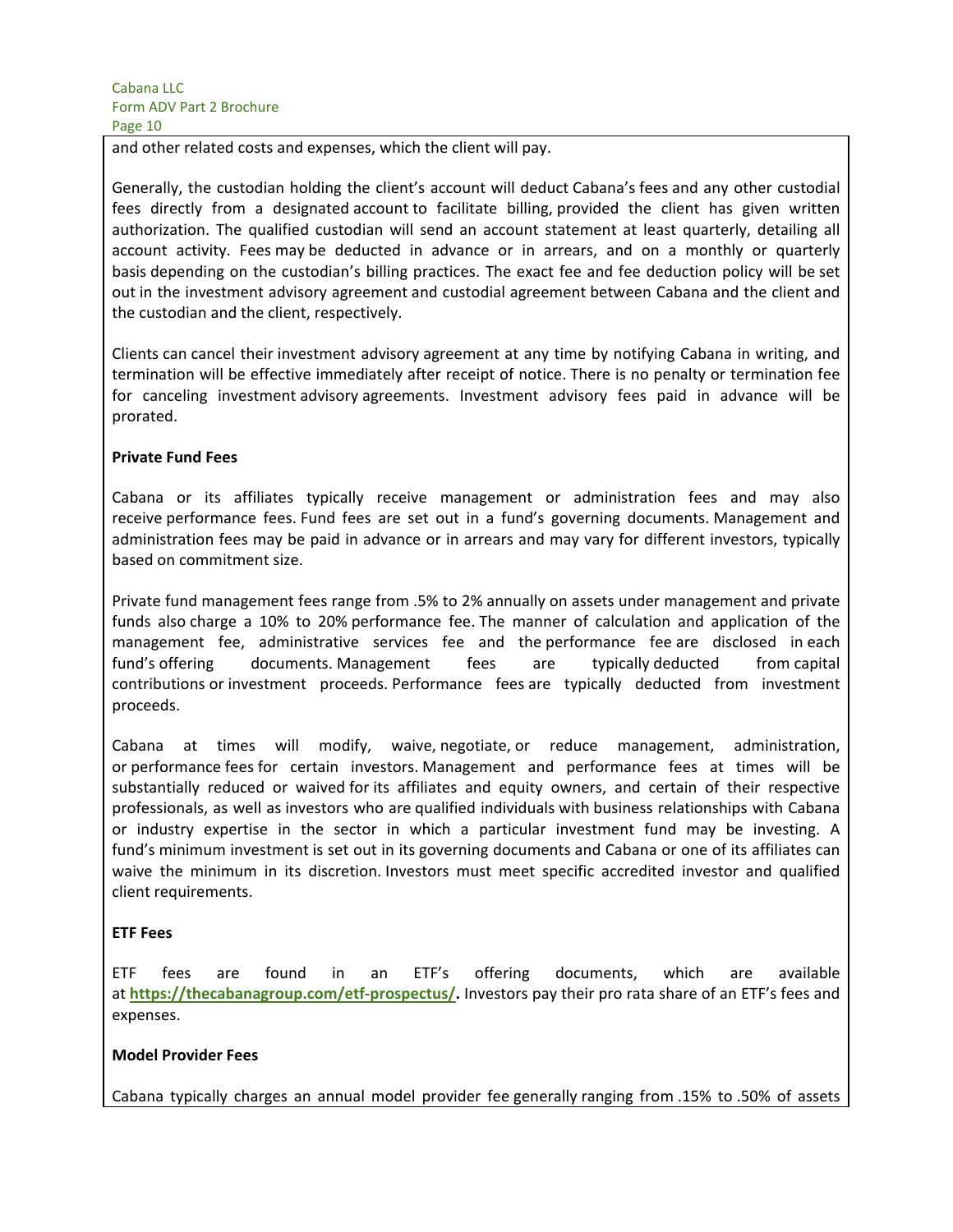and other related costs and expenses, which the client will pay.

Generally, the custodian holding the client's account will deduct Cabana's fees and any other custodial fees directly from a designated account to facilitate billing, provided the client has given written authorization. The qualified custodian will send an account statement at least quarterly, detailing all account activity. Fees may be deducted in advance or in arrears, and on a monthly or quarterly basis depending on the custodian's billing practices. The exact fee and fee deduction policy will be set out in the investment advisory agreement and custodial agreement between Cabana and the client and the custodian and the client, respectively.

Clients can cancel their investment advisory agreement at any time by notifying Cabana in writing, and termination will be effective immediately after receipt of notice. There is no penalty or termination fee for canceling investment advisory agreements. Investment advisory fees paid in advance will be prorated.

**Private Fund Fees**

Cabana or its affiliates typically receive management or administration fees and may also receive performance fees. Fund fees are set out in a fund's governing documents. Management and administration fees may be paid in advance or in arrears and may vary for different investors, typically based on commitment size.

Private fund management fees range from .5% to 2% annually on assets under management and private funds also charge a 10% to 20% performance fee. The manner of calculation and application of the management fee, administrative services fee and the performance fee are disclosed in each fund's offering documents. Management fees are typically deducted from capital contributions or investment proceeds. Performance fees are typically deducted from investment proceeds.

Cabana at times will modify, waive, negotiate, or reduce management, administration, or performance fees for certain investors. Management and performance fees at times will be substantially reduced or waived for its affiliates and equity owners, and certain of their respective professionals, as well as investors who are qualified individuals with business relationships with Cabana or industry expertise in the sector in which a particular investment fund may be investing. A fund's minimum investment is set out in its governing documents and Cabana or one of its affiliates can waive the minimum in its discretion. Investors must meet specific accredited investor and qualified client requirements.

**ETF Fees**

ETF fees are found in an ETF's offering documents, which are available at **https://thecabanagroup.com/etf-prospectus/.** Investors pay their pro rata share of an ETF's fees and expenses.

**Model Provider Fees**

Cabana typically charges an annual model provider fee generally ranging from .15% to .50% of assets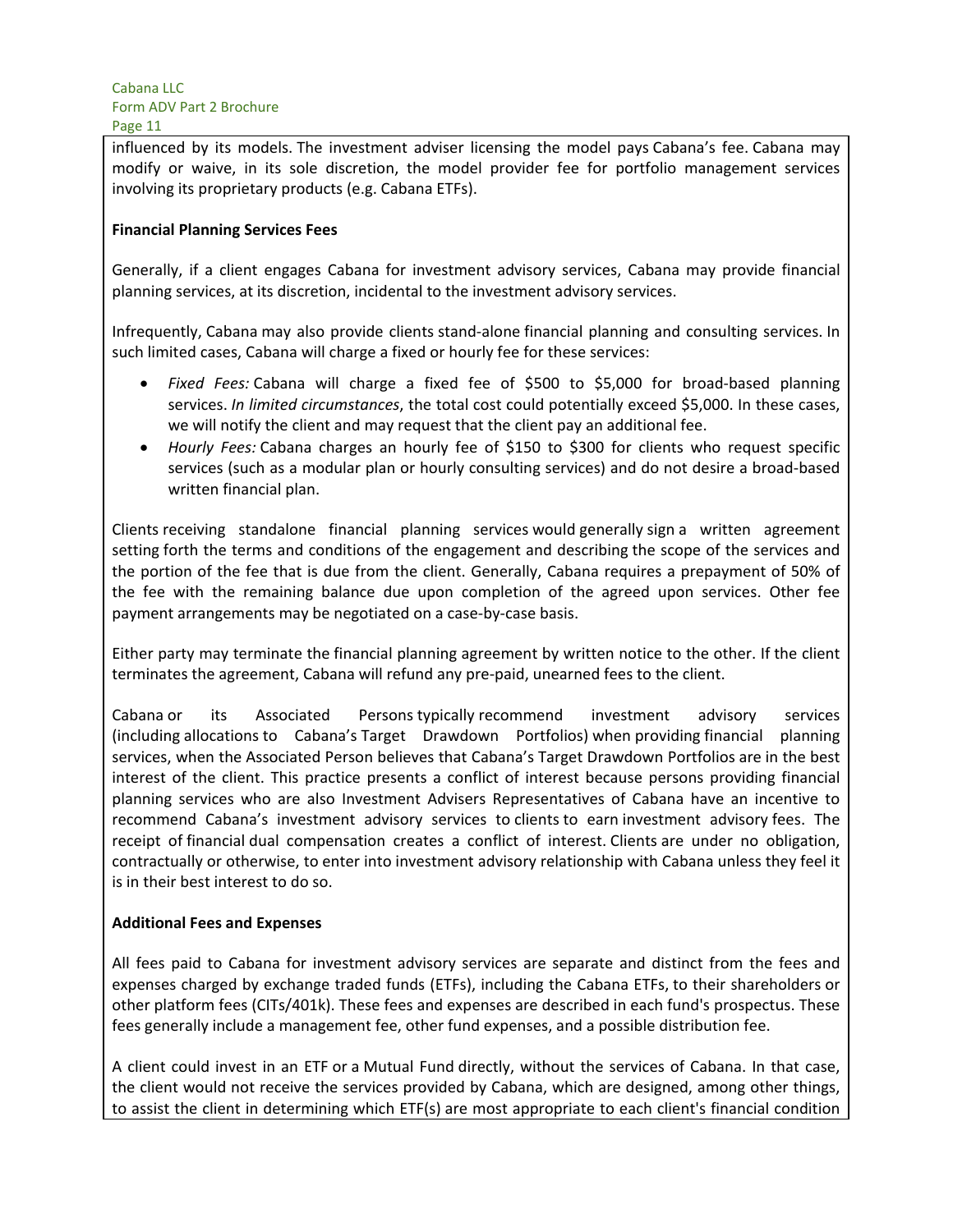influenced by its models. The investment adviser licensing the model pays Cabana's fee. Cabana may modify or waive, in its sole discretion, the model provider fee for portfolio management services involving its proprietary products (e.g. Cabana ETFs).

**Financial Planning Services Fees**

Generally, if a client engages Cabana for investment advisory services, Cabana may provide financial planning services, at its discretion, incidental to the investment advisory services.

Infrequently, Cabana may also provide clients stand-alone financial planning and consulting services. In such limited cases, Cabana will charge a fixed or hourly fee for these services:

- *Fixed Fees:* Cabana will charge a fixed fee of $500 to $5,000 for broad-based planning services. *In limited circumstances*, the total cost could potentially exceed $5,000. In these cases, we will notify the client and may request that the client pay an additional fee.
- *Hourly Fees:* Cabana charges an hourly fee of $150 to $300 for clients who request specific services (such as a modular plan or hourly consulting services) and do not desire a broad-based written financial plan.

Clients receiving standalone financial planning services would generally sign a written agreement setting forth the terms and conditions of the engagement and describing the scope of the services and the portion of the fee that is due from the client. Generally, Cabana requires a prepayment of 50% of the fee with the remaining balance due upon completion of the agreed upon services. Other fee payment arrangements may be negotiated on a case-by-case basis.

Either party may terminate the financial planning agreement by written notice to the other. If the client terminates the agreement, Cabana will refund any pre-paid, unearned fees to the client.

Cabana or its Associated Persons typically recommend investment advisory services (including allocations to Cabana's Target Drawdown Portfolios) when providing financial planning services, when the Associated Person believes that Cabana's Target Drawdown Portfolios are in the best interest of the client. This practice presents a conflict of interest because persons providing financial planning services who are also Investment Advisers Representatives of Cabana have an incentive to recommend Cabana's investment advisory services to clients to earn investment advisory fees. The receipt of financial dual compensation creates a conflict of interest. Clients are under no obligation, contractually or otherwise, to enter into investment advisory relationship with Cabana unless they feel it is in their best interest to do so.

**Additional Fees and Expenses**

All fees paid to Cabana for investment advisory services are separate and distinct from the fees and expenses charged by exchange traded funds (ETFs), including the Cabana ETFs, to their shareholders or other platform fees (CITs/401k). These fees and expenses are described in each fund's prospectus. These fees generally include a management fee, other fund expenses, and a possible distribution fee.

A client could invest in an ETF or a Mutual Fund directly, without the services of Cabana. In that case, the client would not receive the services provided by Cabana, which are designed, among other things, to assist the client in determining which ETF(s) are most appropriate to each client's financial condition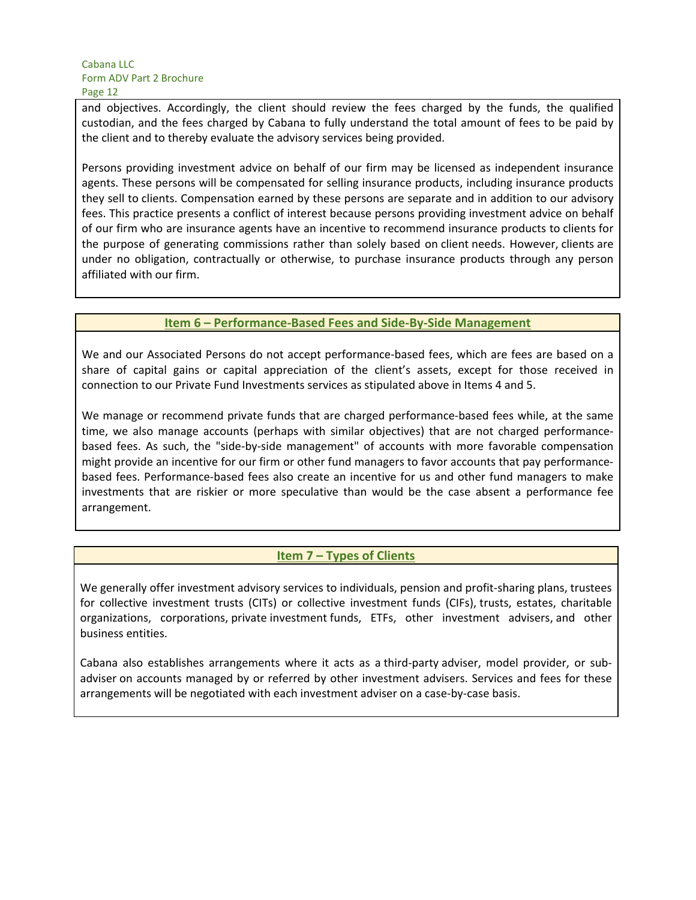and objectives. Accordingly, the client should review the fees charged by the funds, the qualified custodian, and the fees charged by Cabana to fully understand the total amount of fees to be paid by the client and to thereby evaluate the advisory services being provided.

Persons providing investment advice on behalf of our firm may be licensed as independent insurance agents. These persons will be compensated for selling insurance products, including insurance products they sell to clients. Compensation earned by these persons are separate and in addition to our advisory fees. This practice presents a conflict of interest because persons providing investment advice on behalf of our firm who are insurance agents have an incentive to recommend insurance products to clients for the purpose of generating commissions rather than solely based on client needs. However, clients are under no obligation, contractually or otherwise, to purchase insurance products through any person affiliated with our firm.

## Item 6 – Performance-Based Fees and Side-By-Side Management

We and our Associated Persons do not accept performance-based fees, which are fees are based on a share of capital gains or capital appreciation of the client's assets, except for those received in connection to our Private Fund Investments services as stipulated above in Items 4 and 5.

We manage or recommend private funds that are charged performance-based fees while, at the same time, we also manage accounts (perhaps with similar objectives) that are not charged performance-based fees. As such, the "side-by-side management" of accounts with more favorable compensation might provide an incentive for our firm or other fund managers to favor accounts that pay performance-based fees. Performance-based fees also create an incentive for us and other fund managers to make investments that are riskier or more speculative than would be the case absent a performance fee arrangement.

## Item 7 – Types of Clients

We generally offer investment advisory services to individuals, pension and profit-sharing plans, trustees for collective investment trusts (CITs) or collective investment funds (CIFs), trusts, estates, charitable organizations, corporations, private investment funds, ETFs, other investment advisers, and other business entities.

Cabana also establishes arrangements where it acts as a third-party adviser, model provider, or sub-adviser on accounts managed by or referred by other investment advisers. Services and fees for these arrangements will be negotiated with each investment adviser on a case-by-case basis.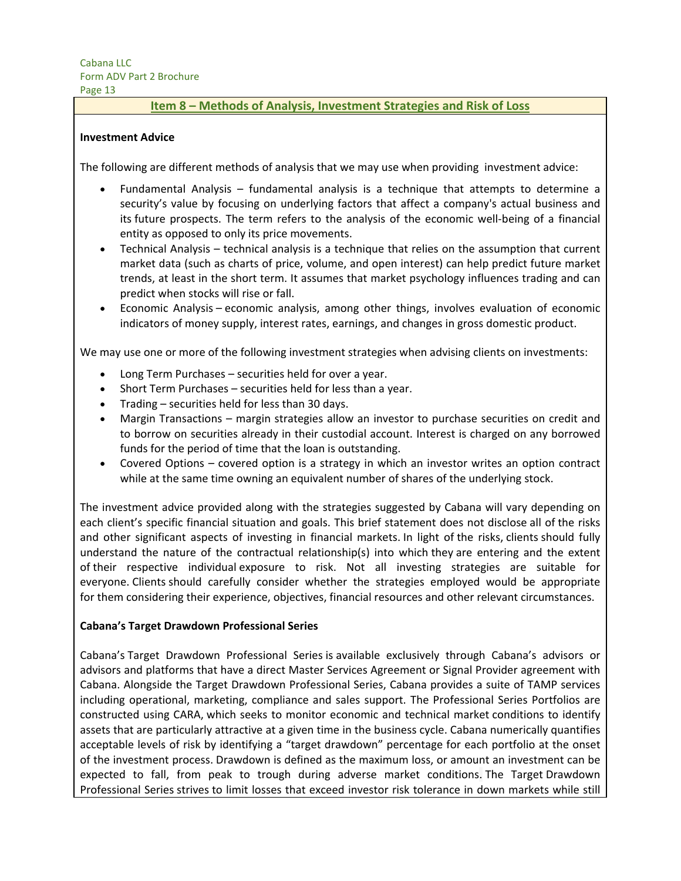## Item 8 – Methods of Analysis, Investment Strategies and Risk of Loss

**Investment Advice**

The following are different methods of analysis that we may use when providing investment advice:

- Fundamental Analysis – fundamental analysis is a technique that attempts to determine a security's value by focusing on underlying factors that affect a company's actual business and its future prospects. The term refers to the analysis of the economic well-being of a financial entity as opposed to only its price movements.
- Technical Analysis – technical analysis is a technique that relies on the assumption that current market data (such as charts of price, volume, and open interest) can help predict future market trends, at least in the short term. It assumes that market psychology influences trading and can predict when stocks will rise or fall.
- Economic Analysis – economic analysis, among other things, involves evaluation of economic indicators of money supply, interest rates, earnings, and changes in gross domestic product.

We may use one or more of the following investment strategies when advising clients on investments:

- Long Term Purchases – securities held for over a year.
- Short Term Purchases – securities held for less than a year.
- Trading – securities held for less than 30 days.
- Margin Transactions – margin strategies allow an investor to purchase securities on credit and to borrow on securities already in their custodial account. Interest is charged on any borrowed funds for the period of time that the loan is outstanding.
- Covered Options – covered option is a strategy in which an investor writes an option contract while at the same time owning an equivalent number of shares of the underlying stock.

The investment advice provided along with the strategies suggested by Cabana will vary depending on each client's specific financial situation and goals. This brief statement does not disclose all of the risks and other significant aspects of investing in financial markets. In light of the risks, clients should fully understand the nature of the contractual relationship(s) into which they are entering and the extent of their respective individual exposure to risk. Not all investing strategies are suitable for everyone. Clients should carefully consider whether the strategies employed would be appropriate for them considering their experience, objectives, financial resources and other relevant circumstances.

**Cabana's Target Drawdown Professional Series**

Cabana's Target Drawdown Professional Series is available exclusively through Cabana's advisors or advisors and platforms that have a direct Master Services Agreement or Signal Provider agreement with Cabana. Alongside the Target Drawdown Professional Series, Cabana provides a suite of TAMP services including operational, marketing, compliance and sales support. The Professional Series Portfolios are constructed using CARA, which seeks to monitor economic and technical market conditions to identify assets that are particularly attractive at a given time in the business cycle. Cabana numerically quantifies acceptable levels of risk by identifying a "target drawdown" percentage for each portfolio at the onset of the investment process. Drawdown is defined as the maximum loss, or amount an investment can be expected to fall, from peak to trough during adverse market conditions. The Target Drawdown Professional Series strives to limit losses that exceed investor risk tolerance in down markets while still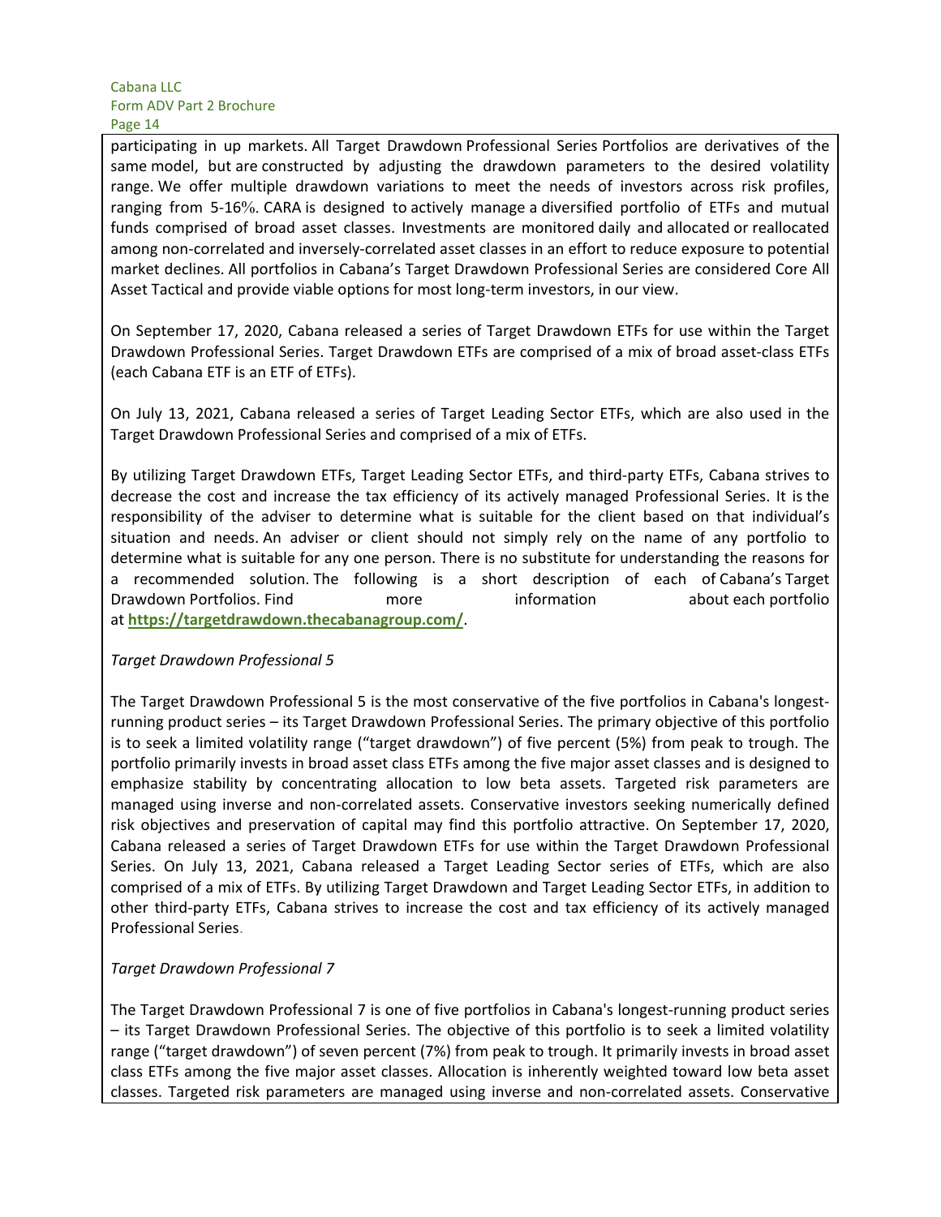participating in up markets. All Target Drawdown Professional Series Portfolios are derivatives of the same model, but are constructed by adjusting the drawdown parameters to the desired volatility range. We offer multiple drawdown variations to meet the needs of investors across risk profiles, ranging from 5-16%. CARA is designed to actively manage a diversified portfolio of ETFs and mutual funds comprised of broad asset classes. Investments are monitored daily and allocated or reallocated among non-correlated and inversely-correlated asset classes in an effort to reduce exposure to potential market declines. All portfolios in Cabana's Target Drawdown Professional Series are considered Core All Asset Tactical and provide viable options for most long-term investors, in our view.

On September 17, 2020, Cabana released a series of Target Drawdown ETFs for use within the Target Drawdown Professional Series. Target Drawdown ETFs are comprised of a mix of broad asset-class ETFs (each Cabana ETF is an ETF of ETFs).

On July 13, 2021, Cabana released a series of Target Leading Sector ETFs, which are also used in the Target Drawdown Professional Series and comprised of a mix of ETFs.

By utilizing Target Drawdown ETFs, Target Leading Sector ETFs, and third-party ETFs, Cabana strives to decrease the cost and increase the tax efficiency of its actively managed Professional Series. It is the responsibility of the adviser to determine what is suitable for the client based on that individual's situation and needs. An adviser or client should not simply rely on the name of any portfolio to determine what is suitable for any one person. There is no substitute for understanding the reasons for a recommended solution. The following is a short description of each of Cabana's Target Drawdown Portfolios. Find more information about each portfolio at **https://targetdrawdown.thecabanagroup.com/**.

*Target Drawdown Professional 5*

The Target Drawdown Professional 5 is the most conservative of the five portfolios in Cabana's longest-running product series – its Target Drawdown Professional Series. The primary objective of this portfolio is to seek a limited volatility range ("target drawdown") of five percent (5%) from peak to trough. The portfolio primarily invests in broad asset class ETFs among the five major asset classes and is designed to emphasize stability by concentrating allocation to low beta assets. Targeted risk parameters are managed using inverse and non-correlated assets. Conservative investors seeking numerically defined risk objectives and preservation of capital may find this portfolio attractive. On September 17, 2020, Cabana released a series of Target Drawdown ETFs for use within the Target Drawdown Professional Series. On July 13, 2021, Cabana released a Target Leading Sector series of ETFs, which are also comprised of a mix of ETFs. By utilizing Target Drawdown and Target Leading Sector ETFs, in addition to other third-party ETFs, Cabana strives to increase the cost and tax efficiency of its actively managed Professional Series.

*Target Drawdown Professional 7*

The Target Drawdown Professional 7 is one of five portfolios in Cabana's longest-running product series – its Target Drawdown Professional Series. The objective of this portfolio is to seek a limited volatility range ("target drawdown") of seven percent (7%) from peak to trough. It primarily invests in broad asset class ETFs among the five major asset classes. Allocation is inherently weighted toward low beta asset classes. Targeted risk parameters are managed using inverse and non-correlated assets. Conservative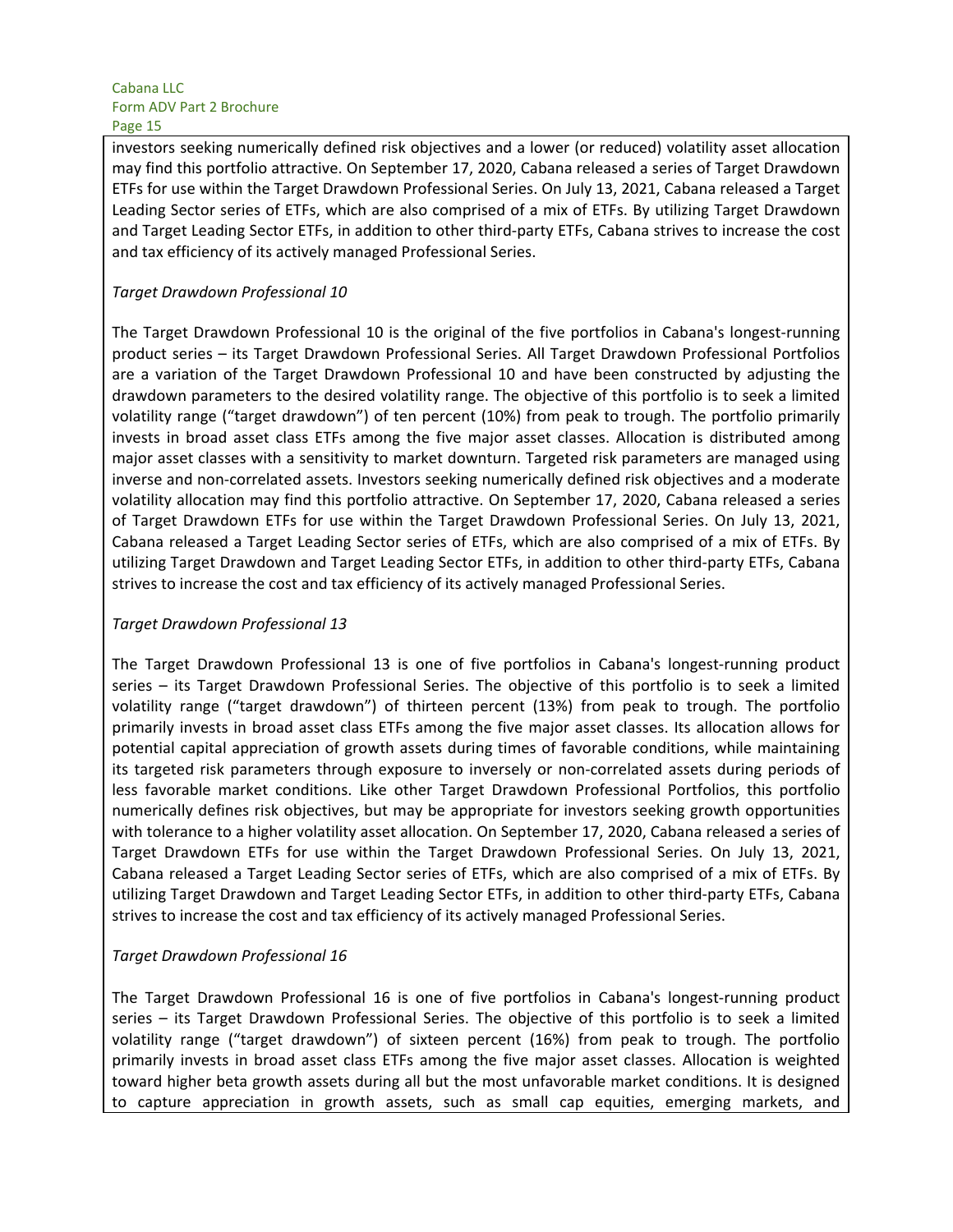investors seeking numerically defined risk objectives and a lower (or reduced) volatility asset allocation may find this portfolio attractive. On September 17, 2020, Cabana released a series of Target Drawdown ETFs for use within the Target Drawdown Professional Series. On July 13, 2021, Cabana released a Target Leading Sector series of ETFs, which are also comprised of a mix of ETFs. By utilizing Target Drawdown and Target Leading Sector ETFs, in addition to other third-party ETFs, Cabana strives to increase the cost and tax efficiency of its actively managed Professional Series.

*Target Drawdown Professional 10*

The Target Drawdown Professional 10 is the original of the five portfolios in Cabana's longest-running product series – its Target Drawdown Professional Series. All Target Drawdown Professional Portfolios are a variation of the Target Drawdown Professional 10 and have been constructed by adjusting the drawdown parameters to the desired volatility range. The objective of this portfolio is to seek a limited volatility range ("target drawdown") of ten percent (10%) from peak to trough. The portfolio primarily invests in broad asset class ETFs among the five major asset classes. Allocation is distributed among major asset classes with a sensitivity to market downturn. Targeted risk parameters are managed using inverse and non-correlated assets. Investors seeking numerically defined risk objectives and a moderate volatility allocation may find this portfolio attractive. On September 17, 2020, Cabana released a series of Target Drawdown ETFs for use within the Target Drawdown Professional Series. On July 13, 2021, Cabana released a Target Leading Sector series of ETFs, which are also comprised of a mix of ETFs. By utilizing Target Drawdown and Target Leading Sector ETFs, in addition to other third-party ETFs, Cabana strives to increase the cost and tax efficiency of its actively managed Professional Series.

*Target Drawdown Professional 13*

The Target Drawdown Professional 13 is one of five portfolios in Cabana's longest-running product series – its Target Drawdown Professional Series. The objective of this portfolio is to seek a limited volatility range ("target drawdown") of thirteen percent (13%) from peak to trough. The portfolio primarily invests in broad asset class ETFs among the five major asset classes. Its allocation allows for potential capital appreciation of growth assets during times of favorable conditions, while maintaining its targeted risk parameters through exposure to inversely or non-correlated assets during periods of less favorable market conditions. Like other Target Drawdown Professional Portfolios, this portfolio numerically defines risk objectives, but may be appropriate for investors seeking growth opportunities with tolerance to a higher volatility asset allocation. On September 17, 2020, Cabana released a series of Target Drawdown ETFs for use within the Target Drawdown Professional Series. On July 13, 2021, Cabana released a Target Leading Sector series of ETFs, which are also comprised of a mix of ETFs. By utilizing Target Drawdown and Target Leading Sector ETFs, in addition to other third-party ETFs, Cabana strives to increase the cost and tax efficiency of its actively managed Professional Series.

*Target Drawdown Professional 16*

The Target Drawdown Professional 16 is one of five portfolios in Cabana's longest-running product series – its Target Drawdown Professional Series. The objective of this portfolio is to seek a limited volatility range ("target drawdown") of sixteen percent (16%) from peak to trough. The portfolio primarily invests in broad asset class ETFs among the five major asset classes. Allocation is weighted toward higher beta growth assets during all but the most unfavorable market conditions. It is designed to capture appreciation in growth assets, such as small cap equities, emerging markets, and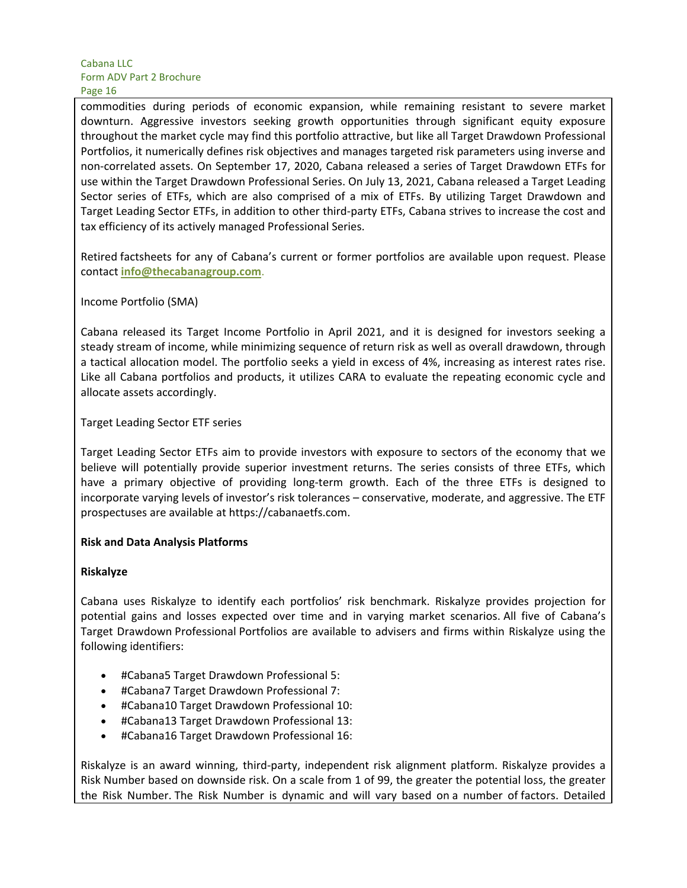commodities during periods of economic expansion, while remaining resistant to severe market downturn. Aggressive investors seeking growth opportunities through significant equity exposure throughout the market cycle may find this portfolio attractive, but like all Target Drawdown Professional Portfolios, it numerically defines risk objectives and manages targeted risk parameters using inverse and non-correlated assets. On September 17, 2020, Cabana released a series of Target Drawdown ETFs for use within the Target Drawdown Professional Series. On July 13, 2021, Cabana released a Target Leading Sector series of ETFs, which are also comprised of a mix of ETFs. By utilizing Target Drawdown and Target Leading Sector ETFs, in addition to other third-party ETFs, Cabana strives to increase the cost and tax efficiency of its actively managed Professional Series.

Retired factsheets for any of Cabana's current or former portfolios are available upon request. Please contact **info@thecabanagroup.com**.

Income Portfolio (SMA)

Cabana released its Target Income Portfolio in April 2021, and it is designed for investors seeking a steady stream of income, while minimizing sequence of return risk as well as overall drawdown, through a tactical allocation model. The portfolio seeks a yield in excess of 4%, increasing as interest rates rise. Like all Cabana portfolios and products, it utilizes CARA to evaluate the repeating economic cycle and allocate assets accordingly.

Target Leading Sector ETF series

Target Leading Sector ETFs aim to provide investors with exposure to sectors of the economy that we believe will potentially provide superior investment returns. The series consists of three ETFs, which have a primary objective of providing long-term growth. Each of the three ETFs is designed to incorporate varying levels of investor's risk tolerances – conservative, moderate, and aggressive. The ETF prospectuses are available at https://cabanaetfs.com.

**Risk and Data Analysis Platforms**

**Riskalyze**

Cabana uses Riskalyze to identify each portfolios' risk benchmark. Riskalyze provides projection for potential gains and losses expected over time and in varying market scenarios. All five of Cabana's Target Drawdown Professional Portfolios are available to advisers and firms within Riskalyze using the following identifiers:

- #Cabana5 Target Drawdown Professional 5:
- #Cabana7 Target Drawdown Professional 7:
- #Cabana10 Target Drawdown Professional 10:
- #Cabana13 Target Drawdown Professional 13:
- #Cabana16 Target Drawdown Professional 16:

Riskalyze is an award winning, third-party, independent risk alignment platform. Riskalyze provides a Risk Number based on downside risk. On a scale from 1 of 99, the greater the potential loss, the greater the Risk Number. The Risk Number is dynamic and will vary based on a number of factors. Detailed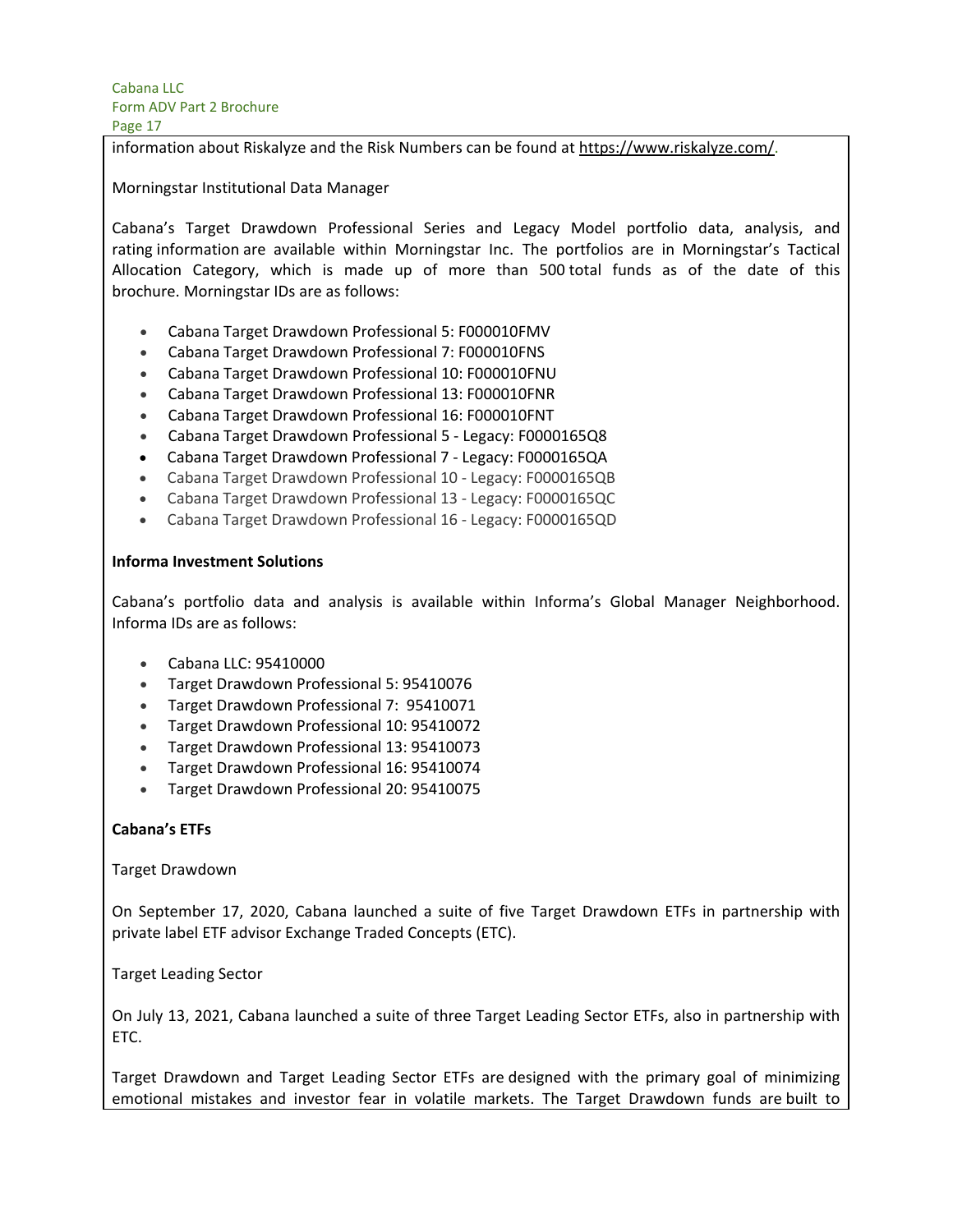information about Riskalyze and the Risk Numbers can be found at https://www.riskalyze.com/.

Morningstar Institutional Data Manager

Cabana's Target Drawdown Professional Series and Legacy Model portfolio data, analysis, and rating information are available within Morningstar Inc. The portfolios are in Morningstar's Tactical Allocation Category, which is made up of more than 500 total funds as of the date of this brochure. Morningstar IDs are as follows:

- Cabana Target Drawdown Professional 5: F000010FMV
- Cabana Target Drawdown Professional 7: F000010FNS
- Cabana Target Drawdown Professional 10: F000010FNU
- Cabana Target Drawdown Professional 13: F000010FNR
- Cabana Target Drawdown Professional 16: F000010FNT
- Cabana Target Drawdown Professional 5 - Legacy: F0000165Q8
- Cabana Target Drawdown Professional 7 - Legacy: F0000165QA
- Cabana Target Drawdown Professional 10 - Legacy: F0000165QB
- Cabana Target Drawdown Professional 13 - Legacy: F0000165QC
- Cabana Target Drawdown Professional 16 - Legacy: F0000165QD

**Informa Investment Solutions**

Cabana's portfolio data and analysis is available within Informa's Global Manager Neighborhood. Informa IDs are as follows:

- Cabana LLC: 95410000
- Target Drawdown Professional 5: 95410076
- Target Drawdown Professional 7: 95410071
- Target Drawdown Professional 10: 95410072
- Target Drawdown Professional 13: 95410073
- Target Drawdown Professional 16: 95410074
- Target Drawdown Professional 20: 95410075

**Cabana's ETFs**

Target Drawdown

On September 17, 2020, Cabana launched a suite of five Target Drawdown ETFs in partnership with private label ETF advisor Exchange Traded Concepts (ETC).

Target Leading Sector

On July 13, 2021, Cabana launched a suite of three Target Leading Sector ETFs, also in partnership with ETC.

Target Drawdown and Target Leading Sector ETFs are designed with the primary goal of minimizing emotional mistakes and investor fear in volatile markets. The Target Drawdown funds are built to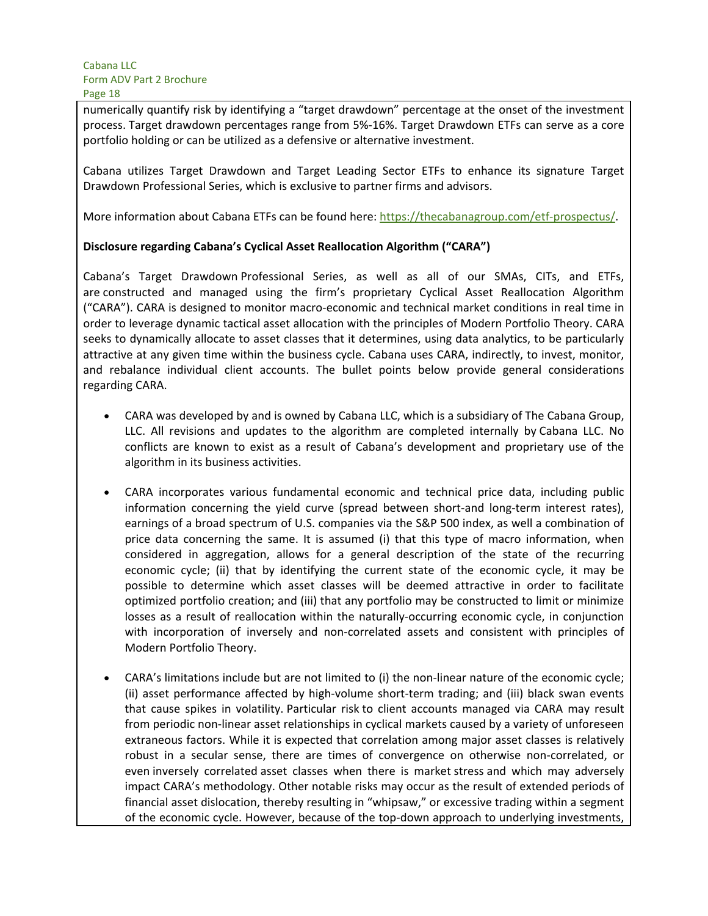numerically quantify risk by identifying a "target drawdown" percentage at the onset of the investment process. Target drawdown percentages range from 5%-16%. Target Drawdown ETFs can serve as a core portfolio holding or can be utilized as a defensive or alternative investment.

Cabana utilizes Target Drawdown and Target Leading Sector ETFs to enhance its signature Target Drawdown Professional Series, which is exclusive to partner firms and advisors.

More information about Cabana ETFs can be found here: [https://thecabanagroup.com/etf-prospectus/](https://thecabanagroup.com/etf-prospectus/).

**Disclosure regarding Cabana's Cyclical Asset Reallocation Algorithm ("CARA")**

Cabana's Target Drawdown Professional Series, as well as all of our SMAs, CITs, and ETFs, are constructed and managed using the firm's proprietary Cyclical Asset Reallocation Algorithm ("CARA"). CARA is designed to monitor macro-economic and technical market conditions in real time in order to leverage dynamic tactical asset allocation with the principles of Modern Portfolio Theory. CARA seeks to dynamically allocate to asset classes that it determines, using data analytics, to be particularly attractive at any given time within the business cycle. Cabana uses CARA, indirectly, to invest, monitor, and rebalance individual client accounts. The bullet points below provide general considerations regarding CARA.

- CARA was developed by and is owned by Cabana LLC, which is a subsidiary of The Cabana Group, LLC. All revisions and updates to the algorithm are completed internally by Cabana LLC. No conflicts are known to exist as a result of Cabana's development and proprietary use of the algorithm in its business activities.

- CARA incorporates various fundamental economic and technical price data, including public information concerning the yield curve (spread between short-and long-term interest rates), earnings of a broad spectrum of U.S. companies via the S&P 500 index, as well a combination of price data concerning the same. It is assumed (i) that this type of macro information, when considered in aggregation, allows for a general description of the state of the recurring economic cycle; (ii) that by identifying the current state of the economic cycle, it may be possible to determine which asset classes will be deemed attractive in order to facilitate optimized portfolio creation; and (iii) that any portfolio may be constructed to limit or minimize losses as a result of reallocation within the naturally-occurring economic cycle, in conjunction with incorporation of inversely and non-correlated assets and consistent with principles of Modern Portfolio Theory.

- CARA's limitations include but are not limited to (i) the non-linear nature of the economic cycle; (ii) asset performance affected by high-volume short-term trading; and (iii) black swan events that cause spikes in volatility. Particular risk to client accounts managed via CARA may result from periodic non-linear asset relationships in cyclical markets caused by a variety of unforeseen extraneous factors. While it is expected that correlation among major asset classes is relatively robust in a secular sense, there are times of convergence on otherwise non-correlated, or even inversely correlated asset classes when there is market stress and which may adversely impact CARA's methodology. Other notable risks may occur as the result of extended periods of financial asset dislocation, thereby resulting in "whipsaw," or excessive trading within a segment of the economic cycle. However, because of the top-down approach to underlying investments,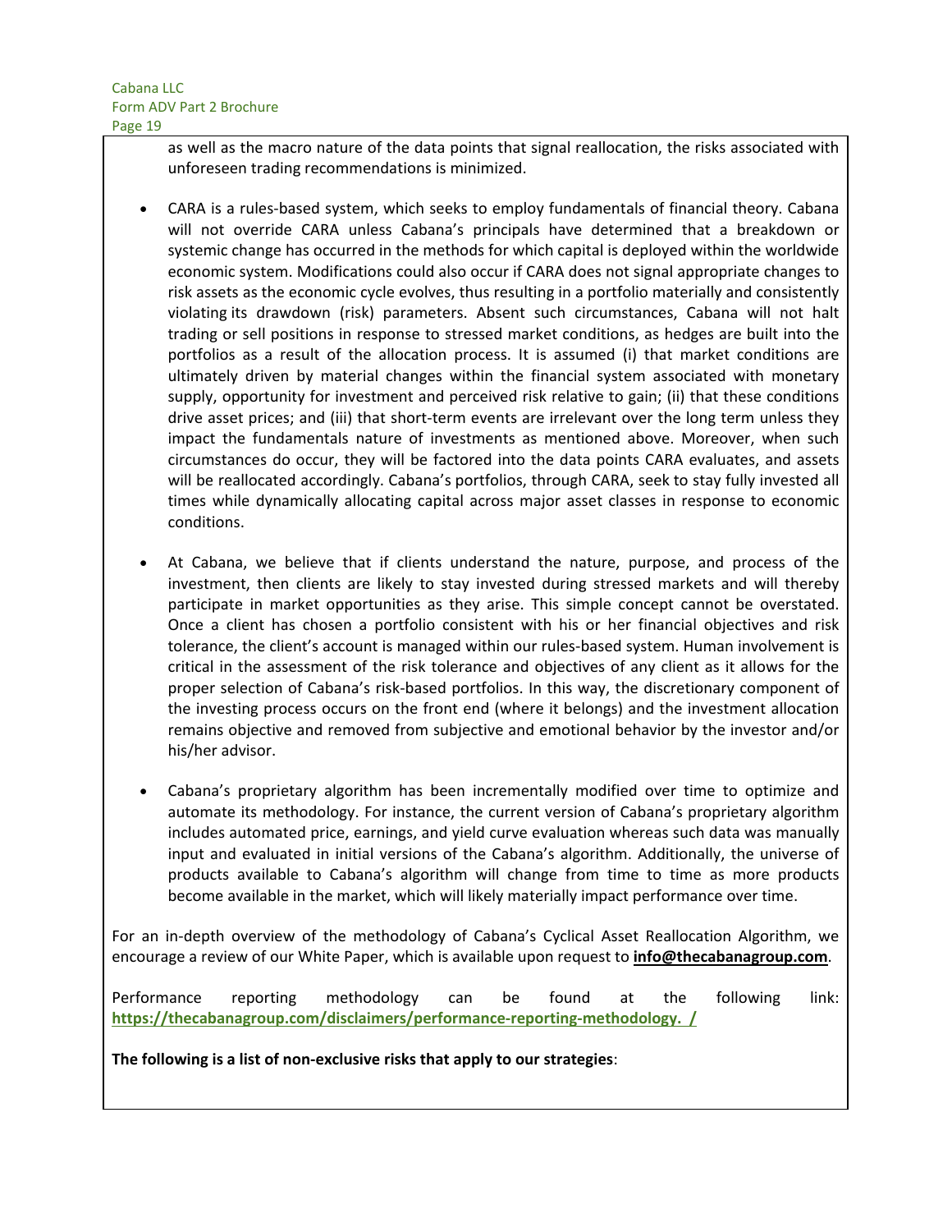as well as the macro nature of the data points that signal reallocation, the risks associated with unforeseen trading recommendations is minimized.

- CARA is a rules-based system, which seeks to employ fundamentals of financial theory. Cabana will not override CARA unless Cabana's principals have determined that a breakdown or systemic change has occurred in the methods for which capital is deployed within the worldwide economic system. Modifications could also occur if CARA does not signal appropriate changes to risk assets as the economic cycle evolves, thus resulting in a portfolio materially and consistently violating its drawdown (risk) parameters. Absent such circumstances, Cabana will not halt trading or sell positions in response to stressed market conditions, as hedges are built into the portfolios as a result of the allocation process. It is assumed (i) that market conditions are ultimately driven by material changes within the financial system associated with monetary supply, opportunity for investment and perceived risk relative to gain; (ii) that these conditions drive asset prices; and (iii) that short-term events are irrelevant over the long term unless they impact the fundamentals nature of investments as mentioned above. Moreover, when such circumstances do occur, they will be factored into the data points CARA evaluates, and assets will be reallocated accordingly. Cabana's portfolios, through CARA, seek to stay fully invested all times while dynamically allocating capital across major asset classes in response to economic conditions.

- At Cabana, we believe that if clients understand the nature, purpose, and process of the investment, then clients are likely to stay invested during stressed markets and will thereby participate in market opportunities as they arise. This simple concept cannot be overstated. Once a client has chosen a portfolio consistent with his or her financial objectives and risk tolerance, the client's account is managed within our rules-based system. Human involvement is critical in the assessment of the risk tolerance and objectives of any client as it allows for the proper selection of Cabana's risk-based portfolios. In this way, the discretionary component of the investing process occurs on the front end (where it belongs) and the investment allocation remains objective and removed from subjective and emotional behavior by the investor and/or his/her advisor.

- Cabana's proprietary algorithm has been incrementally modified over time to optimize and automate its methodology. For instance, the current version of Cabana's proprietary algorithm includes automated price, earnings, and yield curve evaluation whereas such data was manually input and evaluated in initial versions of the Cabana's algorithm. Additionally, the universe of products available to Cabana's algorithm will change from time to time as more products become available in the market, which will likely materially impact performance over time.

For an in-depth overview of the methodology of Cabana's Cyclical Asset Reallocation Algorithm, we encourage a review of our White Paper, which is available upon request to **info@thecabanagroup.com**.

Performance reporting methodology can be found at the following link: **https://thecabanagroup.com/disclaimers/performance-reporting-methodology. /**

**The following is a list of non-exclusive risks that apply to our strategies**: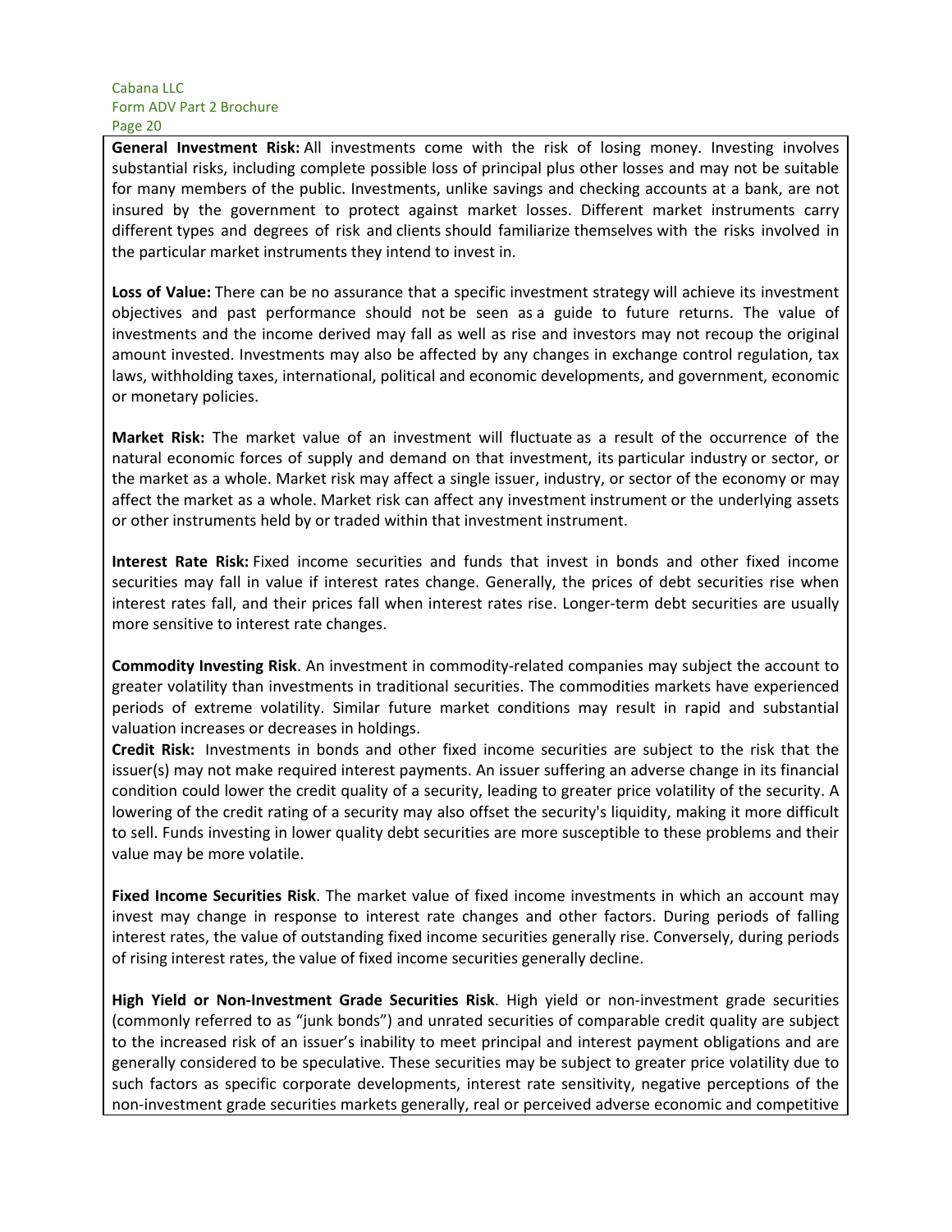**General Investment Risk:** All investments come with the risk of losing money. Investing involves substantial risks, including complete possible loss of principal plus other losses and may not be suitable for many members of the public. Investments, unlike savings and checking accounts at a bank, are not insured by the government to protect against market losses. Different market instruments carry different types and degrees of risk and clients should familiarize themselves with the risks involved in the particular market instruments they intend to invest in.

**Loss of Value:** There can be no assurance that a specific investment strategy will achieve its investment objectives and past performance should not be seen as a guide to future returns. The value of investments and the income derived may fall as well as rise and investors may not recoup the original amount invested. Investments may also be affected by any changes in exchange control regulation, tax laws, withholding taxes, international, political and economic developments, and government, economic or monetary policies.

**Market Risk:** The market value of an investment will fluctuate as a result of the occurrence of the natural economic forces of supply and demand on that investment, its particular industry or sector, or the market as a whole. Market risk may affect a single issuer, industry, or sector of the economy or may affect the market as a whole. Market risk can affect any investment instrument or the underlying assets or other instruments held by or traded within that investment instrument.

**Interest Rate Risk:** Fixed income securities and funds that invest in bonds and other fixed income securities may fall in value if interest rates change. Generally, the prices of debt securities rise when interest rates fall, and their prices fall when interest rates rise. Longer-term debt securities are usually more sensitive to interest rate changes.

**Commodity Investing Risk**. An investment in commodity-related companies may subject the account to greater volatility than investments in traditional securities. The commodities markets have experienced periods of extreme volatility. Similar future market conditions may result in rapid and substantial valuation increases or decreases in holdings.

**Credit Risk:** Investments in bonds and other fixed income securities are subject to the risk that the issuer(s) may not make required interest payments. An issuer suffering an adverse change in its financial condition could lower the credit quality of a security, leading to greater price volatility of the security. A lowering of the credit rating of a security may also offset the security's liquidity, making it more difficult to sell. Funds investing in lower quality debt securities are more susceptible to these problems and their value may be more volatile.

**Fixed Income Securities Risk**. The market value of fixed income investments in which an account may invest may change in response to interest rate changes and other factors. During periods of falling interest rates, the value of outstanding fixed income securities generally rise. Conversely, during periods of rising interest rates, the value of fixed income securities generally decline.

**High Yield or Non-Investment Grade Securities Risk**. High yield or non-investment grade securities (commonly referred to as "junk bonds") and unrated securities of comparable credit quality are subject to the increased risk of an issuer's inability to meet principal and interest payment obligations and are generally considered to be speculative. These securities may be subject to greater price volatility due to such factors as specific corporate developments, interest rate sensitivity, negative perceptions of the non-investment grade securities markets generally, real or perceived adverse economic and competitive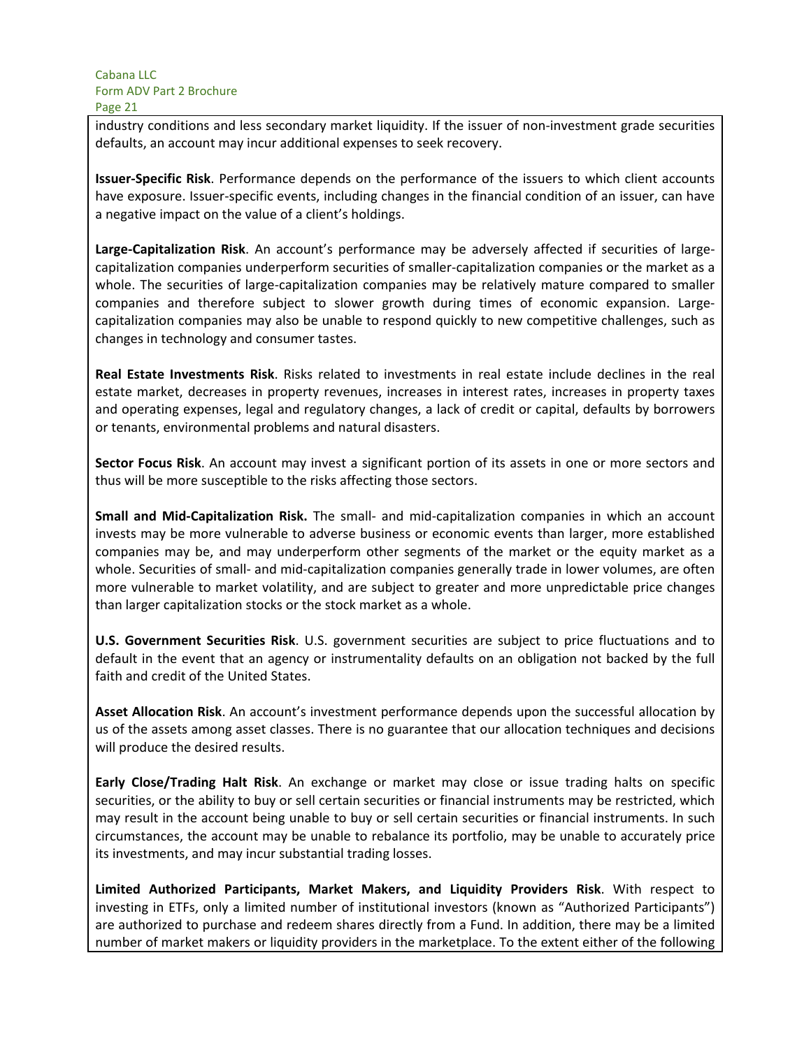industry conditions and less secondary market liquidity. If the issuer of non-investment grade securities defaults, an account may incur additional expenses to seek recovery.

**Issuer-Specific Risk**. Performance depends on the performance of the issuers to which client accounts have exposure. Issuer-specific events, including changes in the financial condition of an issuer, can have a negative impact on the value of a client's holdings.

**Large-Capitalization Risk**. An account's performance may be adversely affected if securities of large-capitalization companies underperform securities of smaller-capitalization companies or the market as a whole. The securities of large-capitalization companies may be relatively mature compared to smaller companies and therefore subject to slower growth during times of economic expansion. Large-capitalization companies may also be unable to respond quickly to new competitive challenges, such as changes in technology and consumer tastes.

**Real Estate Investments Risk**. Risks related to investments in real estate include declines in the real estate market, decreases in property revenues, increases in interest rates, increases in property taxes and operating expenses, legal and regulatory changes, a lack of credit or capital, defaults by borrowers or tenants, environmental problems and natural disasters.

**Sector Focus Risk**. An account may invest a significant portion of its assets in one or more sectors and thus will be more susceptible to the risks affecting those sectors.

**Small and Mid-Capitalization Risk.** The small- and mid-capitalization companies in which an account invests may be more vulnerable to adverse business or economic events than larger, more established companies may be, and may underperform other segments of the market or the equity market as a whole. Securities of small- and mid-capitalization companies generally trade in lower volumes, are often more vulnerable to market volatility, and are subject to greater and more unpredictable price changes than larger capitalization stocks or the stock market as a whole.

**U.S. Government Securities Risk**. U.S. government securities are subject to price fluctuations and to default in the event that an agency or instrumentality defaults on an obligation not backed by the full faith and credit of the United States.

**Asset Allocation Risk**. An account's investment performance depends upon the successful allocation by us of the assets among asset classes. There is no guarantee that our allocation techniques and decisions will produce the desired results.

**Early Close/Trading Halt Risk**. An exchange or market may close or issue trading halts on specific securities, or the ability to buy or sell certain securities or financial instruments may be restricted, which may result in the account being unable to buy or sell certain securities or financial instruments. In such circumstances, the account may be unable to rebalance its portfolio, may be unable to accurately price its investments, and may incur substantial trading losses.

**Limited Authorized Participants, Market Makers, and Liquidity Providers Risk**. With respect to investing in ETFs, only a limited number of institutional investors (known as "Authorized Participants") are authorized to purchase and redeem shares directly from a Fund. In addition, there may be a limited number of market makers or liquidity providers in the marketplace. To the extent either of the following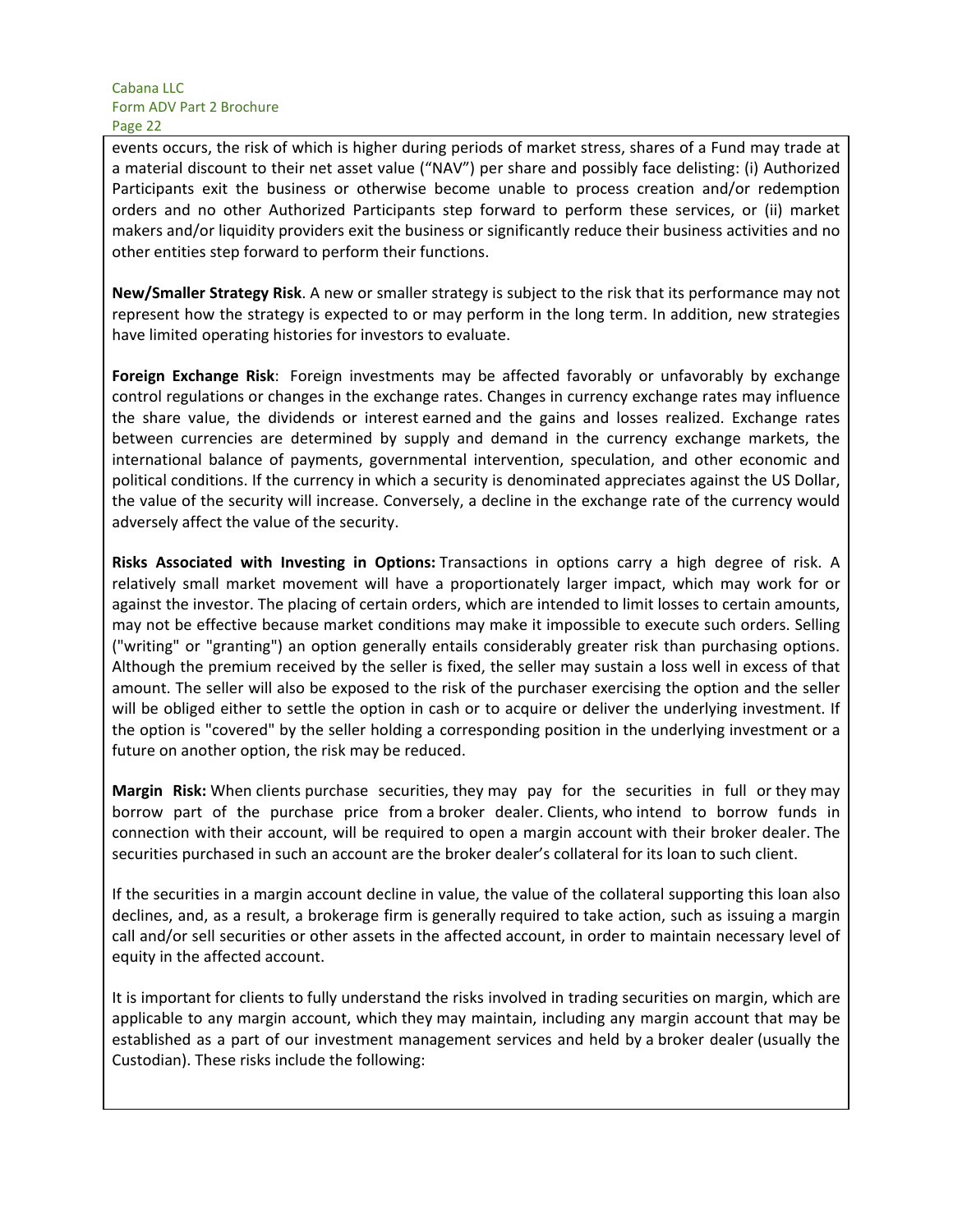events occurs, the risk of which is higher during periods of market stress, shares of a Fund may trade at a material discount to their net asset value ("NAV") per share and possibly face delisting: (i) Authorized Participants exit the business or otherwise become unable to process creation and/or redemption orders and no other Authorized Participants step forward to perform these services, or (ii) market makers and/or liquidity providers exit the business or significantly reduce their business activities and no other entities step forward to perform their functions.

**New/Smaller Strategy Risk**. A new or smaller strategy is subject to the risk that its performance may not represent how the strategy is expected to or may perform in the long term. In addition, new strategies have limited operating histories for investors to evaluate.

**Foreign Exchange Risk**: Foreign investments may be affected favorably or unfavorably by exchange control regulations or changes in the exchange rates. Changes in currency exchange rates may influence the share value, the dividends or interest earned and the gains and losses realized. Exchange rates between currencies are determined by supply and demand in the currency exchange markets, the international balance of payments, governmental intervention, speculation, and other economic and political conditions. If the currency in which a security is denominated appreciates against the US Dollar, the value of the security will increase. Conversely, a decline in the exchange rate of the currency would adversely affect the value of the security.

**Risks Associated with Investing in Options:** Transactions in options carry a high degree of risk. A relatively small market movement will have a proportionately larger impact, which may work for or against the investor. The placing of certain orders, which are intended to limit losses to certain amounts, may not be effective because market conditions may make it impossible to execute such orders. Selling ("writing" or "granting") an option generally entails considerably greater risk than purchasing options. Although the premium received by the seller is fixed, the seller may sustain a loss well in excess of that amount. The seller will also be exposed to the risk of the purchaser exercising the option and the seller will be obliged either to settle the option in cash or to acquire or deliver the underlying investment. If the option is "covered" by the seller holding a corresponding position in the underlying investment or a future on another option, the risk may be reduced.

**Margin Risk:** When clients purchase securities, they may pay for the securities in full or they may borrow part of the purchase price from a broker dealer. Clients, who intend to borrow funds in connection with their account, will be required to open a margin account with their broker dealer. The securities purchased in such an account are the broker dealer's collateral for its loan to such client.

If the securities in a margin account decline in value, the value of the collateral supporting this loan also declines, and, as a result, a brokerage firm is generally required to take action, such as issuing a margin call and/or sell securities or other assets in the affected account, in order to maintain necessary level of equity in the affected account.

It is important for clients to fully understand the risks involved in trading securities on margin, which are applicable to any margin account, which they may maintain, including any margin account that may be established as a part of our investment management services and held by a broker dealer (usually the Custodian). These risks include the following: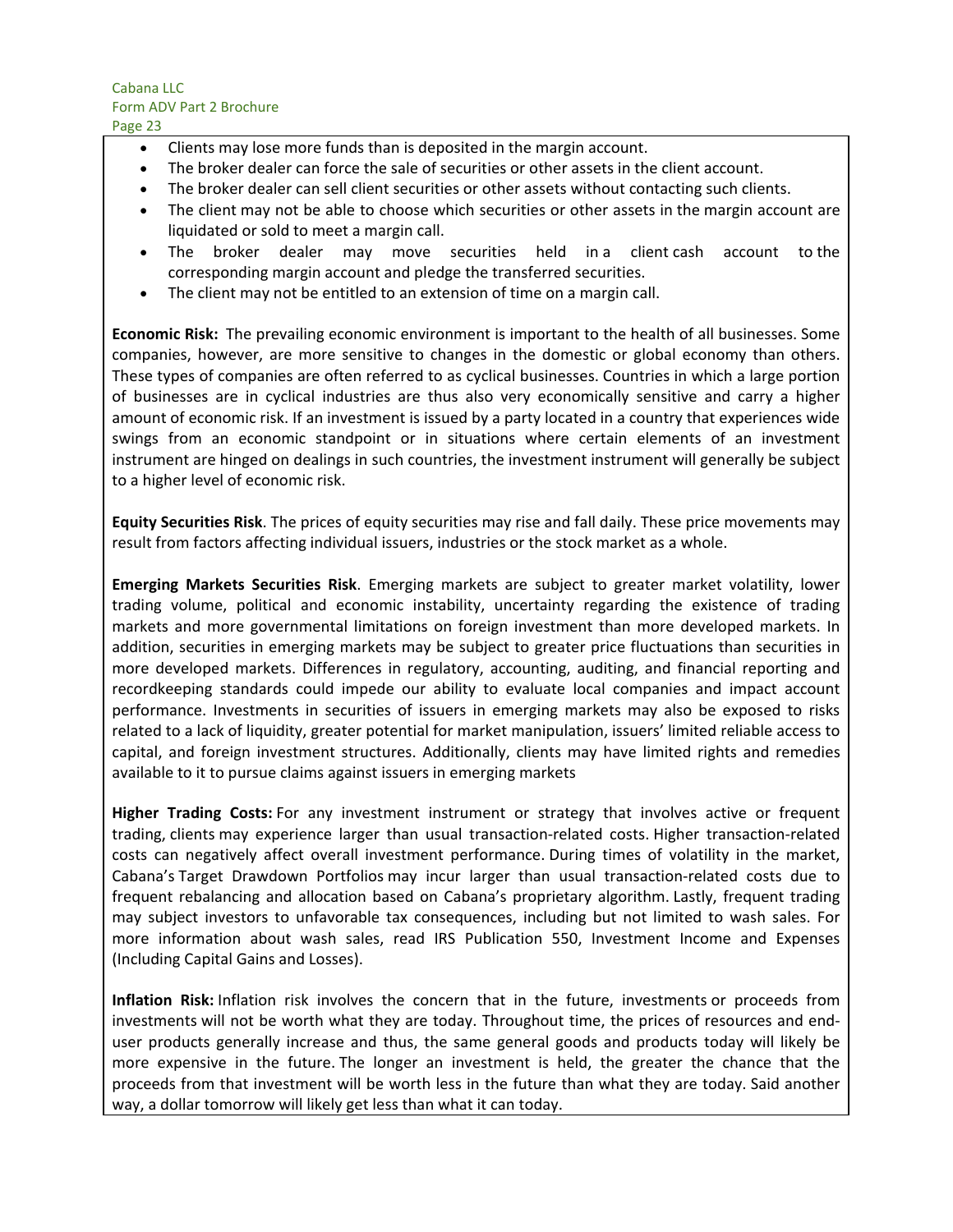- Clients may lose more funds than is deposited in the margin account.
- The broker dealer can force the sale of securities or other assets in the client account.
- The broker dealer can sell client securities or other assets without contacting such clients.
- The client may not be able to choose which securities or other assets in the margin account are liquidated or sold to meet a margin call.
- The broker dealer may move securities held in a client cash account to the corresponding margin account and pledge the transferred securities.
- The client may not be entitled to an extension of time on a margin call.

**Economic Risk:** The prevailing economic environment is important to the health of all businesses. Some companies, however, are more sensitive to changes in the domestic or global economy than others. These types of companies are often referred to as cyclical businesses. Countries in which a large portion of businesses are in cyclical industries are thus also very economically sensitive and carry a higher amount of economic risk. If an investment is issued by a party located in a country that experiences wide swings from an economic standpoint or in situations where certain elements of an investment instrument are hinged on dealings in such countries, the investment instrument will generally be subject to a higher level of economic risk.

**Equity Securities Risk**. The prices of equity securities may rise and fall daily. These price movements may result from factors affecting individual issuers, industries or the stock market as a whole.

**Emerging Markets Securities Risk**. Emerging markets are subject to greater market volatility, lower trading volume, political and economic instability, uncertainty regarding the existence of trading markets and more governmental limitations on foreign investment than more developed markets. In addition, securities in emerging markets may be subject to greater price fluctuations than securities in more developed markets. Differences in regulatory, accounting, auditing, and financial reporting and recordkeeping standards could impede our ability to evaluate local companies and impact account performance. Investments in securities of issuers in emerging markets may also be exposed to risks related to a lack of liquidity, greater potential for market manipulation, issuers' limited reliable access to capital, and foreign investment structures. Additionally, clients may have limited rights and remedies available to it to pursue claims against issuers in emerging markets

**Higher Trading Costs:** For any investment instrument or strategy that involves active or frequent trading, clients may experience larger than usual transaction-related costs. Higher transaction-related costs can negatively affect overall investment performance. During times of volatility in the market, Cabana's Target Drawdown Portfolios may incur larger than usual transaction-related costs due to frequent rebalancing and allocation based on Cabana's proprietary algorithm. Lastly, frequent trading may subject investors to unfavorable tax consequences, including but not limited to wash sales. For more information about wash sales, read IRS Publication 550, Investment Income and Expenses (Including Capital Gains and Losses).

**Inflation Risk:** Inflation risk involves the concern that in the future, investments or proceeds from investments will not be worth what they are today. Throughout time, the prices of resources and end-user products generally increase and thus, the same general goods and products today will likely be more expensive in the future. The longer an investment is held, the greater the chance that the proceeds from that investment will be worth less in the future than what they are today. Said another way, a dollar tomorrow will likely get less than what it can today.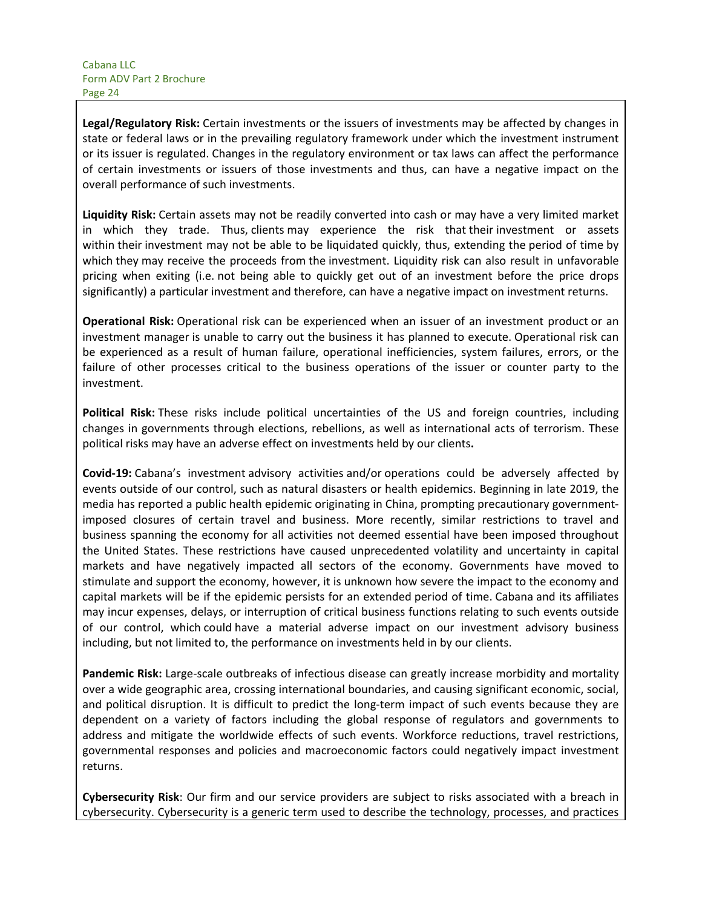**Legal/Regulatory Risk:** Certain investments or the issuers of investments may be affected by changes in state or federal laws or in the prevailing regulatory framework under which the investment instrument or its issuer is regulated. Changes in the regulatory environment or tax laws can affect the performance of certain investments or issuers of those investments and thus, can have a negative impact on the overall performance of such investments.

**Liquidity Risk:** Certain assets may not be readily converted into cash or may have a very limited market in which they trade. Thus, clients may experience the risk that their investment or assets within their investment may not be able to be liquidated quickly, thus, extending the period of time by which they may receive the proceeds from the investment. Liquidity risk can also result in unfavorable pricing when exiting (i.e. not being able to quickly get out of an investment before the price drops significantly) a particular investment and therefore, can have a negative impact on investment returns.

**Operational Risk:** Operational risk can be experienced when an issuer of an investment product or an investment manager is unable to carry out the business it has planned to execute. Operational risk can be experienced as a result of human failure, operational inefficiencies, system failures, errors, or the failure of other processes critical to the business operations of the issuer or counter party to the investment.

**Political Risk:** These risks include political uncertainties of the US and foreign countries, including changes in governments through elections, rebellions, as well as international acts of terrorism. These political risks may have an adverse effect on investments held by our clients**.**

**Covid-19:** Cabana's investment advisory activities and/or operations could be adversely affected by events outside of our control, such as natural disasters or health epidemics. Beginning in late 2019, the media has reported a public health epidemic originating in China, prompting precautionary government-imposed closures of certain travel and business. More recently, similar restrictions to travel and business spanning the economy for all activities not deemed essential have been imposed throughout the United States. These restrictions have caused unprecedented volatility and uncertainty in capital markets and have negatively impacted all sectors of the economy. Governments have moved to stimulate and support the economy, however, it is unknown how severe the impact to the economy and capital markets will be if the epidemic persists for an extended period of time. Cabana and its affiliates may incur expenses, delays, or interruption of critical business functions relating to such events outside of our control, which could have a material adverse impact on our investment advisory business including, but not limited to, the performance on investments held in by our clients.

**Pandemic Risk:** Large-scale outbreaks of infectious disease can greatly increase morbidity and mortality over a wide geographic area, crossing international boundaries, and causing significant economic, social, and political disruption. It is difficult to predict the long-term impact of such events because they are dependent on a variety of factors including the global response of regulators and governments to address and mitigate the worldwide effects of such events. Workforce reductions, travel restrictions, governmental responses and policies and macroeconomic factors could negatively impact investment returns.

**Cybersecurity Risk**: Our firm and our service providers are subject to risks associated with a breach in cybersecurity. Cybersecurity is a generic term used to describe the technology, processes, and practices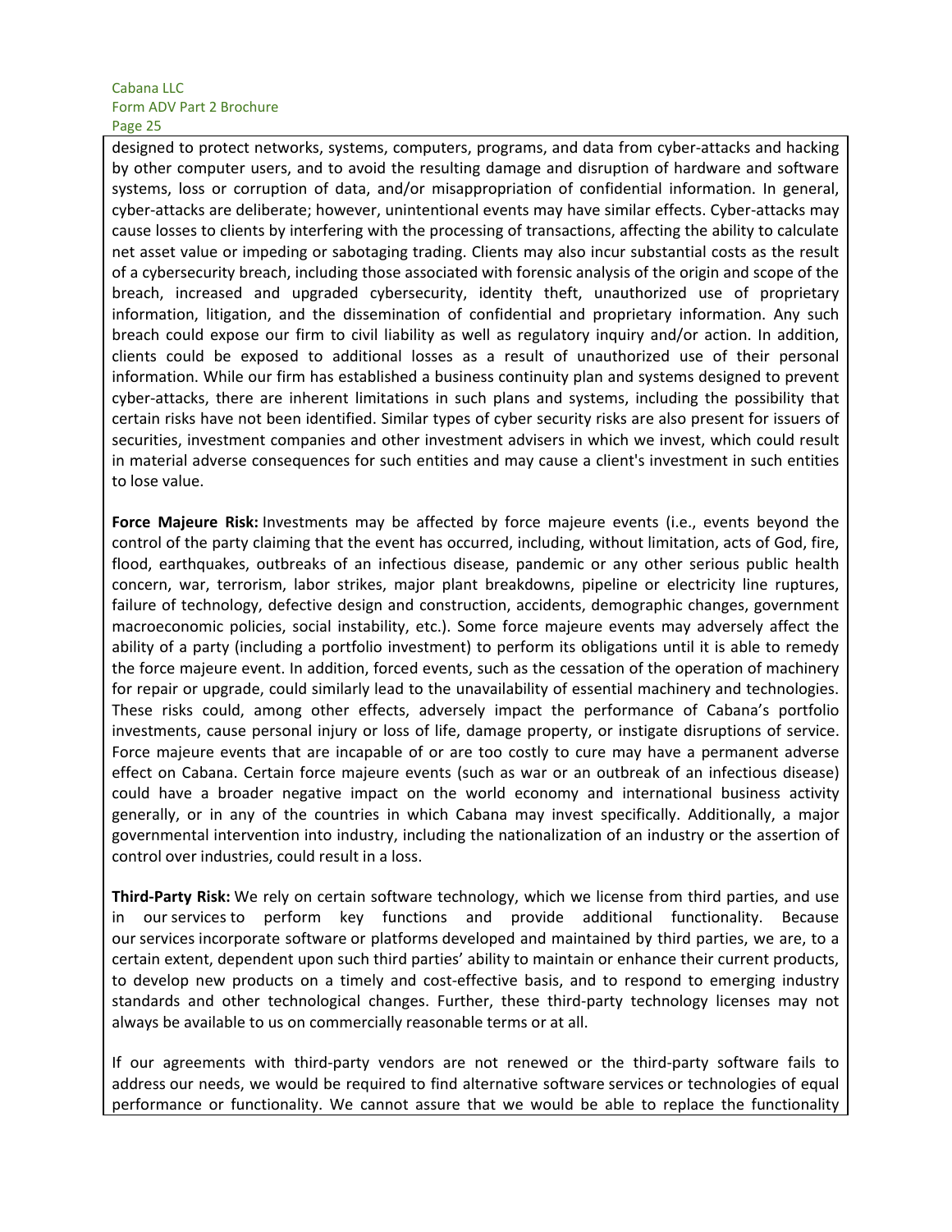designed to protect networks, systems, computers, programs, and data from cyber-attacks and hacking by other computer users, and to avoid the resulting damage and disruption of hardware and software systems, loss or corruption of data, and/or misappropriation of confidential information. In general, cyber-attacks are deliberate; however, unintentional events may have similar effects. Cyber-attacks may cause losses to clients by interfering with the processing of transactions, affecting the ability to calculate net asset value or impeding or sabotaging trading. Clients may also incur substantial costs as the result of a cybersecurity breach, including those associated with forensic analysis of the origin and scope of the breach, increased and upgraded cybersecurity, identity theft, unauthorized use of proprietary information, litigation, and the dissemination of confidential and proprietary information. Any such breach could expose our firm to civil liability as well as regulatory inquiry and/or action. In addition, clients could be exposed to additional losses as a result of unauthorized use of their personal information. While our firm has established a business continuity plan and systems designed to prevent cyber-attacks, there are inherent limitations in such plans and systems, including the possibility that certain risks have not been identified. Similar types of cyber security risks are also present for issuers of securities, investment companies and other investment advisers in which we invest, which could result in material adverse consequences for such entities and may cause a client's investment in such entities to lose value.

**Force Majeure Risk:** Investments may be affected by force majeure events (i.e., events beyond the control of the party claiming that the event has occurred, including, without limitation, acts of God, fire, flood, earthquakes, outbreaks of an infectious disease, pandemic or any other serious public health concern, war, terrorism, labor strikes, major plant breakdowns, pipeline or electricity line ruptures, failure of technology, defective design and construction, accidents, demographic changes, government macroeconomic policies, social instability, etc.). Some force majeure events may adversely affect the ability of a party (including a portfolio investment) to perform its obligations until it is able to remedy the force majeure event. In addition, forced events, such as the cessation of the operation of machinery for repair or upgrade, could similarly lead to the unavailability of essential machinery and technologies. These risks could, among other effects, adversely impact the performance of Cabana's portfolio investments, cause personal injury or loss of life, damage property, or instigate disruptions of service. Force majeure events that are incapable of or are too costly to cure may have a permanent adverse effect on Cabana. Certain force majeure events (such as war or an outbreak of an infectious disease) could have a broader negative impact on the world economy and international business activity generally, or in any of the countries in which Cabana may invest specifically. Additionally, a major governmental intervention into industry, including the nationalization of an industry or the assertion of control over industries, could result in a loss.

**Third-Party Risk:** We rely on certain software technology, which we license from third parties, and use in our services to perform key functions and provide additional functionality. Because our services incorporate software or platforms developed and maintained by third parties, we are, to a certain extent, dependent upon such third parties' ability to maintain or enhance their current products, to develop new products on a timely and cost-effective basis, and to respond to emerging industry standards and other technological changes. Further, these third-party technology licenses may not always be available to us on commercially reasonable terms or at all.

If our agreements with third-party vendors are not renewed or the third-party software fails to address our needs, we would be required to find alternative software services or technologies of equal performance or functionality. We cannot assure that we would be able to replace the functionality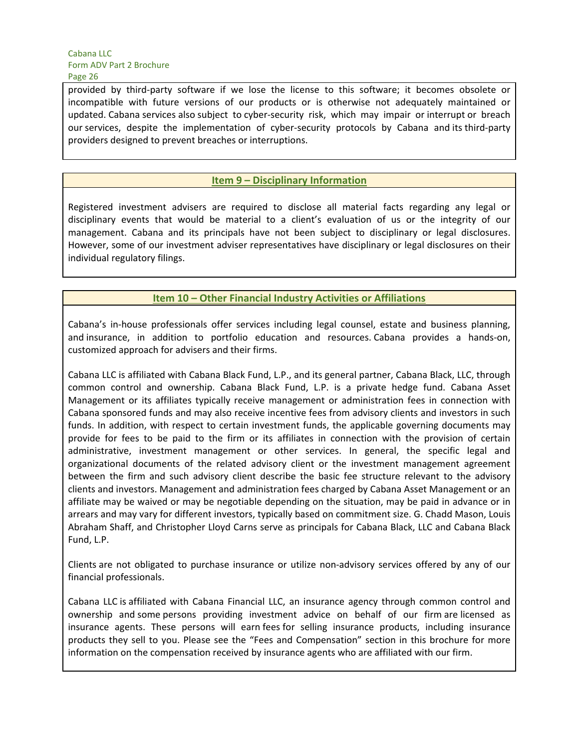provided by third-party software if we lose the license to this software; it becomes obsolete or incompatible with future versions of our products or is otherwise not adequately maintained or updated. Cabana services also subject to cyber-security risk, which may impair or interrupt or breach our services, despite the implementation of cyber-security protocols by Cabana and its third-party providers designed to prevent breaches or interruptions.

## Item 9 – Disciplinary Information

Registered investment advisers are required to disclose all material facts regarding any legal or disciplinary events that would be material to a client's evaluation of us or the integrity of our management. Cabana and its principals have not been subject to disciplinary or legal disclosures. However, some of our investment adviser representatives have disciplinary or legal disclosures on their individual regulatory filings.

## Item 10 – Other Financial Industry Activities or Affiliations

Cabana's in-house professionals offer services including legal counsel, estate and business planning, and insurance, in addition to portfolio education and resources. Cabana provides a hands-on, customized approach for advisers and their firms.

Cabana LLC is affiliated with Cabana Black Fund, L.P., and its general partner, Cabana Black, LLC, through common control and ownership. Cabana Black Fund, L.P. is a private hedge fund. Cabana Asset Management or its affiliates typically receive management or administration fees in connection with Cabana sponsored funds and may also receive incentive fees from advisory clients and investors in such funds. In addition, with respect to certain investment funds, the applicable governing documents may provide for fees to be paid to the firm or its affiliates in connection with the provision of certain administrative, investment management or other services. In general, the specific legal and organizational documents of the related advisory client or the investment management agreement between the firm and such advisory client describe the basic fee structure relevant to the advisory clients and investors. Management and administration fees charged by Cabana Asset Management or an affiliate may be waived or may be negotiable depending on the situation, may be paid in advance or in arrears and may vary for different investors, typically based on commitment size. G. Chadd Mason, Louis Abraham Shaff, and Christopher Lloyd Carns serve as principals for Cabana Black, LLC and Cabana Black Fund, L.P.

Clients are not obligated to purchase insurance or utilize non-advisory services offered by any of our financial professionals.

Cabana LLC is affiliated with Cabana Financial LLC, an insurance agency through common control and ownership and some persons providing investment advice on behalf of our firm are licensed as insurance agents. These persons will earn fees for selling insurance products, including insurance products they sell to you. Please see the "Fees and Compensation" section in this brochure for more information on the compensation received by insurance agents who are affiliated with our firm.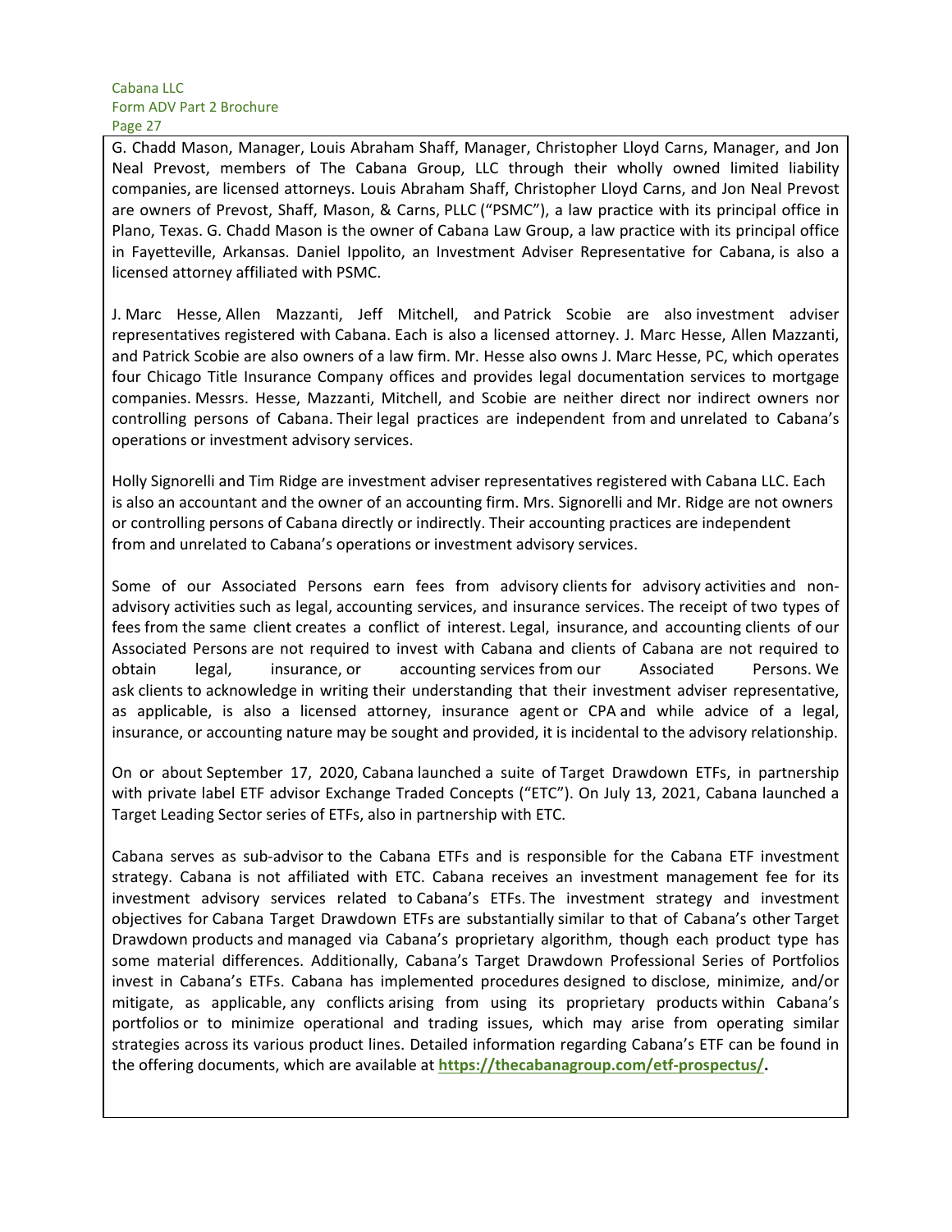G. Chadd Mason, Manager, Louis Abraham Shaff, Manager, Christopher Lloyd Carns, Manager, and Jon Neal Prevost, members of The Cabana Group, LLC through their wholly owned limited liability companies, are licensed attorneys. Louis Abraham Shaff, Christopher Lloyd Carns, and Jon Neal Prevost are owners of Prevost, Shaff, Mason, & Carns, PLLC ("PSMC"), a law practice with its principal office in Plano, Texas. G. Chadd Mason is the owner of Cabana Law Group, a law practice with its principal office in Fayetteville, Arkansas. Daniel Ippolito, an Investment Adviser Representative for Cabana, is also a licensed attorney affiliated with PSMC.

J. Marc Hesse, Allen Mazzanti, Jeff Mitchell, and Patrick Scobie are also investment adviser representatives registered with Cabana. Each is also a licensed attorney. J. Marc Hesse, Allen Mazzanti, and Patrick Scobie are also owners of a law firm. Mr. Hesse also owns J. Marc Hesse, PC, which operates four Chicago Title Insurance Company offices and provides legal documentation services to mortgage companies. Messrs. Hesse, Mazzanti, Mitchell, and Scobie are neither direct nor indirect owners nor controlling persons of Cabana. Their legal practices are independent from and unrelated to Cabana's operations or investment advisory services.

Holly Signorelli and Tim Ridge are investment adviser representatives registered with Cabana LLC. Each is also an accountant and the owner of an accounting firm. Mrs. Signorelli and Mr. Ridge are not owners or controlling persons of Cabana directly or indirectly. Their accounting practices are independent from and unrelated to Cabana's operations or investment advisory services.

Some of our Associated Persons earn fees from advisory clients for advisory activities and non-advisory activities such as legal, accounting services, and insurance services. The receipt of two types of fees from the same client creates a conflict of interest. Legal, insurance, and accounting clients of our Associated Persons are not required to invest with Cabana and clients of Cabana are not required to obtain legal, insurance, or accounting services from our Associated Persons. We ask clients to acknowledge in writing their understanding that their investment adviser representative, as applicable, is also a licensed attorney, insurance agent or CPA and while advice of a legal, insurance, or accounting nature may be sought and provided, it is incidental to the advisory relationship.

On or about September 17, 2020, Cabana launched a suite of Target Drawdown ETFs, in partnership with private label ETF advisor Exchange Traded Concepts ("ETC"). On July 13, 2021, Cabana launched a Target Leading Sector series of ETFs, also in partnership with ETC.

Cabana serves as sub-advisor to the Cabana ETFs and is responsible for the Cabana ETF investment strategy. Cabana is not affiliated with ETC. Cabana receives an investment management fee for its investment advisory services related to Cabana's ETFs. The investment strategy and investment objectives for Cabana Target Drawdown ETFs are substantially similar to that of Cabana's other Target Drawdown products and managed via Cabana's proprietary algorithm, though each product type has some material differences. Additionally, Cabana's Target Drawdown Professional Series of Portfolios invest in Cabana's ETFs. Cabana has implemented procedures designed to disclose, minimize, and/or mitigate, as applicable, any conflicts arising from using its proprietary products within Cabana's portfolios or to minimize operational and trading issues, which may arise from operating similar strategies across its various product lines. Detailed information regarding Cabana's ETF can be found in the offering documents, which are available at **https://thecabanagroup.com/etf-prospectus/.**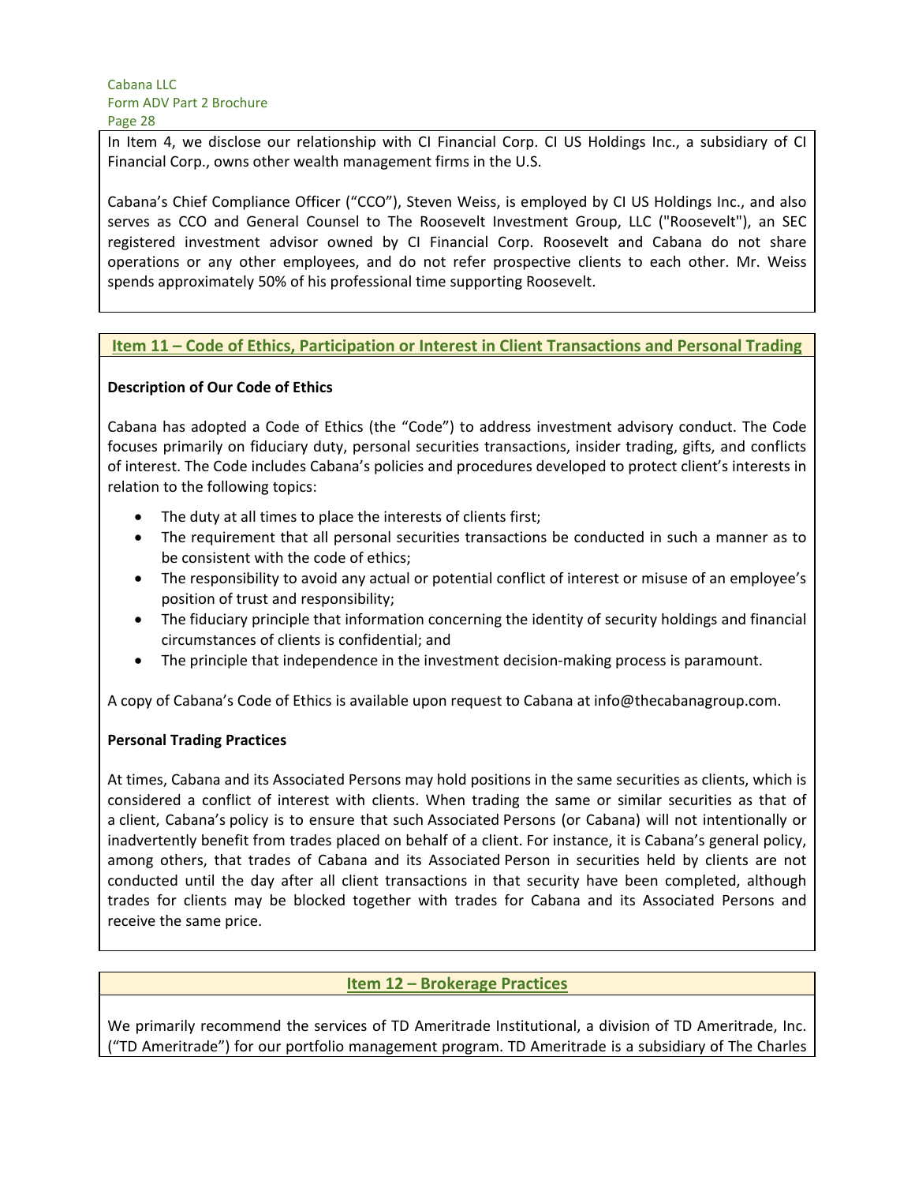In Item 4, we disclose our relationship with CI Financial Corp. CI US Holdings Inc., a subsidiary of CI Financial Corp., owns other wealth management firms in the U.S.

Cabana's Chief Compliance Officer ("CCO"), Steven Weiss, is employed by CI US Holdings Inc., and also serves as CCO and General Counsel to The Roosevelt Investment Group, LLC ("Roosevelt"), an SEC registered investment advisor owned by CI Financial Corp. Roosevelt and Cabana do not share operations or any other employees, and do not refer prospective clients to each other. Mr. Weiss spends approximately 50% of his professional time supporting Roosevelt.

## Item 11 – Code of Ethics, Participation or Interest in Client Transactions and Personal Trading

**Description of Our Code of Ethics**

Cabana has adopted a Code of Ethics (the "Code") to address investment advisory conduct. The Code focuses primarily on fiduciary duty, personal securities transactions, insider trading, gifts, and conflicts of interest. The Code includes Cabana's policies and procedures developed to protect client's interests in relation to the following topics:

- The duty at all times to place the interests of clients first;
- The requirement that all personal securities transactions be conducted in such a manner as to be consistent with the code of ethics;
- The responsibility to avoid any actual or potential conflict of interest or misuse of an employee's position of trust and responsibility;
- The fiduciary principle that information concerning the identity of security holdings and financial circumstances of clients is confidential; and
- The principle that independence in the investment decision-making process is paramount.

A copy of Cabana's Code of Ethics is available upon request to Cabana at info@thecabanagroup.com.

**Personal Trading Practices**

At times, Cabana and its Associated Persons may hold positions in the same securities as clients, which is considered a conflict of interest with clients. When trading the same or similar securities as that of a client, Cabana's policy is to ensure that such Associated Persons (or Cabana) will not intentionally or inadvertently benefit from trades placed on behalf of a client. For instance, it is Cabana's general policy, among others, that trades of Cabana and its Associated Person in securities held by clients are not conducted until the day after all client transactions in that security have been completed, although trades for clients may be blocked together with trades for Cabana and its Associated Persons and receive the same price.

## Item 12 – Brokerage Practices

We primarily recommend the services of TD Ameritrade Institutional, a division of TD Ameritrade, Inc. ("TD Ameritrade") for our portfolio management program. TD Ameritrade is a subsidiary of The Charles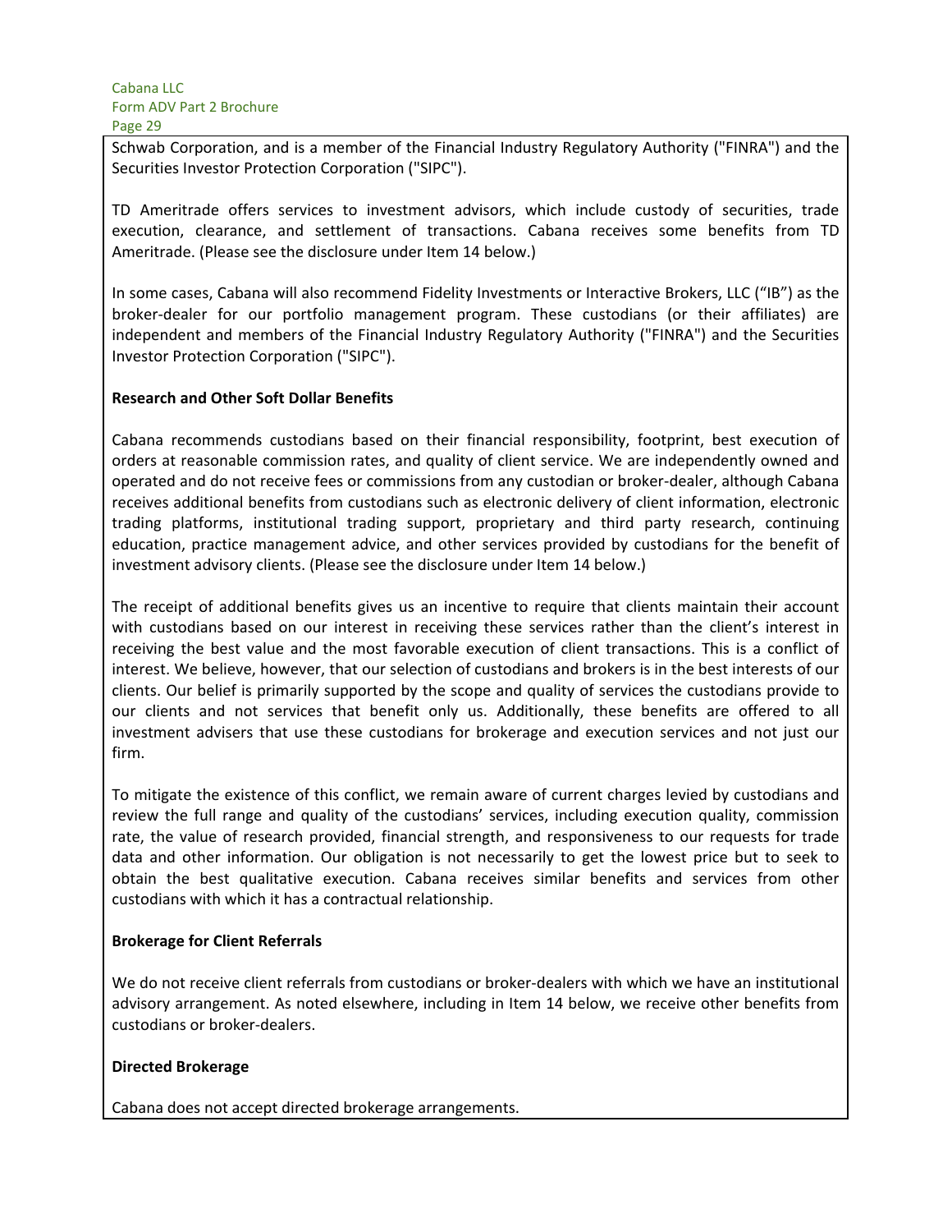Schwab Corporation, and is a member of the Financial Industry Regulatory Authority ("FINRA") and the Securities Investor Protection Corporation ("SIPC").

TD Ameritrade offers services to investment advisors, which include custody of securities, trade execution, clearance, and settlement of transactions. Cabana receives some benefits from TD Ameritrade. (Please see the disclosure under Item 14 below.)

In some cases, Cabana will also recommend Fidelity Investments or Interactive Brokers, LLC ("IB") as the broker-dealer for our portfolio management program. These custodians (or their affiliates) are independent and members of the Financial Industry Regulatory Authority ("FINRA") and the Securities Investor Protection Corporation ("SIPC").

**Research and Other Soft Dollar Benefits**

Cabana recommends custodians based on their financial responsibility, footprint, best execution of orders at reasonable commission rates, and quality of client service. We are independently owned and operated and do not receive fees or commissions from any custodian or broker-dealer, although Cabana receives additional benefits from custodians such as electronic delivery of client information, electronic trading platforms, institutional trading support, proprietary and third party research, continuing education, practice management advice, and other services provided by custodians for the benefit of investment advisory clients. (Please see the disclosure under Item 14 below.)

The receipt of additional benefits gives us an incentive to require that clients maintain their account with custodians based on our interest in receiving these services rather than the client's interest in receiving the best value and the most favorable execution of client transactions. This is a conflict of interest. We believe, however, that our selection of custodians and brokers is in the best interests of our clients. Our belief is primarily supported by the scope and quality of services the custodians provide to our clients and not services that benefit only us. Additionally, these benefits are offered to all investment advisers that use these custodians for brokerage and execution services and not just our firm.

To mitigate the existence of this conflict, we remain aware of current charges levied by custodians and review the full range and quality of the custodians' services, including execution quality, commission rate, the value of research provided, financial strength, and responsiveness to our requests for trade data and other information. Our obligation is not necessarily to get the lowest price but to seek to obtain the best qualitative execution. Cabana receives similar benefits and services from other custodians with which it has a contractual relationship.

**Brokerage for Client Referrals**

We do not receive client referrals from custodians or broker-dealers with which we have an institutional advisory arrangement. As noted elsewhere, including in Item 14 below, we receive other benefits from custodians or broker-dealers.

**Directed Brokerage**

Cabana does not accept directed brokerage arrangements.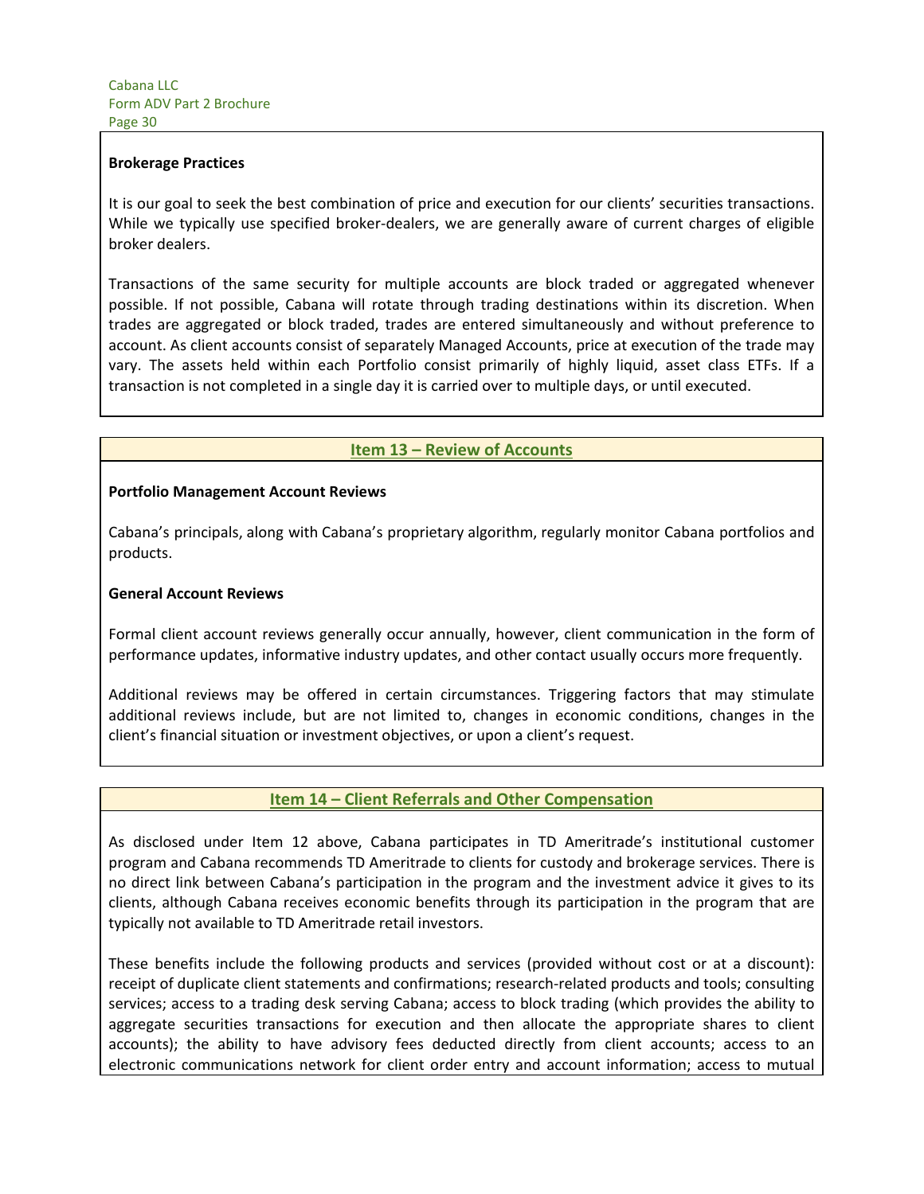**Brokerage Practices**

It is our goal to seek the best combination of price and execution for our clients' securities transactions. While we typically use specified broker-dealers, we are generally aware of current charges of eligible broker dealers.

Transactions of the same security for multiple accounts are block traded or aggregated whenever possible. If not possible, Cabana will rotate through trading destinations within its discretion. When trades are aggregated or block traded, trades are entered simultaneously and without preference to account. As client accounts consist of separately Managed Accounts, price at execution of the trade may vary. The assets held within each Portfolio consist primarily of highly liquid, asset class ETFs. If a transaction is not completed in a single day it is carried over to multiple days, or until executed.

## Item 13 – Review of Accounts

**Portfolio Management Account Reviews**

Cabana's principals, along with Cabana's proprietary algorithm, regularly monitor Cabana portfolios and products.

**General Account Reviews**

Formal client account reviews generally occur annually, however, client communication in the form of performance updates, informative industry updates, and other contact usually occurs more frequently.

Additional reviews may be offered in certain circumstances. Triggering factors that may stimulate additional reviews include, but are not limited to, changes in economic conditions, changes in the client's financial situation or investment objectives, or upon a client's request.

## Item 14 – Client Referrals and Other Compensation

As disclosed under Item 12 above, Cabana participates in TD Ameritrade's institutional customer program and Cabana recommends TD Ameritrade to clients for custody and brokerage services. There is no direct link between Cabana's participation in the program and the investment advice it gives to its clients, although Cabana receives economic benefits through its participation in the program that are typically not available to TD Ameritrade retail investors.

These benefits include the following products and services (provided without cost or at a discount): receipt of duplicate client statements and confirmations; research-related products and tools; consulting services; access to a trading desk serving Cabana; access to block trading (which provides the ability to aggregate securities transactions for execution and then allocate the appropriate shares to client accounts); the ability to have advisory fees deducted directly from client accounts; access to an electronic communications network for client order entry and account information; access to mutual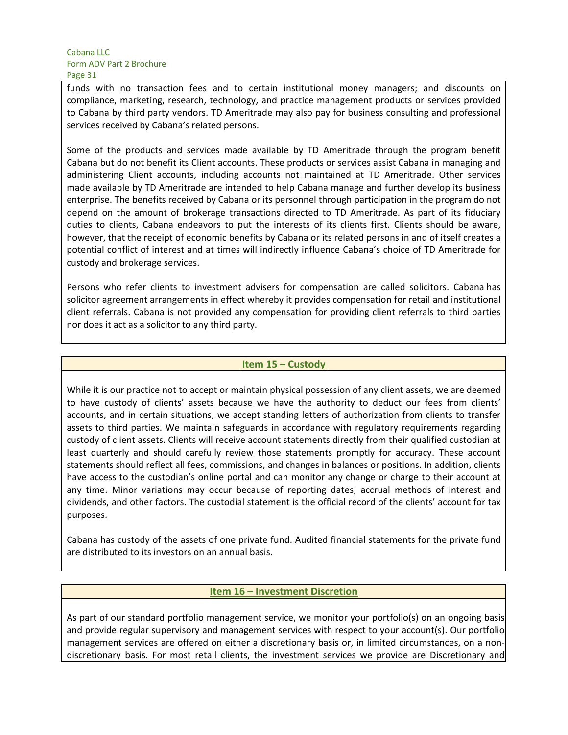funds with no transaction fees and to certain institutional money managers; and discounts on compliance, marketing, research, technology, and practice management products or services provided to Cabana by third party vendors. TD Ameritrade may also pay for business consulting and professional services received by Cabana's related persons.

Some of the products and services made available by TD Ameritrade through the program benefit Cabana but do not benefit its Client accounts. These products or services assist Cabana in managing and administering Client accounts, including accounts not maintained at TD Ameritrade. Other services made available by TD Ameritrade are intended to help Cabana manage and further develop its business enterprise. The benefits received by Cabana or its personnel through participation in the program do not depend on the amount of brokerage transactions directed to TD Ameritrade. As part of its fiduciary duties to clients, Cabana endeavors to put the interests of its clients first. Clients should be aware, however, that the receipt of economic benefits by Cabana or its related persons in and of itself creates a potential conflict of interest and at times will indirectly influence Cabana's choice of TD Ameritrade for custody and brokerage services.

Persons who refer clients to investment advisers for compensation are called solicitors. Cabana has solicitor agreement arrangements in effect whereby it provides compensation for retail and institutional client referrals. Cabana is not provided any compensation for providing client referrals to third parties nor does it act as a solicitor to any third party.

## Item 15 – Custody

While it is our practice not to accept or maintain physical possession of any client assets, we are deemed to have custody of clients' assets because we have the authority to deduct our fees from clients' accounts, and in certain situations, we accept standing letters of authorization from clients to transfer assets to third parties. We maintain safeguards in accordance with regulatory requirements regarding custody of client assets. Clients will receive account statements directly from their qualified custodian at least quarterly and should carefully review those statements promptly for accuracy. These account statements should reflect all fees, commissions, and changes in balances or positions. In addition, clients have access to the custodian's online portal and can monitor any change or charge to their account at any time. Minor variations may occur because of reporting dates, accrual methods of interest and dividends, and other factors. The custodial statement is the official record of the clients' account for tax purposes.

Cabana has custody of the assets of one private fund. Audited financial statements for the private fund are distributed to its investors on an annual basis.

## Item 16 – Investment Discretion

As part of our standard portfolio management service, we monitor your portfolio(s) on an ongoing basis and provide regular supervisory and management services with respect to your account(s). Our portfolio management services are offered on either a discretionary basis or, in limited circumstances, on a non-discretionary basis. For most retail clients, the investment services we provide are Discretionary and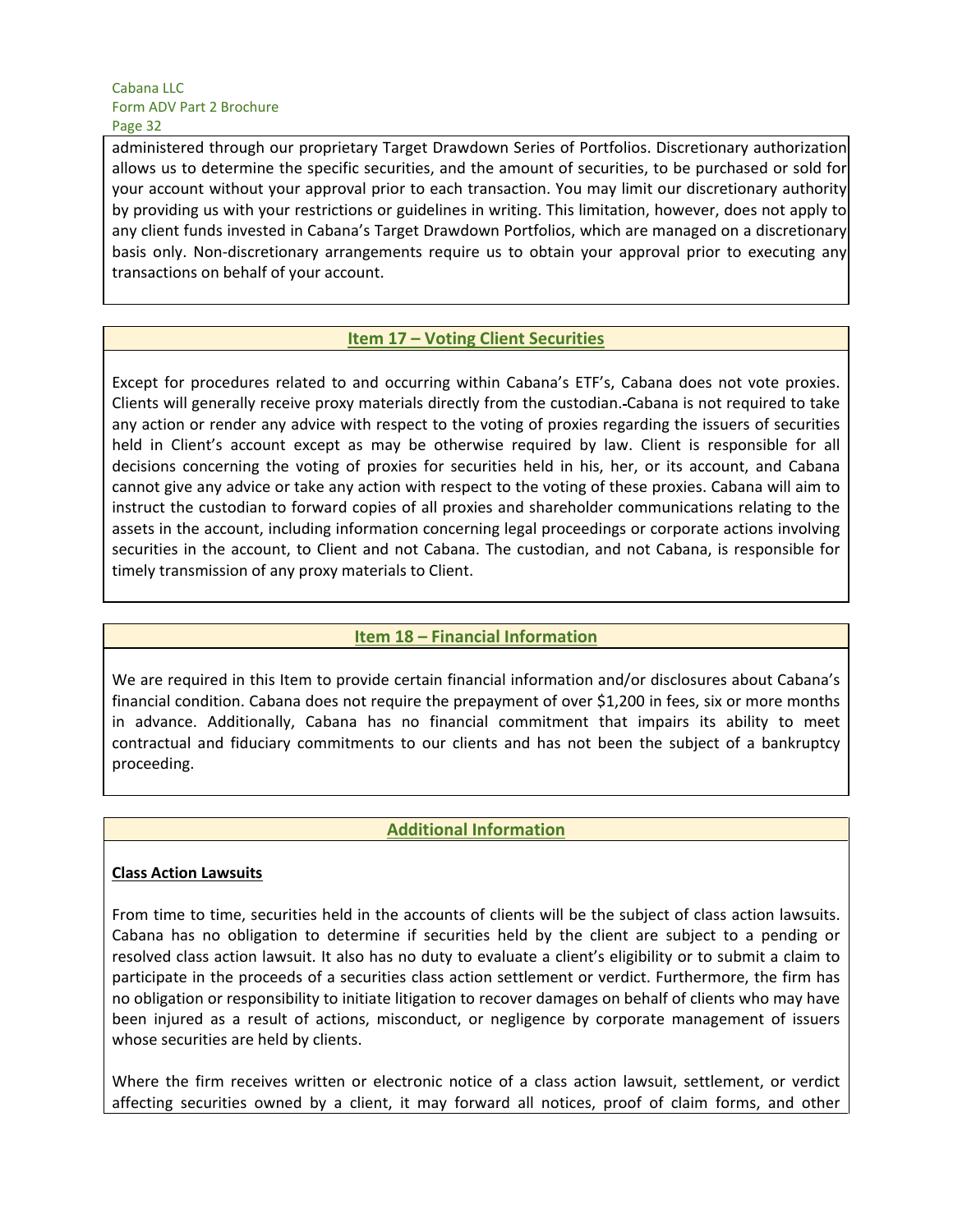administered through our proprietary Target Drawdown Series of Portfolios. Discretionary authorization allows us to determine the specific securities, and the amount of securities, to be purchased or sold for your account without your approval prior to each transaction. You may limit our discretionary authority by providing us with your restrictions or guidelines in writing. This limitation, however, does not apply to any client funds invested in Cabana's Target Drawdown Portfolios, which are managed on a discretionary basis only. Non-discretionary arrangements require us to obtain your approval prior to executing any transactions on behalf of your account.

## Item 17 – Voting Client Securities

Except for procedures related to and occurring within Cabana's ETF's, Cabana does not vote proxies. Clients will generally receive proxy materials directly from the custodian. Cabana is not required to take any action or render any advice with respect to the voting of proxies regarding the issuers of securities held in Client's account except as may be otherwise required by law. Client is responsible for all decisions concerning the voting of proxies for securities held in his, her, or its account, and Cabana cannot give any advice or take any action with respect to the voting of these proxies. Cabana will aim to instruct the custodian to forward copies of all proxies and shareholder communications relating to the assets in the account, including information concerning legal proceedings or corporate actions involving securities in the account, to Client and not Cabana. The custodian, and not Cabana, is responsible for timely transmission of any proxy materials to Client.

## Item 18 – Financial Information

We are required in this Item to provide certain financial information and/or disclosures about Cabana's financial condition. Cabana does not require the prepayment of over $1,200 in fees, six or more months in advance. Additionally, Cabana has no financial commitment that impairs its ability to meet contractual and fiduciary commitments to our clients and has not been the subject of a bankruptcy proceeding.

## Additional Information

**Class Action Lawsuits**

From time to time, securities held in the accounts of clients will be the subject of class action lawsuits. Cabana has no obligation to determine if securities held by the client are subject to a pending or resolved class action lawsuit. It also has no duty to evaluate a client's eligibility or to submit a claim to participate in the proceeds of a securities class action settlement or verdict. Furthermore, the firm has no obligation or responsibility to initiate litigation to recover damages on behalf of clients who may have been injured as a result of actions, misconduct, or negligence by corporate management of issuers whose securities are held by clients.

Where the firm receives written or electronic notice of a class action lawsuit, settlement, or verdict affecting securities owned by a client, it may forward all notices, proof of claim forms, and other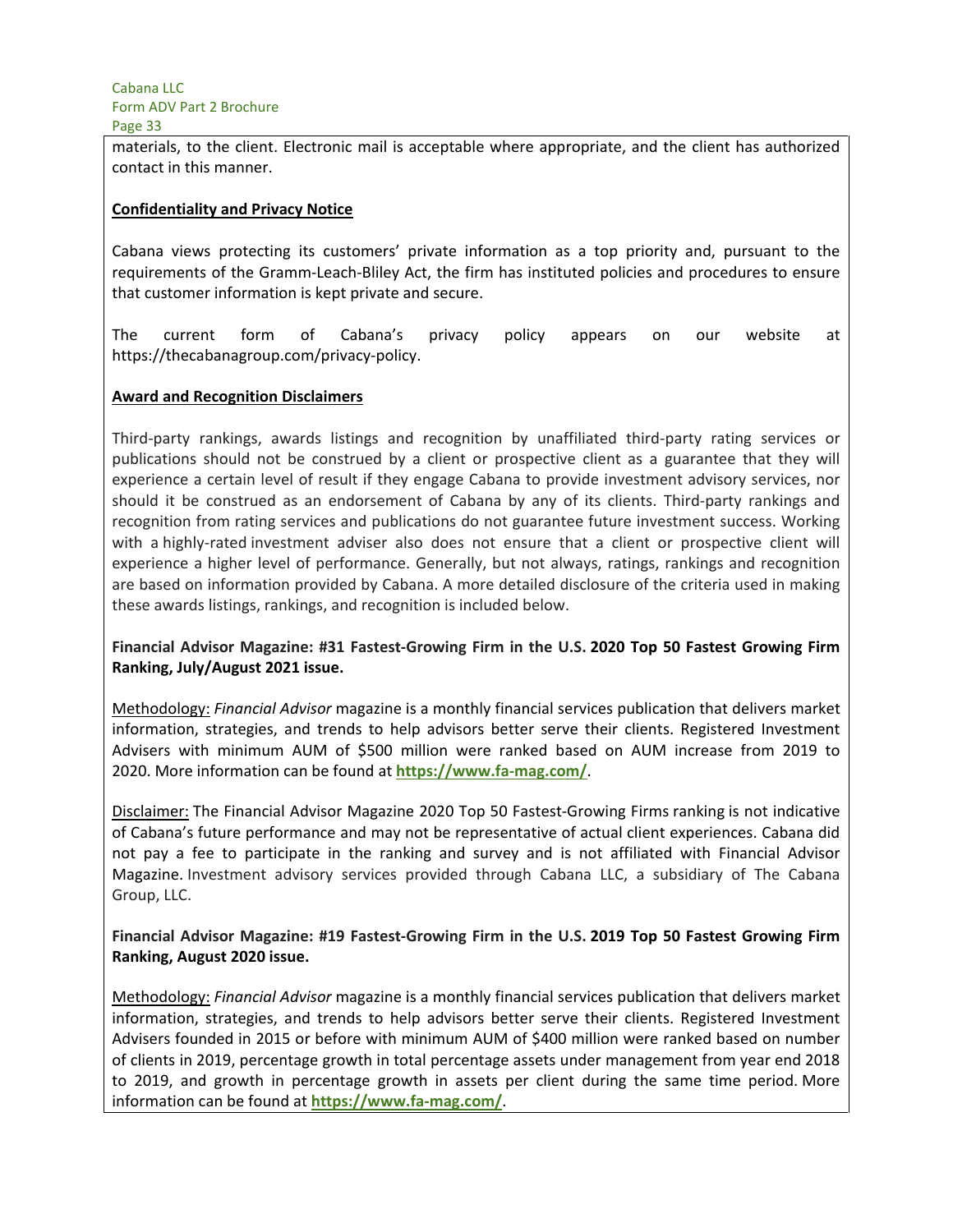materials, to the client. Electronic mail is acceptable where appropriate, and the client has authorized contact in this manner.

**Confidentiality and Privacy Notice**

Cabana views protecting its customers' private information as a top priority and, pursuant to the requirements of the Gramm-Leach-Bliley Act, the firm has instituted policies and procedures to ensure that customer information is kept private and secure.

The current form of Cabana's privacy policy appears on our website at https://thecabanagroup.com/privacy-policy.

**Award and Recognition Disclaimers**

Third-party rankings, awards listings and recognition by unaffiliated third-party rating services or publications should not be construed by a client or prospective client as a guarantee that they will experience a certain level of result if they engage Cabana to provide investment advisory services, nor should it be construed as an endorsement of Cabana by any of its clients. Third-party rankings and recognition from rating services and publications do not guarantee future investment success. Working with a highly-rated investment adviser also does not ensure that a client or prospective client will experience a higher level of performance. Generally, but not always, ratings, rankings and recognition are based on information provided by Cabana. A more detailed disclosure of the criteria used in making these awards listings, rankings, and recognition is included below.

**Financial Advisor Magazine: #31 Fastest-Growing Firm in the U.S. 2020 Top 50 Fastest Growing Firm Ranking, July/August 2021 issue.**

Methodology: *Financial Advisor* magazine is a monthly financial services publication that delivers market information, strategies, and trends to help advisors better serve their clients. Registered Investment Advisers with minimum AUM of $500 million were ranked based on AUM increase from 2019 to 2020. More information can be found at **https://www.fa-mag.com/**.

Disclaimer: The Financial Advisor Magazine 2020 Top 50 Fastest-Growing Firms ranking is not indicative of Cabana's future performance and may not be representative of actual client experiences. Cabana did not pay a fee to participate in the ranking and survey and is not affiliated with Financial Advisor Magazine. Investment advisory services provided through Cabana LLC, a subsidiary of The Cabana Group, LLC.

**Financial Advisor Magazine: #19 Fastest-Growing Firm in the U.S. 2019 Top 50 Fastest Growing Firm Ranking, August 2020 issue.**

Methodology: *Financial Advisor* magazine is a monthly financial services publication that delivers market information, strategies, and trends to help advisors better serve their clients. Registered Investment Advisers founded in 2015 or before with minimum AUM of $400 million were ranked based on number of clients in 2019, percentage growth in total percentage assets under management from year end 2018 to 2019, and growth in percentage growth in assets per client during the same time period. More information can be found at **https://www.fa-mag.com/**.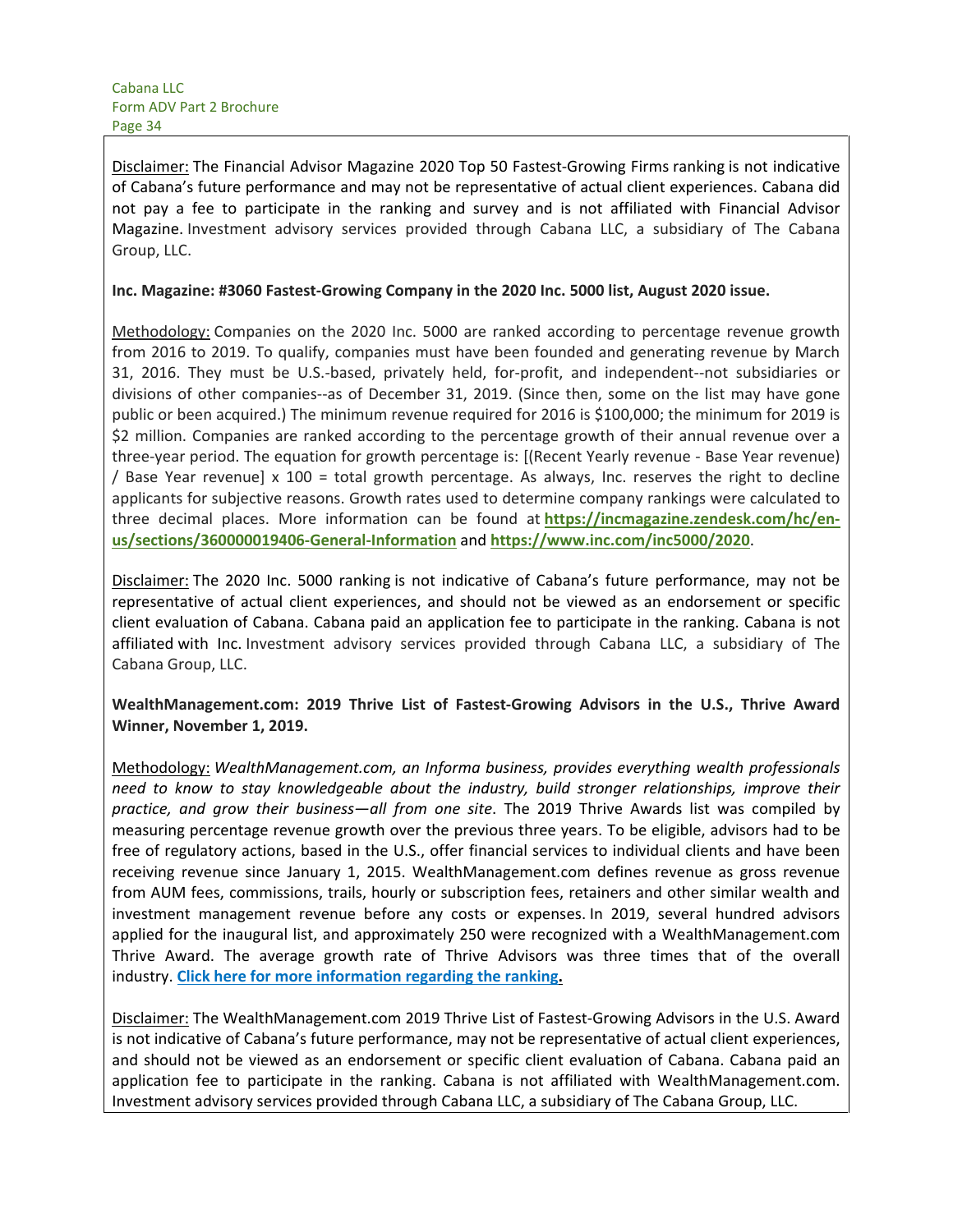Disclaimer: The Financial Advisor Magazine 2020 Top 50 Fastest-Growing Firms ranking is not indicative of Cabana's future performance and may not be representative of actual client experiences. Cabana did not pay a fee to participate in the ranking and survey and is not affiliated with Financial Advisor Magazine. Investment advisory services provided through Cabana LLC, a subsidiary of The Cabana Group, LLC.

**Inc. Magazine: #3060 Fastest-Growing Company in the 2020 Inc. 5000 list, August 2020 issue.**

Methodology: Companies on the 2020 Inc. 5000 are ranked according to percentage revenue growth from 2016 to 2019. To qualify, companies must have been founded and generating revenue by March 31, 2016. They must be U.S.-based, privately held, for-profit, and independent--not subsidiaries or divisions of other companies--as of December 31, 2019. (Since then, some on the list may have gone public or been acquired.) The minimum revenue required for 2016 is $100,000; the minimum for 2019 is $2 million. Companies are ranked according to the percentage growth of their annual revenue over a three-year period. The equation for growth percentage is: [(Recent Yearly revenue - Base Year revenue) / Base Year revenue] x 100 = total growth percentage. As always, Inc. reserves the right to decline applicants for subjective reasons. Growth rates used to determine company rankings were calculated to three decimal places. More information can be found at **https://incmagazine.zendesk.com/hc/en-us/sections/360000019406-General-Information** and **https://www.inc.com/inc5000/2020**.

Disclaimer: The 2020 Inc. 5000 ranking is not indicative of Cabana's future performance, may not be representative of actual client experiences, and should not be viewed as an endorsement or specific client evaluation of Cabana. Cabana paid an application fee to participate in the ranking. Cabana is not affiliated with Inc. Investment advisory services provided through Cabana LLC, a subsidiary of The Cabana Group, LLC.

**WealthManagement.com: 2019 Thrive List of Fastest-Growing Advisors in the U.S., Thrive Award Winner, November 1, 2019.**

Methodology: *WealthManagement.com, an Informa business, provides everything wealth professionals need to know to stay knowledgeable about the industry, build stronger relationships, improve their practice, and grow their business—all from one site*. The 2019 Thrive Awards list was compiled by measuring percentage revenue growth over the previous three years. To be eligible, advisors had to be free of regulatory actions, based in the U.S., offer financial services to individual clients and have been receiving revenue since January 1, 2015. WealthManagement.com defines revenue as gross revenue from AUM fees, commissions, trails, hourly or subscription fees, retainers and other similar wealth and investment management revenue before any costs or expenses. In 2019, several hundred advisors applied for the inaugural list, and approximately 250 were recognized with a WealthManagement.com Thrive Award. The average growth rate of Thrive Advisors was three times that of the overall industry. **Click here for more information regarding the ranking.**

Disclaimer: The WealthManagement.com 2019 Thrive List of Fastest-Growing Advisors in the U.S. Award is not indicative of Cabana's future performance, may not be representative of actual client experiences, and should not be viewed as an endorsement or specific client evaluation of Cabana. Cabana paid an application fee to participate in the ranking. Cabana is not affiliated with WealthManagement.com. Investment advisory services provided through Cabana LLC, a subsidiary of The Cabana Group, LLC.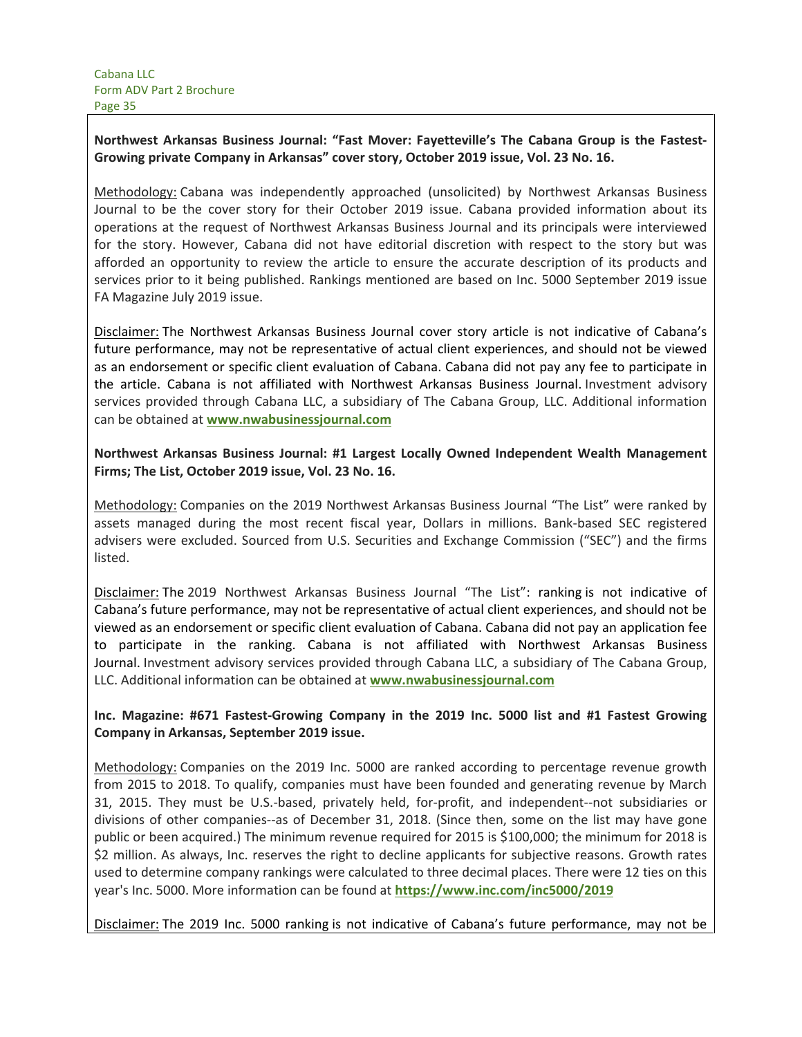**Northwest Arkansas Business Journal: "Fast Mover: Fayetteville's The Cabana Group is the Fastest-Growing private Company in Arkansas" cover story, October 2019 issue, Vol. 23 No. 16.**

Methodology: Cabana was independently approached (unsolicited) by Northwest Arkansas Business Journal to be the cover story for their October 2019 issue. Cabana provided information about its operations at the request of Northwest Arkansas Business Journal and its principals were interviewed for the story. However, Cabana did not have editorial discretion with respect to the story but was afforded an opportunity to review the article to ensure the accurate description of its products and services prior to it being published. Rankings mentioned are based on Inc. 5000 September 2019 issue FA Magazine July 2019 issue.

Disclaimer: The Northwest Arkansas Business Journal cover story article is not indicative of Cabana's future performance, may not be representative of actual client experiences, and should not be viewed as an endorsement or specific client evaluation of Cabana. Cabana did not pay any fee to participate in the article. Cabana is not affiliated with Northwest Arkansas Business Journal. Investment advisory services provided through Cabana LLC, a subsidiary of The Cabana Group, LLC. Additional information can be obtained at **www.nwabusinessjournal.com**

**Northwest Arkansas Business Journal: #1 Largest Locally Owned Independent Wealth Management Firms; The List, October 2019 issue, Vol. 23 No. 16.**

Methodology: Companies on the 2019 Northwest Arkansas Business Journal "The List" were ranked by assets managed during the most recent fiscal year, Dollars in millions. Bank-based SEC registered advisers were excluded. Sourced from U.S. Securities and Exchange Commission ("SEC") and the firms listed.

Disclaimer: The 2019 Northwest Arkansas Business Journal "The List": ranking is not indicative of Cabana's future performance, may not be representative of actual client experiences, and should not be viewed as an endorsement or specific client evaluation of Cabana. Cabana did not pay an application fee to participate in the ranking. Cabana is not affiliated with Northwest Arkansas Business Journal. Investment advisory services provided through Cabana LLC, a subsidiary of The Cabana Group, LLC. Additional information can be obtained at **www.nwabusinessjournal.com**

**Inc. Magazine: #671 Fastest-Growing Company in the 2019 Inc. 5000 list and #1 Fastest Growing Company in Arkansas, September 2019 issue.**

Methodology: Companies on the 2019 Inc. 5000 are ranked according to percentage revenue growth from 2015 to 2018. To qualify, companies must have been founded and generating revenue by March 31, 2015. They must be U.S.-based, privately held, for-profit, and independent--not subsidiaries or divisions of other companies--as of December 31, 2018. (Since then, some on the list may have gone public or been acquired.) The minimum revenue required for 2015 is $100,000; the minimum for 2018 is $2 million. As always, Inc. reserves the right to decline applicants for subjective reasons. Growth rates used to determine company rankings were calculated to three decimal places. There were 12 ties on this year's Inc. 5000. More information can be found at **https://www.inc.com/inc5000/2019**

Disclaimer: The 2019 Inc. 5000 ranking is not indicative of Cabana's future performance, may not be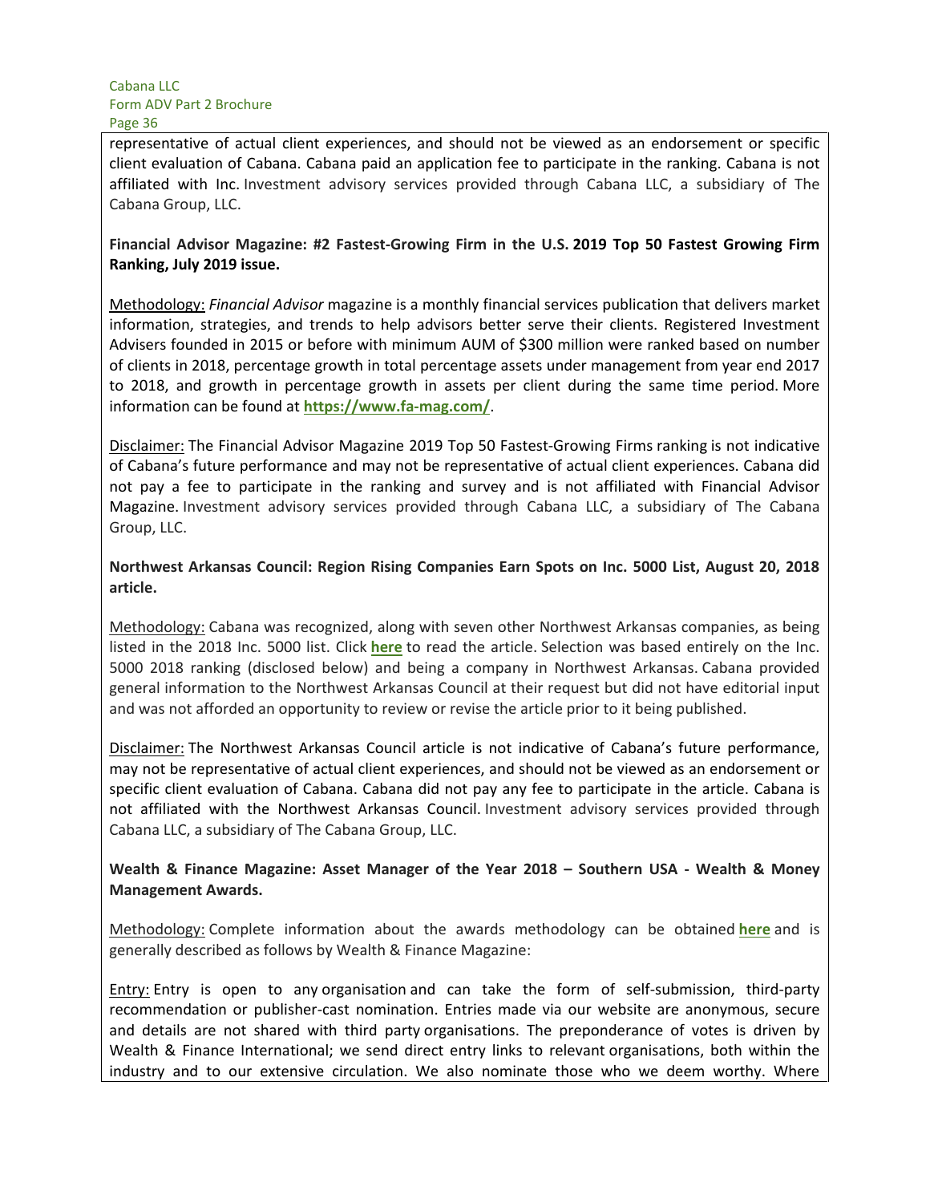representative of actual client experiences, and should not be viewed as an endorsement or specific client evaluation of Cabana. Cabana paid an application fee to participate in the ranking. Cabana is not affiliated with Inc. Investment advisory services provided through Cabana LLC, a subsidiary of The Cabana Group, LLC.

**Financial Advisor Magazine: #2 Fastest-Growing Firm in the U.S. 2019 Top 50 Fastest Growing Firm Ranking, July 2019 issue.**

Methodology: *Financial Advisor* magazine is a monthly financial services publication that delivers market information, strategies, and trends to help advisors better serve their clients. Registered Investment Advisers founded in 2015 or before with minimum AUM of $300 million were ranked based on number of clients in 2018, percentage growth in total percentage assets under management from year end 2017 to 2018, and growth in percentage growth in assets per client during the same time period. More information can be found at **https://www.fa-mag.com/**.

Disclaimer: The Financial Advisor Magazine 2019 Top 50 Fastest-Growing Firms ranking is not indicative of Cabana's future performance and may not be representative of actual client experiences. Cabana did not pay a fee to participate in the ranking and survey and is not affiliated with Financial Advisor Magazine. Investment advisory services provided through Cabana LLC, a subsidiary of The Cabana Group, LLC.

**Northwest Arkansas Council: Region Rising Companies Earn Spots on Inc. 5000 List, August 20, 2018 article.**

Methodology: Cabana was recognized, along with seven other Northwest Arkansas companies, as being listed in the 2018 Inc. 5000 list. Click **here** to read the article. Selection was based entirely on the Inc. 5000 2018 ranking (disclosed below) and being a company in Northwest Arkansas. Cabana provided general information to the Northwest Arkansas Council at their request but did not have editorial input and was not afforded an opportunity to review or revise the article prior to it being published.

Disclaimer: The Northwest Arkansas Council article is not indicative of Cabana's future performance, may not be representative of actual client experiences, and should not be viewed as an endorsement or specific client evaluation of Cabana. Cabana did not pay any fee to participate in the article. Cabana is not affiliated with the Northwest Arkansas Council. Investment advisory services provided through Cabana LLC, a subsidiary of The Cabana Group, LLC.

**Wealth & Finance Magazine: Asset Manager of the Year 2018 – Southern USA - Wealth & Money Management Awards.**

Methodology: Complete information about the awards methodology can be obtained **here** and is generally described as follows by Wealth & Finance Magazine:

Entry: Entry is open to any organisation and can take the form of self-submission, third-party recommendation or publisher-cast nomination. Entries made via our website are anonymous, secure and details are not shared with third party organisations. The preponderance of votes is driven by Wealth & Finance International; we send direct entry links to relevant organisations, both within the industry and to our extensive circulation. We also nominate those who we deem worthy. Where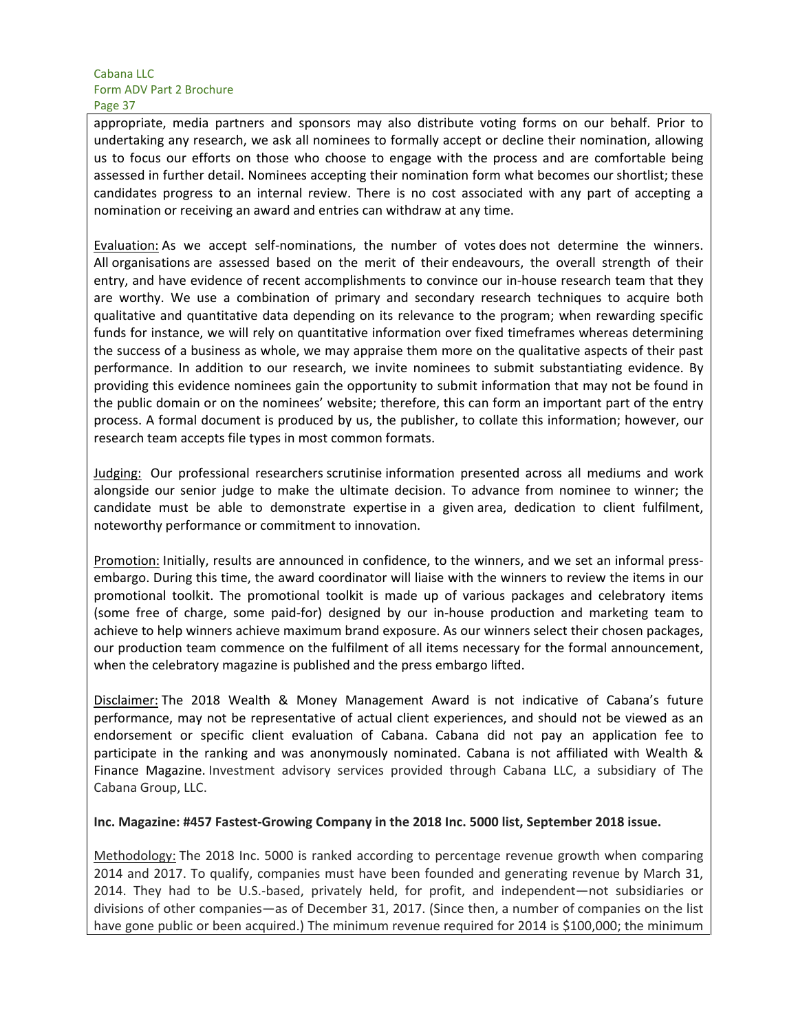appropriate, media partners and sponsors may also distribute voting forms on our behalf. Prior to undertaking any research, we ask all nominees to formally accept or decline their nomination, allowing us to focus our efforts on those who choose to engage with the process and are comfortable being assessed in further detail. Nominees accepting their nomination form what becomes our shortlist; these candidates progress to an internal review. There is no cost associated with any part of accepting a nomination or receiving an award and entries can withdraw at any time.

Evaluation: As we accept self-nominations, the number of votes does not determine the winners. All organisations are assessed based on the merit of their endeavours, the overall strength of their entry, and have evidence of recent accomplishments to convince our in-house research team that they are worthy. We use a combination of primary and secondary research techniques to acquire both qualitative and quantitative data depending on its relevance to the program; when rewarding specific funds for instance, we will rely on quantitative information over fixed timeframes whereas determining the success of a business as whole, we may appraise them more on the qualitative aspects of their past performance. In addition to our research, we invite nominees to submit substantiating evidence. By providing this evidence nominees gain the opportunity to submit information that may not be found in the public domain or on the nominees' website; therefore, this can form an important part of the entry process. A formal document is produced by us, the publisher, to collate this information; however, our research team accepts file types in most common formats.

Judging: Our professional researchers scrutinise information presented across all mediums and work alongside our senior judge to make the ultimate decision. To advance from nominee to winner; the candidate must be able to demonstrate expertise in a given area, dedication to client fulfilment, noteworthy performance or commitment to innovation.

Promotion: Initially, results are announced in confidence, to the winners, and we set an informal press-embargo. During this time, the award coordinator will liaise with the winners to review the items in our promotional toolkit. The promotional toolkit is made up of various packages and celebratory items (some free of charge, some paid-for) designed by our in-house production and marketing team to achieve to help winners achieve maximum brand exposure. As our winners select their chosen packages, our production team commence on the fulfilment of all items necessary for the formal announcement, when the celebratory magazine is published and the press embargo lifted.

Disclaimer: The 2018 Wealth & Money Management Award is not indicative of Cabana's future performance, may not be representative of actual client experiences, and should not be viewed as an endorsement or specific client evaluation of Cabana. Cabana did not pay an application fee to participate in the ranking and was anonymously nominated. Cabana is not affiliated with Wealth & Finance Magazine. Investment advisory services provided through Cabana LLC, a subsidiary of The Cabana Group, LLC.

**Inc. Magazine: #457 Fastest-Growing Company in the 2018 Inc. 5000 list, September 2018 issue.**

Methodology: The 2018 Inc. 5000 is ranked according to percentage revenue growth when comparing 2014 and 2017. To qualify, companies must have been founded and generating revenue by March 31, 2014. They had to be U.S.-based, privately held, for profit, and independent—not subsidiaries or divisions of other companies—as of December 31, 2017. (Since then, a number of companies on the list have gone public or been acquired.) The minimum revenue required for 2014 is $100,000; the minimum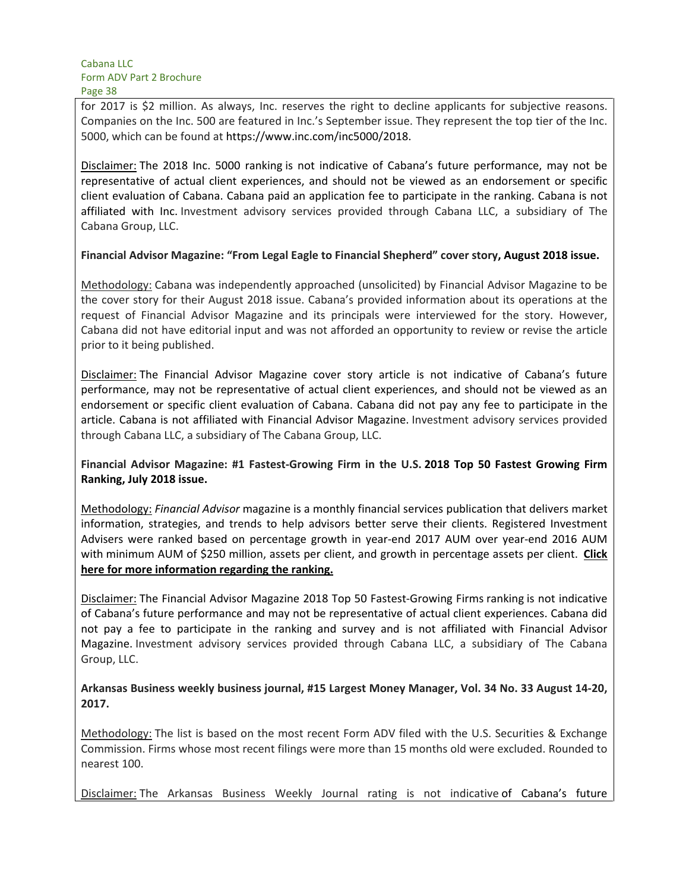for 2017 is $2 million. As always, Inc. reserves the right to decline applicants for subjective reasons. Companies on the Inc. 500 are featured in Inc.'s September issue. They represent the top tier of the Inc. 5000, which can be found at https://www.inc.com/inc5000/2018.

Disclaimer: The 2018 Inc. 5000 ranking is not indicative of Cabana's future performance, may not be representative of actual client experiences, and should not be viewed as an endorsement or specific client evaluation of Cabana. Cabana paid an application fee to participate in the ranking. Cabana is not affiliated with Inc. Investment advisory services provided through Cabana LLC, a subsidiary of The Cabana Group, LLC.

**Financial Advisor Magazine: "From Legal Eagle to Financial Shepherd" cover story, August 2018 issue.**

Methodology: Cabana was independently approached (unsolicited) by Financial Advisor Magazine to be the cover story for their August 2018 issue. Cabana's provided information about its operations at the request of Financial Advisor Magazine and its principals were interviewed for the story. However, Cabana did not have editorial input and was not afforded an opportunity to review or revise the article prior to it being published.

Disclaimer: The Financial Advisor Magazine cover story article is not indicative of Cabana's future performance, may not be representative of actual client experiences, and should not be viewed as an endorsement or specific client evaluation of Cabana. Cabana did not pay any fee to participate in the article. Cabana is not affiliated with Financial Advisor Magazine. Investment advisory services provided through Cabana LLC, a subsidiary of The Cabana Group, LLC.

**Financial Advisor Magazine: #1 Fastest-Growing Firm in the U.S. 2018 Top 50 Fastest Growing Firm Ranking, July 2018 issue.**

Methodology: *Financial Advisor* magazine is a monthly financial services publication that delivers market information, strategies, and trends to help advisors better serve their clients. Registered Investment Advisers were ranked based on percentage growth in year-end 2017 AUM over year-end 2016 AUM with minimum AUM of $250 million, assets per client, and growth in percentage assets per client. **Click here for more information regarding the ranking.**

Disclaimer: The Financial Advisor Magazine 2018 Top 50 Fastest-Growing Firms ranking is not indicative of Cabana's future performance and may not be representative of actual client experiences. Cabana did not pay a fee to participate in the ranking and survey and is not affiliated with Financial Advisor Magazine. Investment advisory services provided through Cabana LLC, a subsidiary of The Cabana Group, LLC.

**Arkansas Business weekly business journal, #15 Largest Money Manager, Vol. 34 No. 33 August 14-20, 2017.**

Methodology: The list is based on the most recent Form ADV filed with the U.S. Securities & Exchange Commission. Firms whose most recent filings were more than 15 months old were excluded. Rounded to nearest 100.

Disclaimer: The Arkansas Business Weekly Journal rating is not indicative of Cabana's future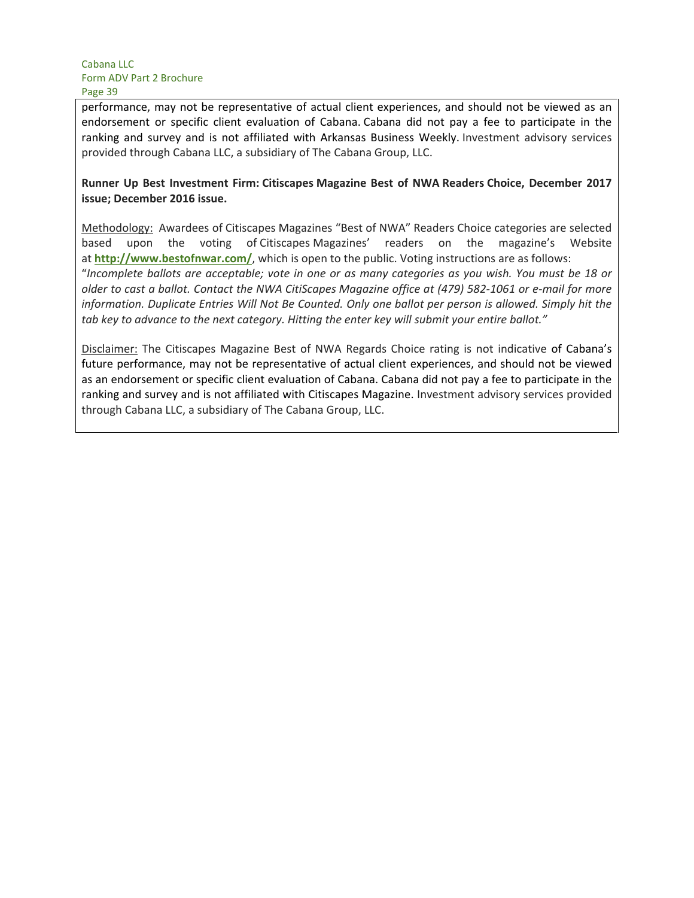performance, may not be representative of actual client experiences, and should not be viewed as an endorsement or specific client evaluation of Cabana. Cabana did not pay a fee to participate in the ranking and survey and is not affiliated with Arkansas Business Weekly. Investment advisory services provided through Cabana LLC, a subsidiary of The Cabana Group, LLC.

**Runner Up Best Investment Firm: Citiscapes Magazine Best of NWA Readers Choice, December 2017 issue; December 2016 issue.**

Methodology: Awardees of Citiscapes Magazines "Best of NWA" Readers Choice categories are selected based upon the voting of Citiscapes Magazines' readers on the magazine's Website at **http://www.bestofnwar.com/**, which is open to the public. Voting instructions are as follows: "*Incomplete ballots are acceptable; vote in one or as many categories as you wish. You must be 18 or older to cast a ballot. Contact the NWA CitiScapes Magazine office at (479) 582-1061 or e-mail for more information. Duplicate Entries Will Not Be Counted. Only one ballot per person is allowed. Simply hit the tab key to advance to the next category. Hitting the enter key will submit your entire ballot.*"

Disclaimer: The Citiscapes Magazine Best of NWA Regards Choice rating is not indicative of Cabana's future performance, may not be representative of actual client experiences, and should not be viewed as an endorsement or specific client evaluation of Cabana. Cabana did not pay a fee to participate in the ranking and survey and is not affiliated with Citiscapes Magazine. Investment advisory services provided through Cabana LLC, a subsidiary of The Cabana Group, LLC.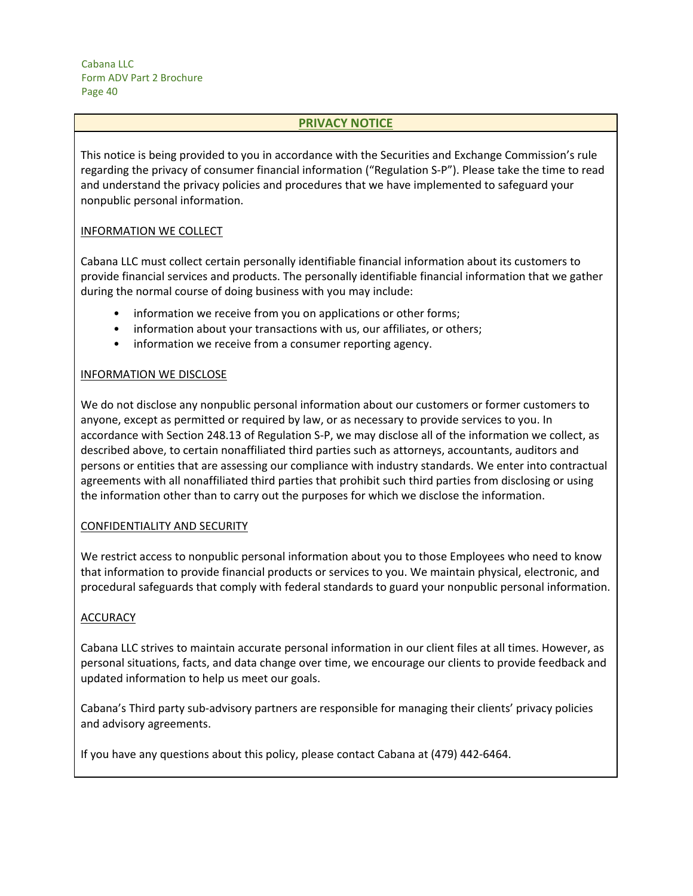## PRIVACY NOTICE

This notice is being provided to you in accordance with the Securities and Exchange Commission's rule regarding the privacy of consumer financial information ("Regulation S-P"). Please take the time to read and understand the privacy policies and procedures that we have implemented to safeguard your nonpublic personal information.

### INFORMATION WE COLLECT

Cabana LLC must collect certain personally identifiable financial information about its customers to provide financial services and products. The personally identifiable financial information that we gather during the normal course of doing business with you may include:

- information we receive from you on applications or other forms;
- information about your transactions with us, our affiliates, or others;
- information we receive from a consumer reporting agency.

### INFORMATION WE DISCLOSE

We do not disclose any nonpublic personal information about our customers or former customers to anyone, except as permitted or required by law, or as necessary to provide services to you. In accordance with Section 248.13 of Regulation S-P, we may disclose all of the information we collect, as described above, to certain nonaffiliated third parties such as attorneys, accountants, auditors and persons or entities that are assessing our compliance with industry standards. We enter into contractual agreements with all nonaffiliated third parties that prohibit such third parties from disclosing or using the information other than to carry out the purposes for which we disclose the information.

### CONFIDENTIALITY AND SECURITY

We restrict access to nonpublic personal information about you to those Employees who need to know that information to provide financial products or services to you. We maintain physical, electronic, and procedural safeguards that comply with federal standards to guard your nonpublic personal information.

### ACCURACY

Cabana LLC strives to maintain accurate personal information in our client files at all times. However, as personal situations, facts, and data change over time, we encourage our clients to provide feedback and updated information to help us meet our goals.

Cabana's Third party sub-advisory partners are responsible for managing their clients' privacy policies and advisory agreements.

If you have any questions about this policy, please contact Cabana at (479) 442-6464.